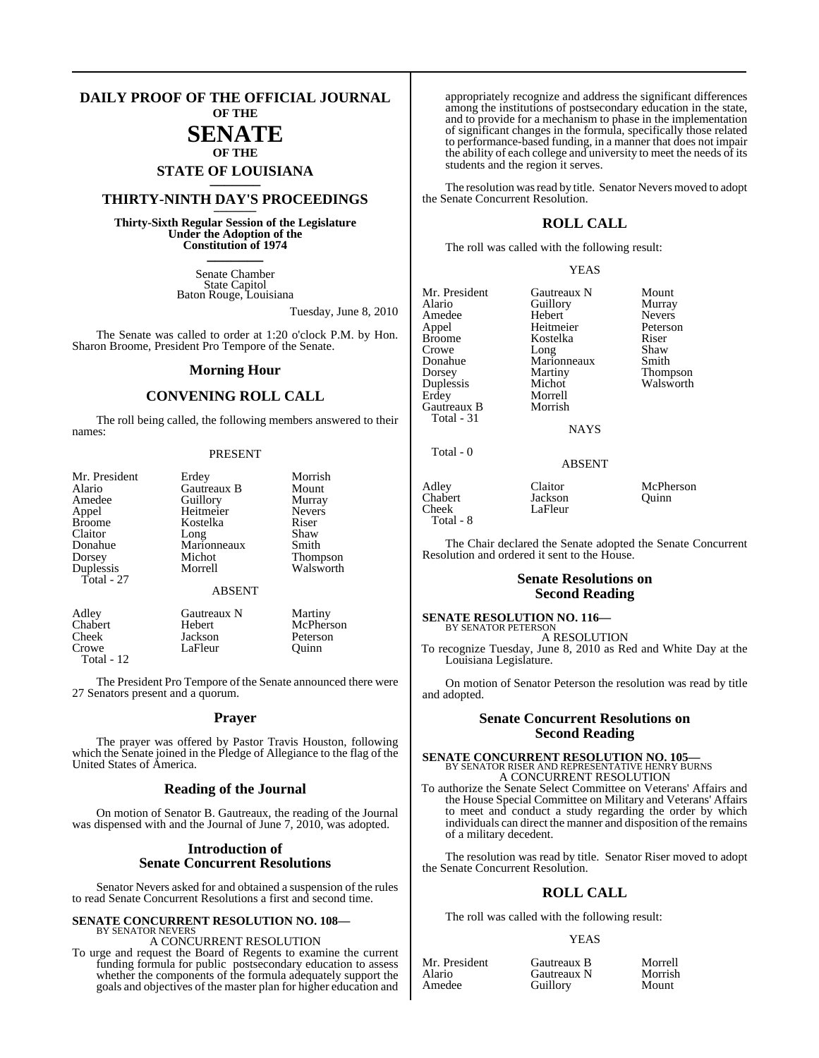# DAILY PROOF OF THE OFFICIAL JOURNAL OF THE SENATE OF THE STATE OF LOUISIANA

## THIRTY-NINTH DAY'S PROCEEDINGS

**Thirty-Sixth Regular Session of the Legislature Under the Adoption of the Constitution of 1974**

Senate Chamber
State Capitol
Baton Rouge, Louisiana

Tuesday, June 8, 2010

The Senate was called to order at 1:20 o'clock P.M. by Hon. Sharon Broome, President Pro Tempore of the Senate.

## Morning Hour

## CONVENING ROLL CALL

The roll being called, the following members answered to their names:

PRESENT

| | | |
|---|---|---|
| Mr. President | Erdey | Morrish |
| Alario | Gautreaux B | Mount |
| Amedee | Guillory | Murray |
| Appel | Heitmeier | Nevers |
| Broome | Kostelka | Riser |
| Claitor | Long | Shaw |
| Donahue | Marionneaux | Smith |
| Dorsey | Michot | Thompson |
| Duplessis | Morrell | Walsworth |
| Total - 27 | | |

ABSENT

| | | |
|---|---|---|
| Adley | Gautreaux N | Martiny |
| Chabert | Hebert | McPherson |
| Cheek | Jackson | Peterson |
| Crowe | LaFleur | Quinn |
| Total - 12 | | |

The President Pro Tempore of the Senate announced there were 27 Senators present and a quorum.

## Prayer

The prayer was offered by Pastor Travis Houston, following which the Senate joined in the Pledge of Allegiance to the flag of the United States of America.

## Reading of the Journal

On motion of Senator B. Gautreaux, the reading of the Journal was dispensed with and the Journal of June 7, 2010, was adopted.

## Introduction of Senate Concurrent Resolutions

Senator Nevers asked for and obtained a suspension of the rules to read Senate Concurrent Resolutions a first and second time.

**SENATE CONCURRENT RESOLUTION NO. 108—**
BY SENATOR NEVERS
A CONCURRENT RESOLUTION

To urge and request the Board of Regents to examine the current funding formula for public postsecondary education to assess whether the components of the formula adequately support the goals and objectives of the master plan for higher education and appropriately recognize and address the significant differences among the institutions of postsecondary education in the state, and to provide for a mechanism to phase in the implementation of significant changes in the formula, specifically those related to performance-based funding, in a manner that does not impair the ability of each college and university to meet the needs of its students and the region it serves.

The resolution was read by title. Senator Nevers moved to adopt the Senate Concurrent Resolution.

## ROLL CALL

The roll was called with the following result:

YEAS

| | | |
|---|---|---|
| Mr. President | Gautreaux N | Mount |
| Alario | Guillory | Murray |
| Amedee | Hebert | Nevers |
| Appel | Heitmeier | Peterson |
| Broome | Kostelka | Riser |
| Crowe | Long | Shaw |
| Donahue | Marionneaux | Smith |
| Dorsey | Martiny | Thompson |
| Duplessis | Michot | Walsworth |
| Erdey | Morrell | |
| Gautreaux B | Morrish | |
| Total - 31 | | |

NAYS

Total - 0

ABSENT

| | | |
|---|---|---|
| Adley | Claitor | McPherson |
| Chabert | Jackson | Quinn |
| Cheek | LaFleur | |
| Total - 8 | | |

The Chair declared the Senate adopted the Senate Concurrent Resolution and ordered it sent to the House.

## Senate Resolutions on Second Reading

**SENATE RESOLUTION NO. 116—**
BY SENATOR PETERSON
A RESOLUTION

To recognize Tuesday, June 8, 2010 as Red and White Day at the Louisiana Legislature.

On motion of Senator Peterson the resolution was read by title and adopted.

## Senate Concurrent Resolutions on Second Reading

**SENATE CONCURRENT RESOLUTION NO. 105—**
BY SENATOR RISER AND REPRESENTATIVE HENRY BURNS
A CONCURRENT RESOLUTION

To authorize the Senate Select Committee on Veterans' Affairs and the House Special Committee on Military and Veterans' Affairs to meet and conduct a study regarding the order by which individuals can direct the manner and disposition of the remains of a military decedent.

The resolution was read by title. Senator Riser moved to adopt the Senate Concurrent Resolution.

## ROLL CALL

The roll was called with the following result:

YEAS

| | | |
|---|---|---|
| Mr. President | Gautreaux B | Morrell |
| Alario | Gautreaux N | Morrish |
| Amedee | Guillory | Mount |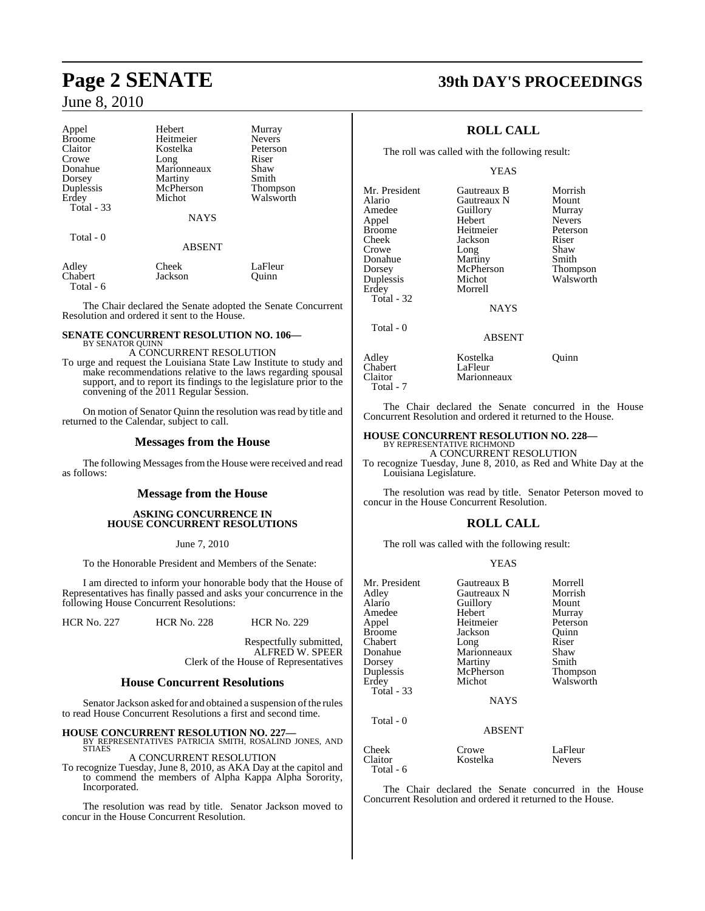| | | |
|---|---|---|
| Appel | Hebert | Murray |
| Broome | Heitmeier | Nevers |
| Claitor | Kostelka | Peterson |
| Crowe | Long | Riser |
| Donahue | Marionneaux | Shaw |
| Dorsey | Martiny | Smith |
| Duplessis | McPherson | Thompson |
| Erdey | Michot | Walsworth |
| Total - 33 | | |

NAYS

Total - 0

ABSENT

| | | |
|---|---|---|
| Adley | Cheek | LaFleur |
| Chabert | Jackson | Quinn |
| Total - 6 | | |

The Chair declared the Senate adopted the Senate Concurrent Resolution and ordered it sent to the House.

**SENATE CONCURRENT RESOLUTION NO. 106—**
BY SENATOR QUINN
A CONCURRENT RESOLUTION

To urge and request the Louisiana State Law Institute to study and make recommendations relative to the laws regarding spousal support, and to report its findings to the legislature prior to the convening of the 2011 Regular Session.

On motion of Senator Quinn the resolution was read by title and returned to the Calendar, subject to call.

## Messages from the House

The following Messages from the House were received and read as follows:

## Message from the House

**ASKING CONCURRENCE IN HOUSE CONCURRENT RESOLUTIONS**

June 7, 2010

To the Honorable President and Members of the Senate:

I am directed to inform your honorable body that the House of Representatives has finally passed and asks your concurrence in the following House Concurrent Resolutions:

HCR No. 227 HCR No. 228 HCR No. 229

Respectfully submitted,
ALFRED W. SPEER
Clerk of the House of Representatives

## House Concurrent Resolutions

Senator Jackson asked for and obtained a suspension of the rules to read House Concurrent Resolutions a first and second time.

**HOUSE CONCURRENT RESOLUTION NO. 227—**
BY REPRESENTATIVES PATRICIA SMITH, ROSALIND JONES, AND STIAES
A CONCURRENT RESOLUTION

To recognize Tuesday, June 8, 2010, as AKA Day at the capitol and to commend the members of Alpha Kappa Alpha Sorority, Incorporated.

The resolution was read by title. Senator Jackson moved to concur in the House Concurrent Resolution.

## ROLL CALL

The roll was called with the following result:

YEAS

| | | |
|---|---|---|
| Mr. President | Gautreaux B | Morrish |
| Alario | Gautreaux N | Mount |
| Amedee | Guillory | Murray |
| Appel | Hebert | Nevers |
| Broome | Heitmeier | Peterson |
| Cheek | Jackson | Riser |
| Crowe | Long | Shaw |
| Donahue | Martiny | Smith |
| Dorsey | McPherson | Thompson |
| Duplessis | Michot | Walsworth |
| Erdey | Morrell | |
| Total - 32 | | |

NAYS

Total - 0

ABSENT

| | | |
|---|---|---|
| Adley | Kostelka | Quinn |
| Chabert | LaFleur | |
| Claitor | Marionneaux | |
| Total - 7 | | |

The Chair declared the Senate concurred in the House Concurrent Resolution and ordered it returned to the House.

**HOUSE CONCURRENT RESOLUTION NO. 228—**
BY REPRESENTATIVE RICHMOND
A CONCURRENT RESOLUTION

To recognize Tuesday, June 8, 2010, as Red and White Day at the Louisiana Legislature.

The resolution was read by title. Senator Peterson moved to concur in the House Concurrent Resolution.

## ROLL CALL

The roll was called with the following result:

YEAS

| | | |
|---|---|---|
| Mr. President | Gautreaux B | Morrell |
| Adley | Gautreaux N | Morrish |
| Alario | Guillory | Mount |
| Amedee | Hebert | Murray |
| Appel | Heitmeier | Peterson |
| Broome | Jackson | Quinn |
| Chabert | Long | Riser |
| Donahue | Marionneaux | Shaw |
| Dorsey | Martiny | Smith |
| Duplessis | McPherson | Thompson |
| Erdey | Michot | Walsworth |
| Total - 33 | | |

NAYS

Total - 0

ABSENT

| | | |
|---|---|---|
| Cheek | Crowe | LaFleur |
| Claitor | Kostelka | Nevers |
| Total - 6 | | |

The Chair declared the Senate concurred in the House Concurrent Resolution and ordered it returned to the House.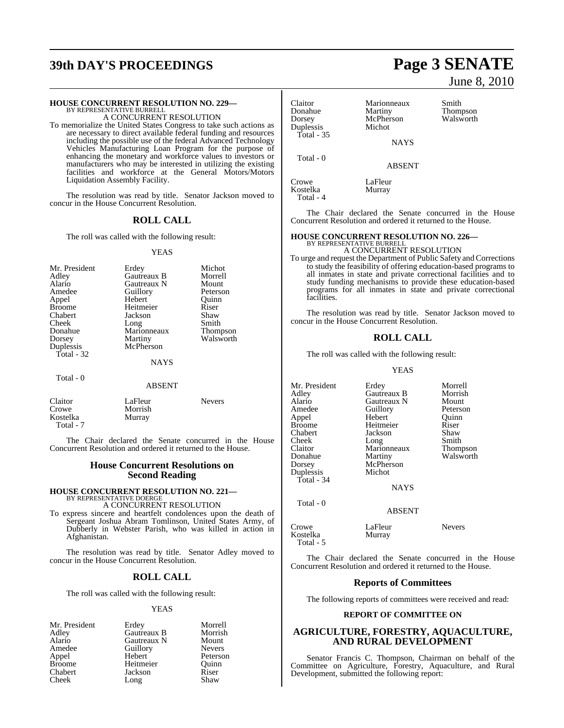**HOUSE CONCURRENT RESOLUTION NO. 229—**
BY REPRESENTATIVE BURRELL
A CONCURRENT RESOLUTION

To memorialize the United States Congress to take such actions as are necessary to direct available federal funding and resources including the possible use of the federal Advanced Technology Vehicles Manufacturing Loan Program for the purpose of enhancing the monetary and workforce values to investors or manufacturers who may be interested in utilizing the existing facilities and workforce at the General Motors/Motors Liquidation Assembly Facility.

The resolution was read by title. Senator Jackson moved to concur in the House Concurrent Resolution.

## ROLL CALL

The roll was called with the following result:

YEAS

| | | |
|---|---|---|
| Mr. President | Erdey | Michot |
| Adley | Gautreaux B | Morrell |
| Alario | Gautreaux N | Mount |
| Amedee | Guillory | Peterson |
| Appel | Hebert | Quinn |
| Broome | Heitmeier | Riser |
| Chabert | Jackson | Shaw |
| Cheek | Long | Smith |
| Donahue | Marionneaux | Thompson |
| Dorsey | Martiny | Walsworth |
| Duplessis | McPherson | |

Total - 32

NAYS

Total - 0

ABSENT

| | | |
|---|---|---|
| Claitor | LaFleur | Nevers |
| Crowe | Morrish | |
| Kostelka | Murray | |

Total - 7

The Chair declared the Senate concurred in the House Concurrent Resolution and ordered it returned to the House.

## House Concurrent Resolutions on Second Reading

**HOUSE CONCURRENT RESOLUTION NO. 221—**
BY REPRESENTATIVE DOERGE
A CONCURRENT RESOLUTION

To express sincere and heartfelt condolences upon the death of Sergeant Joshua Abram Tomlinson, United States Army, of Dubberly in Webster Parish, who was killed in action in Afghanistan.

The resolution was read by title. Senator Adley moved to concur in the House Concurrent Resolution.

## ROLL CALL

The roll was called with the following result:

YEAS

| | | |
|---|---|---|
| Mr. President | Erdey | Morrell |
| Adley | Gautreaux B | Morrish |
| Alario | Gautreaux N | Mount |
| Amedee | Guillory | Nevers |
| Appel | Hebert | Peterson |
| Broome | Heitmeier | Quinn |
| Chabert | Jackson | Riser |
| Cheek | Long | Shaw |
| Claitor | Marionneaux | Smith |
| Donahue | Martiny | Thompson |
| Dorsey | McPherson | Walsworth |
| Duplessis | Michot | |

Total - 35

NAYS

Total - 0

ABSENT

| | |
|---|---|
| Crowe | LaFleur |
| Kostelka | Murray |

Total - 4

The Chair declared the Senate concurred in the House Concurrent Resolution and ordered it returned to the House.

**HOUSE CONCURRENT RESOLUTION NO. 226—**
BY REPRESENTATIVE BURRELL
A CONCURRENT RESOLUTION

To urge and request the Department of Public Safety and Corrections to study the feasibility of offering education-based programs to all inmates in state and private correctional facilities and to study funding mechanisms to provide these education-based programs for all inmates in state and private correctional facilities.

The resolution was read by title. Senator Jackson moved to concur in the House Concurrent Resolution.

## ROLL CALL

The roll was called with the following result:

YEAS

| | | |
|---|---|---|
| Mr. President | Erdey | Morrell |
| Adley | Gautreaux B | Morrish |
| Alario | Gautreaux N | Mount |
| Amedee | Guillory | Peterson |
| Appel | Hebert | Quinn |
| Broome | Heitmeier | Riser |
| Chabert | Jackson | Shaw |
| Cheek | Long | Smith |
| Claitor | Marionneaux | Thompson |
| Donahue | Martiny | Walsworth |
| Dorsey | McPherson | |
| Duplessis | Michot | |

Total - 34

NAYS

Total - 0

ABSENT

| | | |
|---|---|---|
| Crowe | LaFleur | Nevers |
| Kostelka | Murray | |

Total - 5

The Chair declared the Senate concurred in the House Concurrent Resolution and ordered it returned to the House.

## Reports of Committees

The following reports of committees were received and read:

### REPORT OF COMMITTEE ON

## AGRICULTURE, FORESTRY, AQUACULTURE, AND RURAL DEVELOPMENT

Senator Francis C. Thompson, Chairman on behalf of the Committee on Agriculture, Forestry, Aquaculture, and Rural Development, submitted the following report: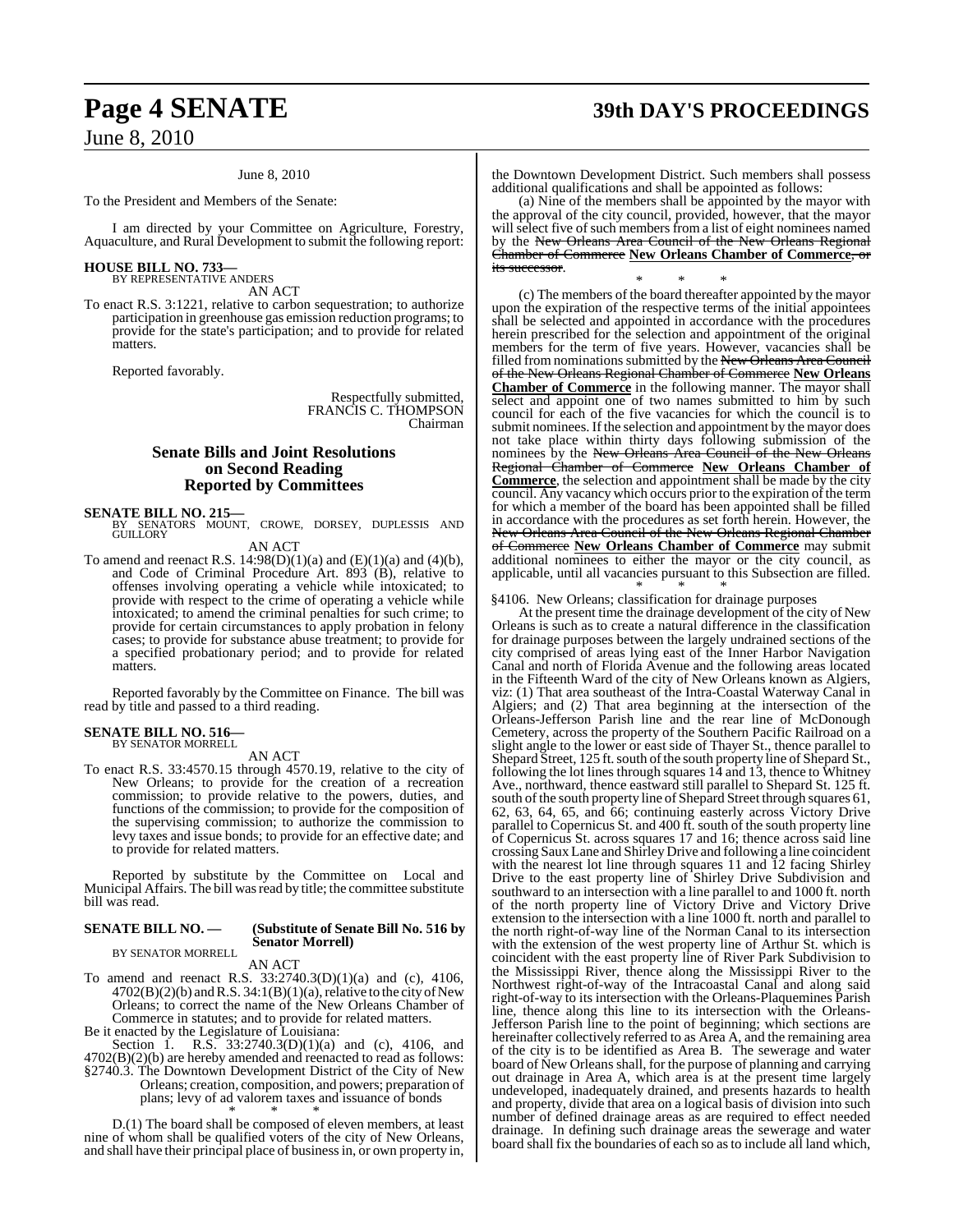June 8, 2010

To the President and Members of the Senate:

I am directed by your Committee on Agriculture, Forestry, Aquaculture, and Rural Development to submit the following report:

**HOUSE BILL NO. 733—**
BY REPRESENTATIVE ANDERS
AN ACT

To enact R.S. 3:1221, relative to carbon sequestration; to authorize participation in greenhouse gas emission reduction programs; to provide for the state's participation; and to provide for related matters.

Reported favorably.

Respectfully submitted,
FRANCIS C. THOMPSON
Chairman

## Senate Bills and Joint Resolutions on Second Reading Reported by Committees

**SENATE BILL NO. 215—**
BY SENATORS MOUNT, CROWE, DORSEY, DUPLESSIS AND GUILLORY
AN ACT

To amend and reenact R.S. 14:98(D)(1)(a) and (E)(1)(a) and (4)(b), and Code of Criminal Procedure Art. 893 (B), relative to offenses involving operating a vehicle while intoxicated; to provide with respect to the crime of operating a vehicle while intoxicated; to amend the criminal penalties for such crime; to provide for certain circumstances to apply probation in felony cases; to provide for substance abuse treatment; to provide for a specified probationary period; and to provide for related matters.

Reported favorably by the Committee on Finance. The bill was read by title and passed to a third reading.

**SENATE BILL NO. 516—**
BY SENATOR MORRELL
AN ACT

To enact R.S. 33:4570.15 through 4570.19, relative to the city of New Orleans; to provide for the creation of a recreation commission; to provide relative to the powers, duties, and functions of the commission; to provide for the composition of the supervising commission; to authorize the commission to levy taxes and issue bonds; to provide for an effective date; and to provide for related matters.

Reported by substitute by the Committee on Local and Municipal Affairs. The bill was read by title; the committee substitute bill was read.

**SENATE BILL NO. — (Substitute of Senate Bill No. 516 by Senator Morrell)**
BY SENATOR MORRELL
AN ACT

To amend and reenact R.S. 33:2740.3(D)(1)(a) and (c), 4106, 4702(B)(2)(b) and R.S. 34:1(B)(1)(a), relative to the city of New Orleans; to correct the name of the New Orleans Chamber of Commerce in statutes; and to provide for related matters.

Be it enacted by the Legislature of Louisiana:

Section 1. R.S. 33:2740.3(D)(1)(a) and (c), 4106, and 4702(B)(2)(b) are hereby amended and reenacted to read as follows:

§2740.3. The Downtown Development District of the City of New Orleans; creation, composition, and powers; preparation of plans; levy of ad valorem taxes and issuance of bonds

\* \* \*

D.(1) The board shall be composed of eleven members, at least nine of whom shall be qualified voters of the city of New Orleans, and shall have their principal place of business in, or own property in, the Downtown Development District. Such members shall possess additional qualifications and shall be appointed as follows:

(a) Nine of the members shall be appointed by the mayor with the approval of the city council, provided, however, that the mayor will select five of such members from a list of eight nominees named by the ~~New Orleans Area Council of the New Orleans Regional Chamber of Commerce~~ **New Orleans Chamber of Commerce**~~, or its successor~~.

\* \* \*

(c) The members of the board thereafter appointed by the mayor upon the expiration of the respective terms of the initial appointees shall be selected and appointed in accordance with the procedures herein prescribed for the selection and appointment of the original members for the term of five years. However, vacancies shall be filled from nominations submitted by the ~~New Orleans Area Council of the New Orleans Regional Chamber of Commerce~~ **New Orleans Chamber of Commerce** in the following manner. The mayor shall select and appoint one of two names submitted to him by such council for each of the five vacancies for which the council is to submit nominees. If the selection and appointment by the mayor does not take place within thirty days following submission of the nominees by the ~~New Orleans Area Council of the New Orleans Regional Chamber of Commerce~~ **New Orleans Chamber of Commerce**, the selection and appointment shall be made by the city council. Any vacancy which occurs prior to the expiration of the term for which a member of the board has been appointed shall be filled in accordance with the procedures as set forth herein. However, the ~~New Orleans Area Council of the New Orleans Regional Chamber of Commerce~~ **New Orleans Chamber of Commerce** may submit additional nominees to either the mayor or the city council, as applicable, until all vacancies pursuant to this Subsection are filled.

\* \* \*

§4106. New Orleans; classification for drainage purposes

At the present time the drainage development of the city of New Orleans is such as to create a natural difference in the classification for drainage purposes between the largely undrained sections of the city comprised of areas lying east of the Inner Harbor Navigation Canal and north of Florida Avenue and the following areas located in the Fifteenth Ward of the city of New Orleans known as Algiers, viz: (1) That area southeast of the Intra-Coastal Waterway Canal in Algiers; and (2) That area beginning at the intersection of the Orleans-Jefferson Parish line and the rear line of McDonough Cemetery, across the property of the Southern Pacific Railroad on a slight angle to the lower or east side of Thayer St., thence parallel to Shepard Street, 125 ft. south of the south property line of Shepard St., following the lot lines through squares 14 and 13, thence to Whitney Ave., northward, thence eastward still parallel to Shepard St. 125 ft. south of the south property line of Shepard Street through squares 61, 62, 63, 64, 65, and 66; continuing easterly across Victory Drive parallel to Copernicus St. and 400 ft. south of the south property line of Copernicus St. across squares 17 and 16; thence across said line crossing Saux Lane and Shirley Drive and following a line coincident with the nearest lot line through squares 11 and 12 facing Shirley Drive to the east property line of Shirley Drive Subdivision and southward to an intersection with a line parallel to and 1000 ft. north of the north property line of Victory Drive and Victory Drive extension to the intersection with a line 1000 ft. north and parallel to the north right-of-way line of the Norman Canal to its intersection with the extension of the west property line of Arthur St. which is coincident with the east property line of River Park Subdivision to the Mississippi River, thence along the Mississippi River to the Northwest right-of-way of the Intracoastal Canal and along said right-of-way to its intersection with the Orleans-Plaquemines Parish line, thence along this line to its intersection with the Orleans-Jefferson Parish line to the point of beginning; which sections are hereinafter collectively referred to as Area A, and the remaining area of the city is to be identified as Area B. The sewerage and water board of New Orleans shall, for the purpose of planning and carrying out drainage in Area A, which area is at the present time largely undeveloped, inadequately drained, and presents hazards to health and property, divide that area on a logical basis of division into such number of defined drainage areas as are required to effect needed drainage. In defining such drainage areas the sewerage and water board shall fix the boundaries of each so as to include all land which,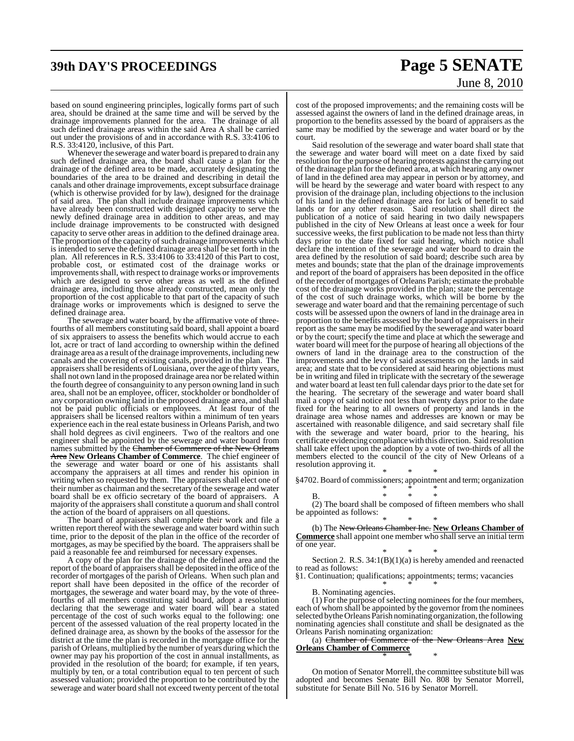based on sound engineering principles, logically forms part of such area, should be drained at the same time and will be served by the drainage improvements planned for the area. The drainage of all such defined drainage areas within the said Area A shall be carried out under the provisions of and in accordance with R.S. 33:4106 to R.S. 33:4120, inclusive, of this Part.

Whenever the sewerage and water board is prepared to drain any such defined drainage area, the board shall cause a plan for the drainage of the defined area to be made, accurately designating the boundaries of the area to be drained and describing in detail the canals and other drainage improvements, except subsurface drainage (which is otherwise provided for by law), designed for the drainage of said area. The plan shall include drainage improvements which have already been constructed with designed capacity to serve the newly defined drainage area in addition to other areas, and may include drainage improvements to be constructed with designed capacity to serve other areas in addition to the defined drainage area. The proportion of the capacity of such drainage improvements which is intended to serve the defined drainage area shall be set forth in the plan. All references in R.S. 33:4106 to 33:4120 of this Part to cost, probable cost, or estimated cost of the drainage works or improvements shall, with respect to drainage works or improvements which are designed to serve other areas as well as the defined drainage area, including those already constructed, mean only the proportion of the cost applicable to that part of the capacity of such drainage works or improvements which is designed to serve the defined drainage area.

The sewerage and water board, by the affirmative vote of three-fourths of all members constituting said board, shall appoint a board of six appraisers to assess the benefits which would accrue to each lot, acre or tract of land according to ownership within the defined drainage area as a result of the drainage improvements, including new canals and the covering of existing canals, provided in the plan. The appraisers shall be residents of Louisiana, over the age of thirty years, shall not own land in the proposed drainage area nor be related within the fourth degree of consanguinity to any person owning land in such area, shall not be an employee, officer, stockholder or bondholder of any corporation owning land in the proposed drainage area, and shall not be paid public officials or employees. At least four of the appraisers shall be licensed realtors within a minimum of ten years experience each in the real estate business in Orleans Parish, and two shall hold degrees as civil engineers. Two of the realtors and one engineer shall be appointed by the sewerage and water board from names submitted by the ~~Chamber of Commerce of the New Orleans Area~~ **New Orleans Chamber of Commerce**. The chief engineer of the sewerage and water board or one of his assistants shall accompany the appraisers at all times and render his opinion in writing when so requested by them. The appraisers shall elect one of their number as chairman and the secretary of the sewerage and water board shall be ex officio secretary of the board of appraisers. A majority of the appraisers shall constitute a quorum and shall control the action of the board of appraisers on all questions.

The board of appraisers shall complete their work and file a written report thereof with the sewerage and water board within such time, prior to the deposit of the plan in the office of the recorder of mortgages, as may be specified by the board. The appraisers shall be paid a reasonable fee and reimbursed for necessary expenses.

A copy of the plan for the drainage of the defined area and the report of the board of appraisers shall be deposited in the office of the recorder of mortgages of the parish of Orleans. When such plan and report shall have been deposited in the office of the recorder of mortgages, the sewerage and water board may, by the vote of three-fourths of all members constituting said board, adopt a resolution declaring that the sewerage and water board will bear a stated percentage of the cost of such works equal to the following: one percent of the assessed valuation of the real property located in the defined drainage area, as shown by the books of the assessor for the district at the time the plan is recorded in the mortgage office for the parish of Orleans, multiplied by the number of years during which the owner may pay his proportion of the cost in annual installments, as provided in the resolution of the board; for example, if ten years, multiply by ten, or a total contribution equal to ten percent of such assessed valuation; provided the proportion to be contributed by the sewerage and water board shall not exceed twenty percent of the total cost of the proposed improvements; and the remaining costs will be assessed against the owners of land in the defined drainage areas, in proportion to the benefits assessed by the board of appraisers as the same may be modified by the sewerage and water board or by the court.

Said resolution of the sewerage and water board shall state that the sewerage and water board will meet on a date fixed by said resolution for the purpose of hearing protests against the carrying out of the drainage plan for the defined area, at which hearing any owner of land in the defined area may appear in person or by attorney, and will be heard by the sewerage and water board with respect to any provision of the drainage plan, including objections to the inclusion of his land in the defined drainage area for lack of benefit to said lands or for any other reason. Said resolution shall direct the publication of a notice of said hearing in two daily newspapers published in the city of New Orleans at least once a week for four successive weeks, the first publication to be made not less than thirty days prior to the date fixed for said hearing, which notice shall declare the intention of the sewerage and water board to drain the area defined by the resolution of said board; describe such area by metes and bounds; state that the plan of the drainage improvements and report of the board of appraisers has been deposited in the office of the recorder of mortgages of Orleans Parish; estimate the probable cost of the drainage works provided in the plan; state the percentage of the cost of such drainage works, which will be borne by the sewerage and water board and that the remaining percentage of such costs will be assessed upon the owners of land in the drainage area in proportion to the benefits assessed by the board of appraisers in their report as the same may be modified by the sewerage and water board or by the court; specify the time and place at which the sewerage and water board will meet for the purpose of hearing all objections of the owners of land in the drainage area to the construction of the improvements and the levy of said assessments on the lands in said area; and state that to be considered at said hearing objections must be in writing and filed in triplicate with the secretary of the sewerage and water board at least ten full calendar days prior to the date set for the hearing. The secretary of the sewerage and water board shall mail a copy of said notice not less than twenty days prior to the date fixed for the hearing to all owners of property and lands in the drainage area whose names and addresses are known or may be ascertained with reasonable diligence, and said secretary shall file with the sewerage and water board, prior to the hearing, his certificate evidencing compliance with this direction. Said resolution shall take effect upon the adoption by a vote of two-thirds of all the members elected to the council of the city of New Orleans of a resolution approving it.

\* \* \*

§4702. Board of commissioners; appointment and term; organization

\* \* \*

B. \* \* \*

(2) The board shall be composed of fifteen members who shall be appointed as follows:

\* \* \*

(b) The ~~New Orleans Chamber Inc.~~ **New Orleans Chamber of Commerce** shall appoint one member who shall serve an initial term of one year.

\* \* \*

Section 2. R.S. 34:1(B)(1)(a) is hereby amended and reenacted to read as follows:

§1. Continuation; qualifications; appointments; terms; vacancies

\* \* \*

B. Nominating agencies.

(1) For the purpose of selecting nominees for the four members, each of whom shall be appointed by the governor from the nominees selected by the Orleans Parish nominating organization, the following nominating agencies shall constitute and shall be designated as the Orleans Parish nominating organization:

(a) ~~Chamber of Commerce of the New Orleans Area~~ **New Orleans Chamber of Commerce**

\* \* \*

On motion of Senator Morrell, the committee substitute bill was adopted and becomes Senate Bill No. 808 by Senator Morrell, substitute for Senate Bill No. 516 by Senator Morrell.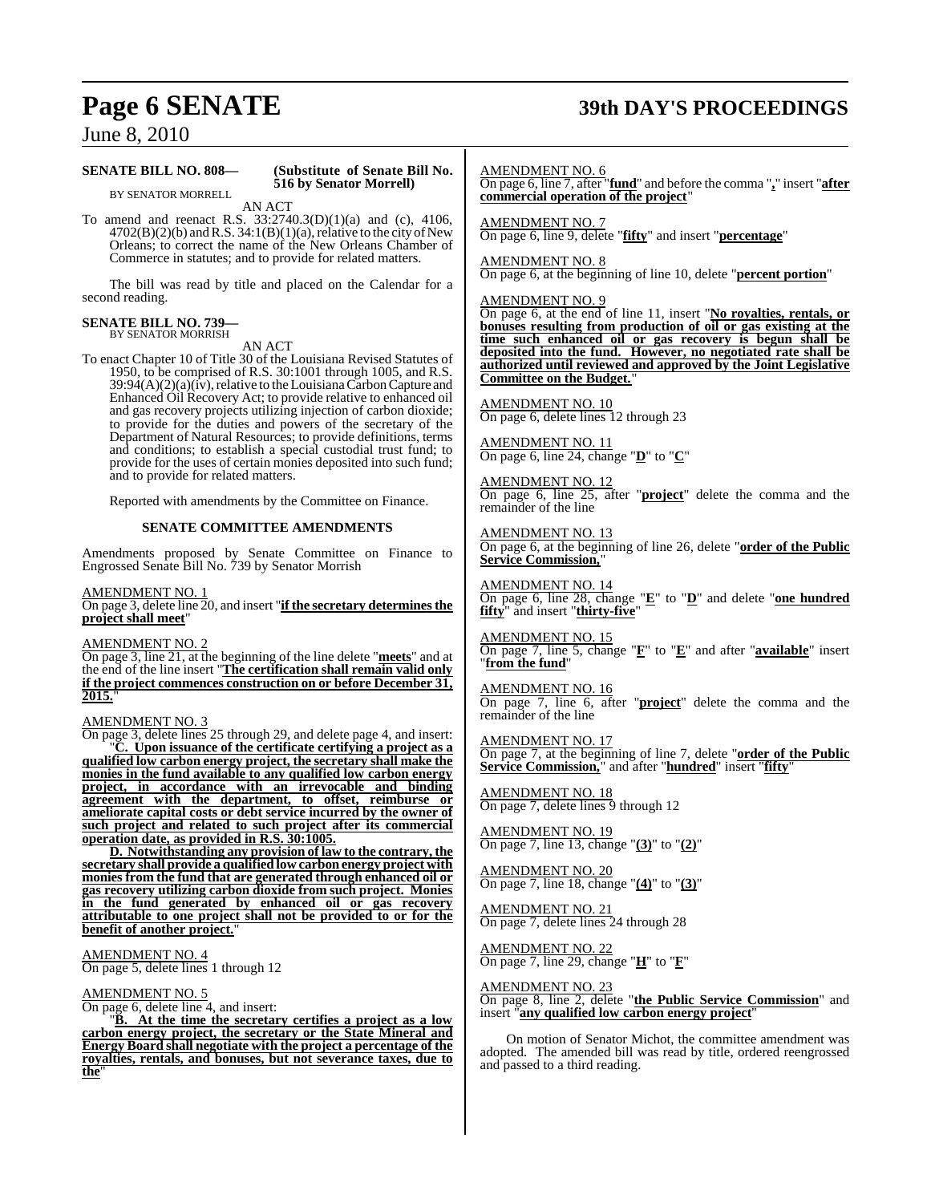**SENATE BILL NO. 808—** **(Substitute of Senate Bill No. 516 by Senator Morrell)**

BY SENATOR MORRELL

AN ACT

To amend and reenact R.S. 33:2740.3(D)(1)(a) and (c), 4106, 4702(B)(2)(b) and R.S. 34:1(B)(1)(a), relative to the city of New Orleans; to correct the name of the New Orleans Chamber of Commerce in statutes; and to provide for related matters.

The bill was read by title and placed on the Calendar for a second reading.

**SENATE BILL NO. 739—**

BY SENATOR MORRISH

AN ACT

To enact Chapter 10 of Title 30 of the Louisiana Revised Statutes of 1950, to be comprised of R.S. 30:1001 through 1005, and R.S. 39:94(A)(2)(a)(iv), relative to the Louisiana Carbon Capture and Enhanced Oil Recovery Act; to provide relative to enhanced oil and gas recovery projects utilizing injection of carbon dioxide; to provide for the duties and powers of the secretary of the Department of Natural Resources; to provide definitions, terms and conditions; to establish a special custodial trust fund; to provide for the uses of certain monies deposited into such fund; and to provide for related matters.

Reported with amendments by the Committee on Finance.

**SENATE COMMITTEE AMENDMENTS**

Amendments proposed by Senate Committee on Finance to Engrossed Senate Bill No. 739 by Senator Morrish

AMENDMENT NO. 1

On page 3, delete line 20, and insert "**if the secretary determines the project shall meet**"

AMENDMENT NO. 2

On page 3, line 21, at the beginning of the line delete "**meets**" and at the end of the line insert "**The certification shall remain valid only if the project commences construction on or before December 31, 2015.**"

AMENDMENT NO. 3

On page 3, delete lines 25 through 29, and delete page 4, and insert:

"**C. Upon issuance of the certificate certifying a project as a qualified low carbon energy project, the secretary shall make the monies in the fund available to any qualified low carbon energy project, in accordance with an irrevocable and binding agreement with the department, to offset, reimburse or ameliorate capital costs or debt service incurred by the owner of such project and related to such project after its commercial operation date, as provided in R.S. 30:1005.**

**D. Notwithstanding any provision of law to the contrary, the secretary shall provide a qualified low carbon energy project with monies from the fund that are generated through enhanced oil or gas recovery utilizing carbon dioxide from such project. Monies in the fund generated by enhanced oil or gas recovery attributable to one project shall not be provided to or for the benefit of another project.**"

AMENDMENT NO. 4

On page 5, delete lines 1 through 12

AMENDMENT NO. 5

On page 6, delete line 4, and insert:

"**B. At the time the secretary certifies a project as a low carbon energy project, the secretary or the State Mineral and Energy Board shall negotiate with the project a percentage of the royalties, rentals, and bonuses, but not severance taxes, due to the**"

AMENDMENT NO. 6

On page 6, line 7, after "**fund**" and before the comma "**,**" insert "**after commercial operation of the project**"

AMENDMENT NO. 7

On page 6, line 9, delete "**fifty**" and insert "**percentage**"

AMENDMENT NO. 8

On page 6, at the beginning of line 10, delete "**percent portion**"

AMENDMENT NO. 9

On page 6, at the end of line 11, insert "**No royalties, rentals, or bonuses resulting from production of oil or gas existing at the time such enhanced oil or gas recovery is begun shall be deposited into the fund. However, no negotiated rate shall be authorized until reviewed and approved by the Joint Legislative Committee on the Budget.**"

AMENDMENT NO. 10

On page 6, delete lines 12 through 23

AMENDMENT NO. 11

On page 6, line 24, change "**D**" to "**C**"

AMENDMENT NO. 12

On page 6, line 25, after "**project**" delete the comma and the remainder of the line

AMENDMENT NO. 13

On page 6, at the beginning of line 26, delete "**order of the Public Service Commission,**"

AMENDMENT NO. 14

On page 6, line 28, change "**E**" to "**D**" and delete "**one hundred fifty**" and insert "**thirty-five**"

AMENDMENT NO. 15

On page 7, line 5, change "**F**" to "**E**" and after "**available**" insert "**from the fund**"

AMENDMENT NO. 16

On page 7, line 6, after "**project**" delete the comma and the remainder of the line

AMENDMENT NO. 17

On page 7, at the beginning of line 7, delete "**order of the Public Service Commission,**" and after "**hundred**" insert "**fifty**"

AMENDMENT NO. 18

On page 7, delete lines 9 through 12

AMENDMENT NO. 19

On page 7, line 13, change "**(3)**" to "**(2)**"

AMENDMENT NO. 20

On page 7, line 18, change "**(4)**" to "**(3)**"

AMENDMENT NO. 21

On page 7, delete lines 24 through 28

AMENDMENT NO. 22

On page 7, line 29, change "**H**" to "**F**"

AMENDMENT NO. 23

On page 8, line 2, delete "**the Public Service Commission**" and insert "**any qualified low carbon energy project**"

On motion of Senator Michot, the committee amendment was adopted. The amended bill was read by title, ordered reengrossed and passed to a third reading.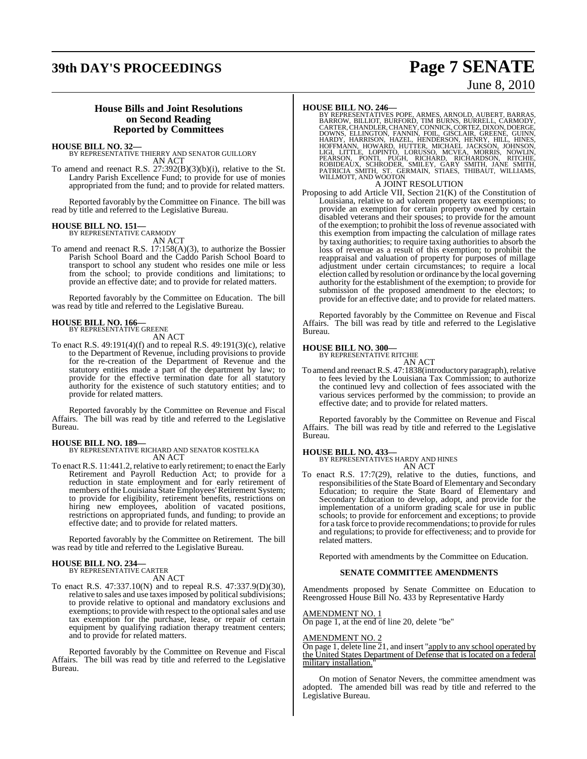## House Bills and Joint Resolutions on Second Reading Reported by Committees

**HOUSE BILL NO. 32—**
BY REPRESENTATIVE THIERRY AND SENATOR GUILLORY
AN ACT

To amend and reenact R.S. 27:392(B)(3)(b)(i), relative to the St. Landry Parish Excellence Fund; to provide for use of monies appropriated from the fund; and to provide for related matters.

Reported favorably by the Committee on Finance. The bill was read by title and referred to the Legislative Bureau.

**HOUSE BILL NO. 151—**
BY REPRESENTATIVE CARMODY
AN ACT

To amend and reenact R.S. 17:158(A)(3), to authorize the Bossier Parish School Board and the Caddo Parish School Board to transport to school any student who resides one mile or less from the school; to provide conditions and limitations; to provide an effective date; and to provide for related matters.

Reported favorably by the Committee on Education. The bill was read by title and referred to the Legislative Bureau.

**HOUSE BILL NO. 166—**
BY REPRESENTATIVE GREENE
AN ACT

To enact R.S. 49:191(4)(f) and to repeal R.S. 49:191(3)(c), relative to the Department of Revenue, including provisions to provide for the re-creation of the Department of Revenue and the statutory entities made a part of the department by law; to provide for the effective termination date for all statutory authority for the existence of such statutory entities; and to provide for related matters.

Reported favorably by the Committee on Revenue and Fiscal Affairs. The bill was read by title and referred to the Legislative Bureau.

**HOUSE BILL NO. 189—**
BY REPRESENTATIVE RICHARD AND SENATOR KOSTELKA
AN ACT

To enact R.S. 11:441.2, relative to early retirement; to enact the Early Retirement and Payroll Reduction Act; to provide for a reduction in state employment and for early retirement of members of the Louisiana State Employees' Retirement System; to provide for eligibility, retirement benefits, restrictions on hiring new employees, abolition of vacated positions, restrictions on appropriated funds, and funding; to provide an effective date; and to provide for related matters.

Reported favorably by the Committee on Retirement. The bill was read by title and referred to the Legislative Bureau.

**HOUSE BILL NO. 234—**
BY REPRESENTATIVE CARTER
AN ACT

To enact R.S. 47:337.10(N) and to repeal R.S. 47:337.9(D)(30), relative to sales and use taxes imposed by political subdivisions; to provide relative to optional and mandatory exclusions and exemptions; to provide with respect to the optional sales and use tax exemption for the purchase, lease, or repair of certain equipment by qualifying radiation therapy treatment centers; and to provide for related matters.

Reported favorably by the Committee on Revenue and Fiscal Affairs. The bill was read by title and referred to the Legislative Bureau.

**HOUSE BILL NO. 246—**
BY REPRESENTATIVES POPE, ARMES, ARNOLD, AUBERT, BARRAS, BARROW, BILLIOT, BURFORD, TIM BURNS, BURRELL, CARMODY, CARTER, CHANDLER, CHANEY, CONNICK, CORTEZ, DIXON, DOERGE, DOWNS, ELLINGTON, FANNIN, FOIL, GISCLAIR, GREENE, GUINN, HARDY, HARRISON, HAZEL, HENDERSON, HENRY, HILL, HINES, HOFFMANN, HOWARD, HUTTER, MICHAEL JACKSON, JOHNSON, LIGI, LITTLE, LOPINTO, LORUSSO, MCVEA, MORRIS, NOWLIN, PEARSON, PONTI, PUGH, RICHARD, RICHARDSON, RITCHIE, ROBIDEAUX, SCHRODER, SMILEY, GARY SMITH, JANE SMITH, PATRICIA SMITH, ST. GERMAIN, STIAES, THIBAUT, WILLIAMS, WILLMOTT, AND WOOTON
A JOINT RESOLUTION

Proposing to add Article VII, Section 21(K) of the Constitution of Louisiana, relative to ad valorem property tax exemptions; to provide an exemption for certain property owned by certain disabled veterans and their spouses; to provide for the amount of the exemption; to prohibit the loss of revenue associated with this exemption from impacting the calculation of millage rates by taxing authorities; to require taxing authorities to absorb the loss of revenue as a result of this exemption; to prohibit the reappraisal and valuation of property for purposes of millage adjustment under certain circumstances; to require a local election called by resolution or ordinance by the local governing authority for the establishment of the exemption; to provide for submission of the proposed amendment to the electors; to provide for an effective date; and to provide for related matters.

Reported favorably by the Committee on Revenue and Fiscal Affairs. The bill was read by title and referred to the Legislative Bureau.

**HOUSE BILL NO. 300—**
BY REPRESENTATIVE RITCHIE
AN ACT

To amend and reenact R.S. 47:1838(introductory paragraph), relative to fees levied by the Louisiana Tax Commission; to authorize the continued levy and collection of fees associated with the various services performed by the commission; to provide an effective date; and to provide for related matters.

Reported favorably by the Committee on Revenue and Fiscal Affairs. The bill was read by title and referred to the Legislative Bureau.

**HOUSE BILL NO. 433—**
BY REPRESENTATIVES HARDY AND HINES
AN ACT

To enact R.S. 17:7(29), relative to the duties, functions, and responsibilities of the State Board of Elementary and Secondary Education; to require the State Board of Elementary and Secondary Education to develop, adopt, and provide for the implementation of a uniform grading scale for use in public schools; to provide for enforcement and exceptions; to provide for a task force to provide recommendations; to provide for rules and regulations; to provide for effectiveness; and to provide for related matters.

Reported with amendments by the Committee on Education.

### SENATE COMMITTEE AMENDMENTS

Amendments proposed by Senate Committee on Education to Reengrossed House Bill No. 433 by Representative Hardy

AMENDMENT NO. 1
On page 1, at the end of line 20, delete "be"

AMENDMENT NO. 2
On page 1, delete line 21, and insert "apply to any school operated by the United States Department of Defense that is located on a federal military installation."

On motion of Senator Nevers, the committee amendment was adopted. The amended bill was read by title and referred to the Legislative Bureau.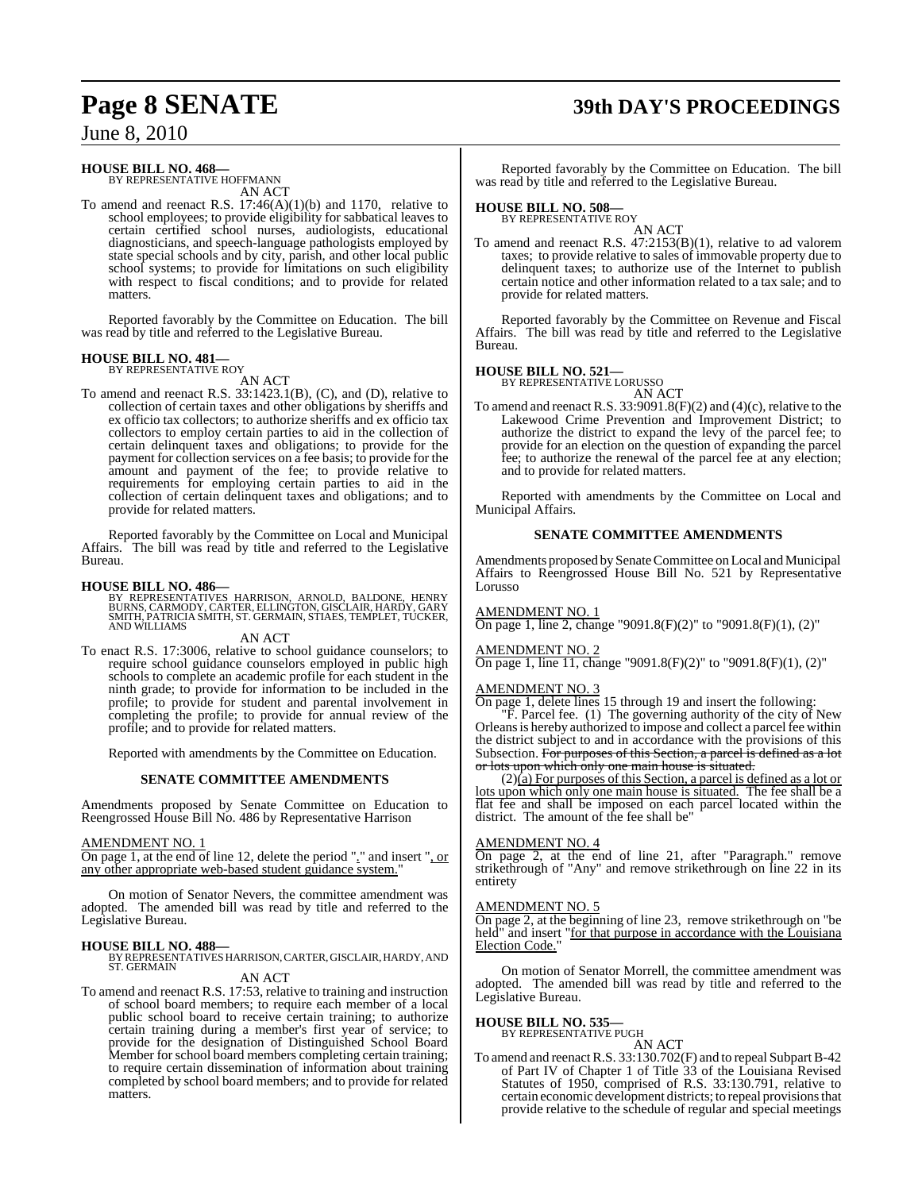**HOUSE BILL NO. 468—**
BY REPRESENTATIVE HOFFMANN

AN ACT

To amend and reenact R.S. 17:46(A)(1)(b) and 1170, relative to school employees; to provide eligibility for sabbatical leaves to certain certified school nurses, audiologists, educational diagnosticians, and speech-language pathologists employed by state special schools and by city, parish, and other local public school systems; to provide for limitations on such eligibility with respect to fiscal conditions; and to provide for related matters.

Reported favorably by the Committee on Education. The bill was read by title and referred to the Legislative Bureau.

**HOUSE BILL NO. 481—**
BY REPRESENTATIVE ROY

AN ACT

To amend and reenact R.S. 33:1423.1(B), (C), and (D), relative to collection of certain taxes and other obligations by sheriffs and ex officio tax collectors; to authorize sheriffs and ex officio tax collectors to employ certain parties to aid in the collection of certain delinquent taxes and obligations; to provide for the payment for collection services on a fee basis; to provide for the amount and payment of the fee; to provide relative to requirements for employing certain parties to aid in the collection of certain delinquent taxes and obligations; and to provide for related matters.

Reported favorably by the Committee on Local and Municipal Affairs. The bill was read by title and referred to the Legislative Bureau.

**HOUSE BILL NO. 486—**
BY REPRESENTATIVES HARRISON, ARNOLD, BALDONE, HENRY BURNS, CARMODY, CARTER, ELLINGTON, GISCLAIR, HARDY, GARY SMITH, PATRICIA SMITH, ST. GERMAIN, STIAES, TEMPLET, TUCKER, AND WILLIAMS

AN ACT

To enact R.S. 17:3006, relative to school guidance counselors; to require school guidance counselors employed in public high schools to complete an academic profile for each student in the ninth grade; to provide for information to be included in the profile; to provide for student and parental involvement in completing the profile; to provide for annual review of the profile; and to provide for related matters.

Reported with amendments by the Committee on Education.

**SENATE COMMITTEE AMENDMENTS**

Amendments proposed by Senate Committee on Education to Reengrossed House Bill No. 486 by Representative Harrison

AMENDMENT NO. 1
On page 1, at the end of line 12, delete the period "." and insert ", or any other appropriate web-based student guidance system."

On motion of Senator Nevers, the committee amendment was adopted. The amended bill was read by title and referred to the Legislative Bureau.

**HOUSE BILL NO. 488—**
BY REPRESENTATIVES HARRISON, CARTER, GISCLAIR, HARDY, AND ST. GERMAIN

AN ACT

To amend and reenact R.S. 17:53, relative to training and instruction of school board members; to require each member of a local public school board to receive certain training; to authorize certain training during a member's first year of service; to provide for the designation of Distinguished School Board Member for school board members completing certain training; to require certain dissemination of information about training completed by school board members; and to provide for related matters.

Reported favorably by the Committee on Education. The bill was read by title and referred to the Legislative Bureau.

**HOUSE BILL NO. 508—**
BY REPRESENTATIVE ROY

AN ACT

To amend and reenact R.S. 47:2153(B)(1), relative to ad valorem taxes; to provide relative to sales of immovable property due to delinquent taxes; to authorize use of the Internet to publish certain notice and other information related to a tax sale; and to provide for related matters.

Reported favorably by the Committee on Revenue and Fiscal Affairs. The bill was read by title and referred to the Legislative Bureau.

**HOUSE BILL NO. 521—**
BY REPRESENTATIVE LORUSSO

AN ACT

To amend and reenact R.S. 33:9091.8(F)(2) and (4)(c), relative to the Lakewood Crime Prevention and Improvement District; to authorize the district to expand the levy of the parcel fee; to provide for an election on the question of expanding the parcel fee; to authorize the renewal of the parcel fee at any election; and to provide for related matters.

Reported with amendments by the Committee on Local and Municipal Affairs.

**SENATE COMMITTEE AMENDMENTS**

Amendments proposed by Senate Committee on Local and Municipal Affairs to Reengrossed House Bill No. 521 by Representative Lorusso

AMENDMENT NO. 1
On page 1, line 2, change "9091.8(F)(2)" to "9091.8(F)(1), (2)"

AMENDMENT NO. 2
On page 1, line 11, change "9091.8(F)(2)" to "9091.8(F)(1), (2)"

AMENDMENT NO. 3
On page 1, delete lines 15 through 19 and insert the following:

"F. Parcel fee. (1) The governing authority of the city of New Orleans is hereby authorized to impose and collect a parcel fee within the district subject to and in accordance with the provisions of this Subsection. ~~For purposes of this Section, a parcel is defined as a lot or lots upon which only one main house is situated.~~

(2)(a) For purposes of this Section, a parcel is defined as a lot or lots upon which only one main house is situated. The fee shall be a flat fee and shall be imposed on each parcel located within the district. The amount of the fee shall be"

AMENDMENT NO. 4
On page 2, at the end of line 21, after "Paragraph." remove strikethrough of "Any" and remove strikethrough on line 22 in its entirety

AMENDMENT NO. 5
On page 2, at the beginning of line 23, remove strikethrough on "be held" and insert "for that purpose in accordance with the Louisiana Election Code."

On motion of Senator Morrell, the committee amendment was adopted. The amended bill was read by title and referred to the Legislative Bureau.

**HOUSE BILL NO. 535—**
BY REPRESENTATIVE PUGH

AN ACT

To amend and reenact R.S. 33:130.702(F) and to repeal Subpart B-42 of Part IV of Chapter 1 of Title 33 of the Louisiana Revised Statutes of 1950, comprised of R.S. 33:130.791, relative to certain economic development districts; to repeal provisions that provide relative to the schedule of regular and special meetings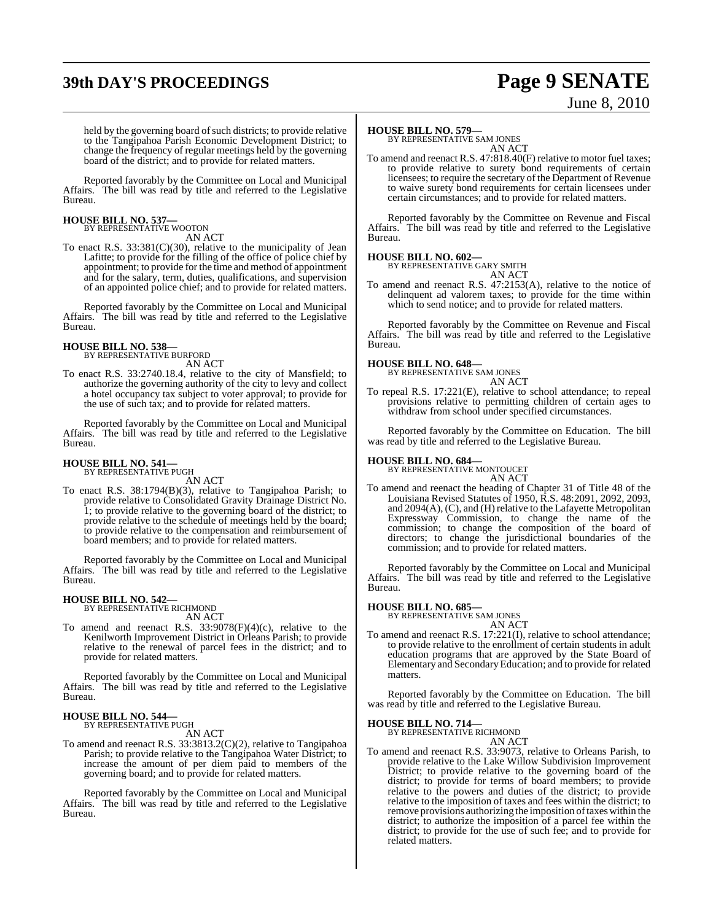held by the governing board of such districts; to provide relative to the Tangipahoa Parish Economic Development District; to change the frequency of regular meetings held by the governing board of the district; and to provide for related matters.

Reported favorably by the Committee on Local and Municipal Affairs. The bill was read by title and referred to the Legislative Bureau.

**HOUSE BILL NO. 537—**
BY REPRESENTATIVE WOOTON
AN ACT

To enact R.S. 33:381(C)(30), relative to the municipality of Jean Lafitte; to provide for the filling of the office of police chief by appointment; to provide for the time and method of appointment and for the salary, term, duties, qualifications, and supervision of an appointed police chief; and to provide for related matters.

Reported favorably by the Committee on Local and Municipal Affairs. The bill was read by title and referred to the Legislative Bureau.

**HOUSE BILL NO. 538—**
BY REPRESENTATIVE BURFORD
AN ACT

To enact R.S. 33:2740.18.4, relative to the city of Mansfield; to authorize the governing authority of the city to levy and collect a hotel occupancy tax subject to voter approval; to provide for the use of such tax; and to provide for related matters.

Reported favorably by the Committee on Local and Municipal Affairs. The bill was read by title and referred to the Legislative Bureau.

**HOUSE BILL NO. 541—**
BY REPRESENTATIVE PUGH
AN ACT

To enact R.S. 38:1794(B)(3), relative to Tangipahoa Parish; to provide relative to Consolidated Gravity Drainage District No. 1; to provide relative to the governing board of the district; to provide relative to the schedule of meetings held by the board; to provide relative to the compensation and reimbursement of board members; and to provide for related matters.

Reported favorably by the Committee on Local and Municipal Affairs. The bill was read by title and referred to the Legislative Bureau.

**HOUSE BILL NO. 542—**
BY REPRESENTATIVE RICHMOND
AN ACT

To amend and reenact R.S. 33:9078(F)(4)(c), relative to the Kenilworth Improvement District in Orleans Parish; to provide relative to the renewal of parcel fees in the district; and to provide for related matters.

Reported favorably by the Committee on Local and Municipal Affairs. The bill was read by title and referred to the Legislative Bureau.

**HOUSE BILL NO. 544—**
BY REPRESENTATIVE PUGH
AN ACT

To amend and reenact R.S. 33:3813.2(C)(2), relative to Tangipahoa Parish; to provide relative to the Tangipahoa Water District; to increase the amount of per diem paid to members of the governing board; and to provide for related matters.

Reported favorably by the Committee on Local and Municipal Affairs. The bill was read by title and referred to the Legislative Bureau.

**HOUSE BILL NO. 579—**
BY REPRESENTATIVE SAM JONES
AN ACT

To amend and reenact R.S. 47:818.40(F) relative to motor fuel taxes; to provide relative to surety bond requirements of certain licensees; to require the secretary of the Department of Revenue to waive surety bond requirements for certain licensees under certain circumstances; and to provide for related matters.

Reported favorably by the Committee on Revenue and Fiscal Affairs. The bill was read by title and referred to the Legislative Bureau.

**HOUSE BILL NO. 602—**
BY REPRESENTATIVE GARY SMITH
AN ACT

To amend and reenact R.S. 47:2153(A), relative to the notice of delinquent ad valorem taxes; to provide for the time within which to send notice; and to provide for related matters.

Reported favorably by the Committee on Revenue and Fiscal Affairs. The bill was read by title and referred to the Legislative Bureau.

**HOUSE BILL NO. 648—**
BY REPRESENTATIVE SAM JONES
AN ACT

To repeal R.S. 17:221(E), relative to school attendance; to repeal provisions relative to permitting children of certain ages to withdraw from school under specified circumstances.

Reported favorably by the Committee on Education. The bill was read by title and referred to the Legislative Bureau.

**HOUSE BILL NO. 684—**
BY REPRESENTATIVE MONTOUCET
AN ACT

To amend and reenact the heading of Chapter 31 of Title 48 of the Louisiana Revised Statutes of 1950, R.S. 48:2091, 2092, 2093, and 2094(A), (C), and (H) relative to the Lafayette Metropolitan Expressway Commission, to change the name of the commission; to change the composition of the board of directors; to change the jurisdictional boundaries of the commission; and to provide for related matters.

Reported favorably by the Committee on Local and Municipal Affairs. The bill was read by title and referred to the Legislative Bureau.

**HOUSE BILL NO. 685—**
BY REPRESENTATIVE SAM JONES
AN ACT

To amend and reenact R.S. 17:221(I), relative to school attendance; to provide relative to the enrollment of certain students in adult education programs that are approved by the State Board of Elementary and Secondary Education; and to provide for related matters.

Reported favorably by the Committee on Education. The bill was read by title and referred to the Legislative Bureau.

**HOUSE BILL NO. 714—**
BY REPRESENTATIVE RICHMOND
AN ACT

To amend and reenact R.S. 33:9073, relative to Orleans Parish, to provide relative to the Lake Willow Subdivision Improvement District; to provide relative to the governing board of the district; to provide for terms of board members; to provide relative to the powers and duties of the district; to provide relative to the imposition of taxes and fees within the district; to remove provisions authorizing the imposition of taxes within the district; to authorize the imposition of a parcel fee within the district; to provide for the use of such fee; and to provide for related matters.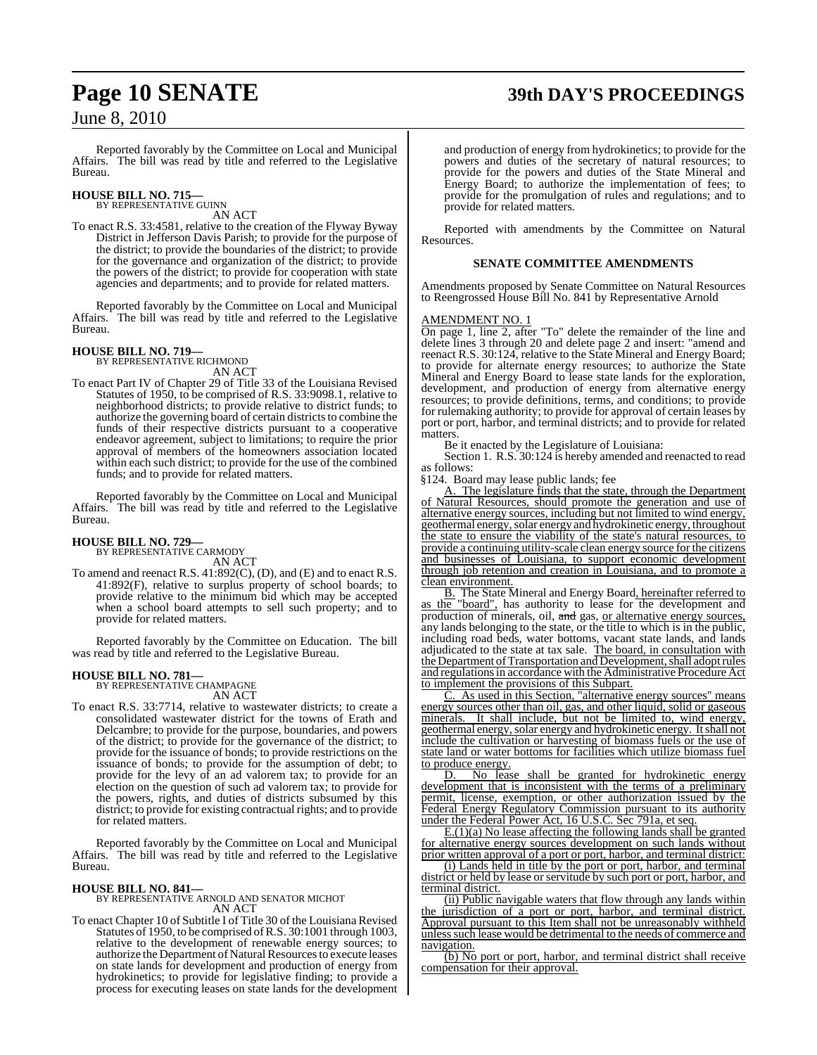Reported favorably by the Committee on Local and Municipal Affairs. The bill was read by title and referred to the Legislative Bureau.

**HOUSE BILL NO. 715—**
BY REPRESENTATIVE GUINN

AN ACT

To enact R.S. 33:4581, relative to the creation of the Flyway Byway District in Jefferson Davis Parish; to provide for the purpose of the district; to provide the boundaries of the district; to provide for the governance and organization of the district; to provide the powers of the district; to provide for cooperation with state agencies and departments; and to provide for related matters.

Reported favorably by the Committee on Local and Municipal Affairs. The bill was read by title and referred to the Legislative Bureau.

**HOUSE BILL NO. 719—**
BY REPRESENTATIVE RICHMOND

AN ACT

To enact Part IV of Chapter 29 of Title 33 of the Louisiana Revised Statutes of 1950, to be comprised of R.S. 33:9098.1, relative to neighborhood districts; to provide relative to district funds; to authorize the governing board of certain districts to combine the funds of their respective districts pursuant to a cooperative endeavor agreement, subject to limitations; to require the prior approval of members of the homeowners association located within each such district; to provide for the use of the combined funds; and to provide for related matters.

Reported favorably by the Committee on Local and Municipal Affairs. The bill was read by title and referred to the Legislative Bureau.

**HOUSE BILL NO. 729—**
BY REPRESENTATIVE CARMODY

AN ACT

To amend and reenact R.S. 41:892(C), (D), and (E) and to enact R.S. 41:892(F), relative to surplus property of school boards; to provide relative to the minimum bid which may be accepted when a school board attempts to sell such property; and to provide for related matters.

Reported favorably by the Committee on Education. The bill was read by title and referred to the Legislative Bureau.

**HOUSE BILL NO. 781—**
BY REPRESENTATIVE CHAMPAGNE

AN ACT

To enact R.S. 33:7714, relative to wastewater districts; to create a consolidated wastewater district for the towns of Erath and Delcambre; to provide for the purpose, boundaries, and powers of the district; to provide for the governance of the district; to provide for the issuance of bonds; to provide restrictions on the issuance of bonds; to provide for the assumption of debt; to provide for the levy of an ad valorem tax; to provide for an election on the question of such ad valorem tax; to provide for the powers, rights, and duties of districts subsumed by this district; to provide for existing contractual rights; and to provide for related matters.

Reported favorably by the Committee on Local and Municipal Affairs. The bill was read by title and referred to the Legislative Bureau.

**HOUSE BILL NO. 841—**
BY REPRESENTATIVE ARNOLD AND SENATOR MICHOT

AN ACT

To enact Chapter 10 of Subtitle I of Title 30 of the Louisiana Revised Statutes of 1950, to be comprised of R.S. 30:1001 through 1003, relative to the development of renewable energy sources; to authorize the Department of Natural Resources to execute leases on state lands for development and production of energy from hydrokinetics; to provide for legislative finding; to provide a process for executing leases on state lands for the development and production of energy from hydrokinetics; to provide for the powers and duties of the secretary of natural resources; to provide for the powers and duties of the State Mineral and Energy Board; to authorize the implementation of fees; to provide for the promulgation of rules and regulations; and to provide for related matters.

Reported with amendments by the Committee on Natural Resources.

**SENATE COMMITTEE AMENDMENTS**

Amendments proposed by Senate Committee on Natural Resources to Reengrossed House Bill No. 841 by Representative Arnold

AMENDMENT NO. 1

On page 1, line 2, after "To" delete the remainder of the line and delete lines 3 through 20 and delete page 2 and insert: "amend and reenact R.S. 30:124, relative to the State Mineral and Energy Board; to provide for alternate energy resources; to authorize the State Mineral and Energy Board to lease state lands for the exploration, development, and production of energy from alternative energy resources; to provide definitions, terms, and conditions; to provide for rulemaking authority; to provide for approval of certain leases by port or port, harbor, and terminal districts; and to provide for related matters.

Be it enacted by the Legislature of Louisiana:

Section 1. R.S. 30:124 is hereby amended and reenacted to read as follows:

§124. Board may lease public lands; fee

A. The legislature finds that the state, through the Department of Natural Resources, should promote the generation and use of alternative energy sources, including but not limited to wind energy, geothermal energy, solar energy and hydrokinetic energy, throughout the state to ensure the viability of the state's natural resources, to provide a continuing utility-scale clean energy source for the citizens and businesses of Louisiana, to support economic development through job retention and creation in Louisiana, and to promote a clean environment.

B. The State Mineral and Energy Board, hereinafter referred to as the "board", has authority to lease for the development and production of minerals, oil, ~~and~~ gas, or alternative energy sources, any lands belonging to the state, or the title to which is in the public, including road beds, water bottoms, vacant state lands, and lands adjudicated to the state at tax sale. The board, in consultation with the Department of Transportation and Development, shall adopt rules and regulations in accordance with the Administrative Procedure Act to implement the provisions of this Subpart.

C. As used in this Section, "alternative energy sources" means energy sources other than oil, gas, and other liquid, solid or gaseous minerals. It shall include, but not be limited to, wind energy, geothermal energy, solar energy and hydrokinetic energy. It shall not include the cultivation or harvesting of biomass fuels or the use of state land or water bottoms for facilities which utilize biomass fuel to produce energy.

D. No lease shall be granted for hydrokinetic energy development that is inconsistent with the terms of a preliminary permit, license, exemption, or other authorization issued by the Federal Energy Regulatory Commission pursuant to its authority under the Federal Power Act, 16 U.S.C. Sec 791a, et seq.

E.(1)(a) No lease affecting the following lands shall be granted for alternative energy sources development on such lands without prior written approval of a port or port, harbor, and terminal district:

(i) Lands held in title by the port or port, harbor, and terminal district or held by lease or servitude by such port or port, harbor, and terminal district.

(ii) Public navigable waters that flow through any lands within the jurisdiction of a port or port, harbor, and terminal district. Approval pursuant to this Item shall not be unreasonably withheld unless such lease would be detrimental to the needs of commerce and navigation.

(b) No port or port, harbor, and terminal district shall receive compensation for their approval.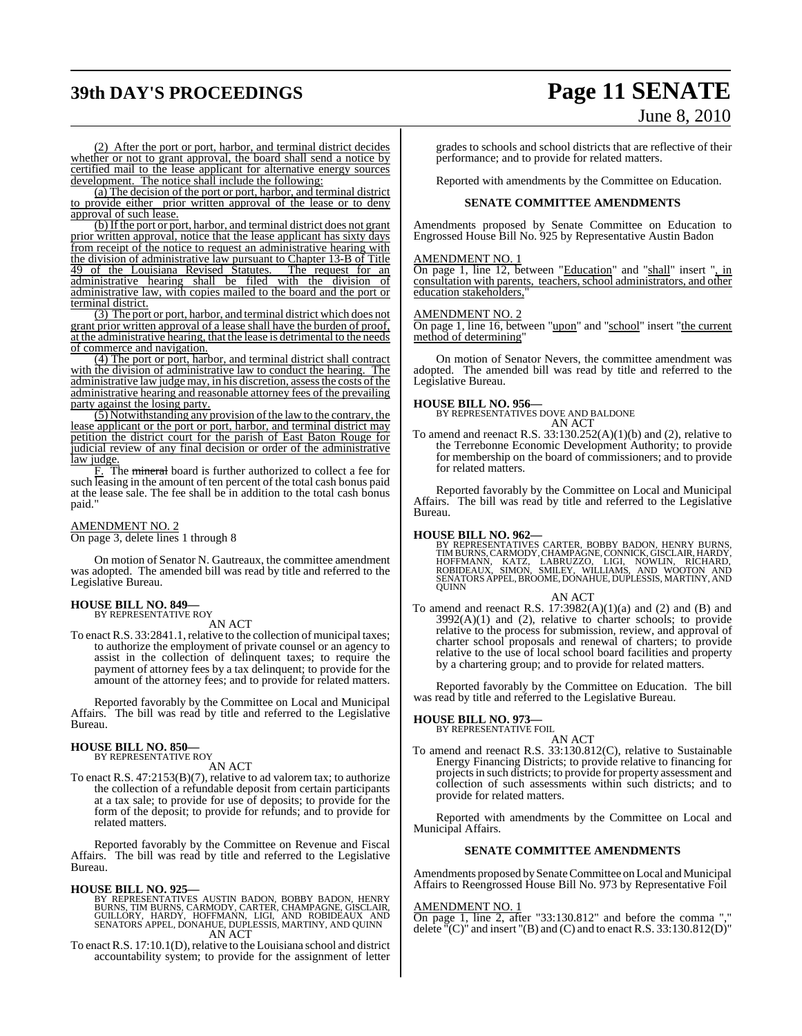(2) After the port or port, harbor, and terminal district decides whether or not to grant approval, the board shall send a notice by certified mail to the lease applicant for alternative energy sources development. The notice shall include the following:

(a) The decision of the port or port, harbor, and terminal district to provide either prior written approval of the lease or to deny approval of such lease.

(b) If the port or port, harbor, and terminal district does not grant prior written approval, notice that the lease applicant has sixty days from receipt of the notice to request an administrative hearing with the division of administrative law pursuant to Chapter 13-B of Title 49 of the Louisiana Revised Statutes. The request for an administrative hearing shall be filed with the division of administrative law, with copies mailed to the board and the port or terminal district.

(3) The port or port, harbor, and terminal district which does not grant prior written approval of a lease shall have the burden of proof, at the administrative hearing, that the lease is detrimental to the needs of commerce and navigation.

(4) The port or port, harbor, and terminal district shall contract with the division of administrative law to conduct the hearing. The administrative law judge may, in his discretion, assess the costs of the administrative hearing and reasonable attorney fees of the prevailing party against the losing party.

(5) Notwithstanding any provision of the law to the contrary, the lease applicant or the port or port, harbor, and terminal district may petition the district court for the parish of East Baton Rouge for judicial review of any final decision or order of the administrative law judge.

F. The ~~mineral~~ board is further authorized to collect a fee for such leasing in the amount of ten percent of the total cash bonus paid at the lease sale. The fee shall be in addition to the total cash bonus paid."

AMENDMENT NO. 2

On page 3, delete lines 1 through 8

On motion of Senator N. Gautreaux, the committee amendment was adopted. The amended bill was read by title and referred to the Legislative Bureau.

**HOUSE BILL NO. 849—**
BY REPRESENTATIVE ROY

AN ACT

To enact R.S. 33:2841.1, relative to the collection of municipal taxes; to authorize the employment of private counsel or an agency to assist in the collection of delinquent taxes; to require the payment of attorney fees by a tax delinquent; to provide for the amount of the attorney fees; and to provide for related matters.

Reported favorably by the Committee on Local and Municipal Affairs. The bill was read by title and referred to the Legislative Bureau.

**HOUSE BILL NO. 850—**
BY REPRESENTATIVE ROY

AN ACT

To enact R.S. 47:2153(B)(7), relative to ad valorem tax; to authorize the collection of a refundable deposit from certain participants at a tax sale; to provide for use of deposits; to provide for the form of the deposit; to provide for refunds; and to provide for related matters.

Reported favorably by the Committee on Revenue and Fiscal Affairs. The bill was read by title and referred to the Legislative Bureau.

**HOUSE BILL NO. 925—**
BY REPRESENTATIVES AUSTIN BADON, BOBBY BADON, HENRY BURNS, TIM BURNS, CARMODY, CARTER, CHAMPAGNE, GISCLAIR, GUILLORY, HARDY, HOFFMANN, LIGI, AND ROBIDEAUX AND SENATORS APPEL, DONAHUE, DUPLESSIS, MARTINY, AND QUINN

AN ACT

To enact R.S. 17:10.1(D), relative to the Louisiana school and district accountability system; to provide for the assignment of letter grades to schools and school districts that are reflective of their performance; and to provide for related matters.

Reported with amendments by the Committee on Education.

**SENATE COMMITTEE AMENDMENTS**

Amendments proposed by Senate Committee on Education to Engrossed House Bill No. 925 by Representative Austin Badon

AMENDMENT NO. 1

On page 1, line 12, between "Education" and "shall" insert ", in consultation with parents, teachers, school administrators, and other education stakeholders,"

AMENDMENT NO. 2

On page 1, line 16, between "upon" and "school" insert "the current method of determining"

On motion of Senator Nevers, the committee amendment was adopted. The amended bill was read by title and referred to the Legislative Bureau.

**HOUSE BILL NO. 956—**
BY REPRESENTATIVES DOVE AND BALDONE

AN ACT

To amend and reenact R.S. 33:130.252(A)(1)(b) and (2), relative to the Terrebonne Economic Development Authority; to provide for membership on the board of commissioners; and to provide for related matters.

Reported favorably by the Committee on Local and Municipal Affairs. The bill was read by title and referred to the Legislative Bureau.

**HOUSE BILL NO. 962—**
BY REPRESENTATIVES CARTER, BOBBY BADON, HENRY BURNS, TIM BURNS, CARMODY, CHAMPAGNE, CONNICK, GISCLAIR, HARDY, HOFFMANN, KATZ, LABRUZZO, LIGI, NOWLIN, RICHARD, ROBIDEAUX, SIMON, SMILEY, WILLIAMS, AND WOOTON AND SENATORS APPEL, BROOME, DONAHUE, DUPLESSIS, MARTINY, AND QUINN

AN ACT

To amend and reenact R.S. 17:3982(A)(1)(a) and (2) and (B) and 3992(A)(1) and (2), relative to charter schools; to provide relative to the process for submission, review, and approval of charter school proposals and renewal of charters; to provide relative to the use of local school board facilities and property by a chartering group; and to provide for related matters.

Reported favorably by the Committee on Education. The bill was read by title and referred to the Legislative Bureau.

**HOUSE BILL NO. 973—**
BY REPRESENTATIVE FOIL

AN ACT

To amend and reenact R.S. 33:130.812(C), relative to Sustainable Energy Financing Districts; to provide relative to financing for projects in such districts; to provide for property assessment and collection of such assessments within such districts; and to provide for related matters.

Reported with amendments by the Committee on Local and Municipal Affairs.

**SENATE COMMITTEE AMENDMENTS**

Amendments proposed by Senate Committee on Local and Municipal Affairs to Reengrossed House Bill No. 973 by Representative Foil

AMENDMENT NO. 1

On page 1, line 2, after "33:130.812" and before the comma "," delete "(C)" and insert "(B) and (C) and to enact R.S. 33:130.812(D)"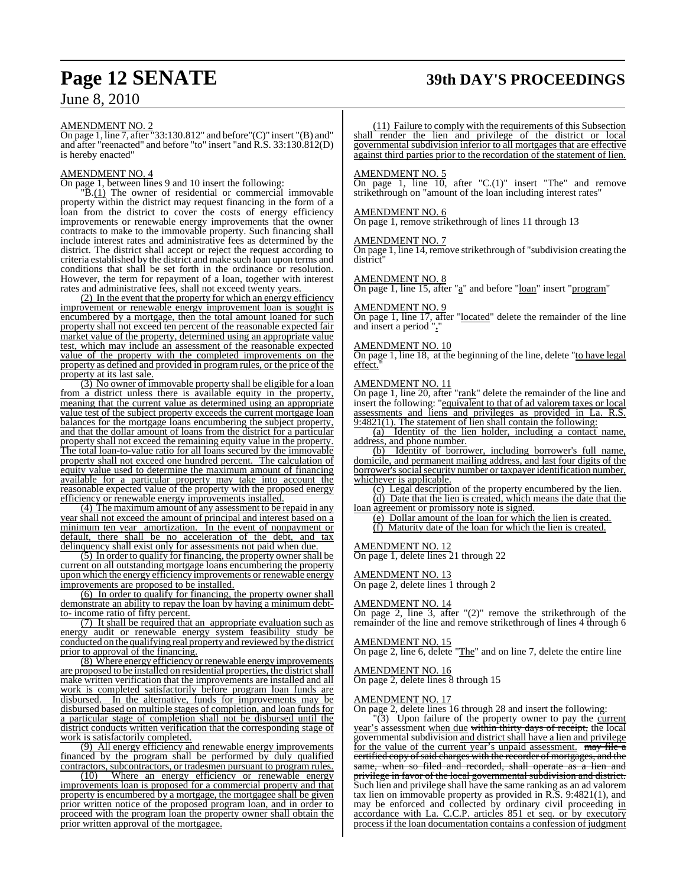AMENDMENT NO. 2

On page 1, line 7, after "33:130.812" and before "(C)" insert "(B) and" and after "reenacted" and before "to" insert "and R.S. 33:130.812(D) is hereby enacted"

AMENDMENT NO. 4

On page 1, between lines 9 and 10 insert the following:

"B.(1) The owner of residential or commercial immovable property within the district may request financing in the form of a loan from the district to cover the costs of energy efficiency improvements or renewable energy improvements that the owner contracts to make to the immovable property. Such financing shall include interest rates and administrative fees as determined by the district. The district shall accept or reject the request according to criteria established by the district and make such loan upon terms and conditions that shall be set forth in the ordinance or resolution. However, the term for repayment of a loan, together with interest rates and administrative fees, shall not exceed twenty years.

(2) In the event that the property for which an energy efficiency improvement or renewable energy improvement loan is sought is encumbered by a mortgage, then the total amount loaned for such property shall not exceed ten percent of the reasonable expected fair market value of the property, determined using an appropriate value test, which may include an assessment of the reasonable expected value of the property with the completed improvements on the property as defined and provided in program rules, or the price of the property at its last sale.

(3) No owner of immovable property shall be eligible for a loan from a district unless there is available equity in the property, meaning that the current value as determined using an appropriate value test of the subject property exceeds the current mortgage loan balances for the mortgage loans encumbering the subject property, and that the dollar amount of loans from the district for a particular property shall not exceed the remaining equity value in the property. The total loan-to-value ratio for all loans secured by the immovable property shall not exceed one hundred percent. The calculation of equity value used to determine the maximum amount of financing available for a particular property may take into account the reasonable expected value of the property with the proposed energy efficiency or renewable energy improvements installed.

(4) The maximum amount of any assessment to be repaid in any year shall not exceed the amount of principal and interest based on a minimum ten year amortization. In the event of nonpayment or default, there shall be no acceleration of the debt, and tax delinquency shall exist only for assessments not paid when due.

(5) In order to qualify for financing, the property owner shall be current on all outstanding mortgage loans encumbering the property upon which the energy efficiency improvements or renewable energy improvements are proposed to be installed.

(6) In order to qualify for financing, the property owner shall demonstrate an ability to repay the loan by having a minimum debt-to- income ratio of fifty percent.

(7) It shall be required that an appropriate evaluation such as energy audit or renewable energy system feasibility study be conducted on the qualifying real property and reviewed by the district prior to approval of the financing.

(8) Where energy efficiency or renewable energy improvements are proposed to be installed on residential properties, the district shall make written verification that the improvements are installed and all work is completed satisfactorily before program loan funds are disbursed. In the alternative, funds for improvements may be disbursed based on multiple stages of completion, and loan funds for a particular stage of completion shall not be disbursed until the district conducts written verification that the corresponding stage of work is satisfactorily completed.

(9) All energy efficiency and renewable energy improvements financed by the program shall be performed by duly qualified contractors, subcontractors, or tradesmen pursuant to program rules.

(10) Where an energy efficiency or renewable energy improvements loan is proposed for a commercial property and that property is encumbered by a mortgage, the mortgagee shall be given prior written notice of the proposed program loan, and in order to proceed with the program loan the property owner shall obtain the prior written approval of the mortgagee.

(11) Failure to comply with the requirements of this Subsection shall render the lien and privilege of the district or local governmental subdivision inferior to all mortgages that are effective against third parties prior to the recordation of the statement of lien.

AMENDMENT NO. 5

On page 1, line 10, after "C.(1)" insert "The" and remove strikethrough on "amount of the loan including interest rates"

AMENDMENT NO. 6

On page 1, remove strikethrough of lines 11 through 13

AMENDMENT NO. 7

On page 1, line 14, remove strikethrough of "subdivision creating the district"

AMENDMENT NO. 8

On page 1, line 15, after "a" and before "loan" insert "program"

AMENDMENT NO. 9

On page 1, line 17, after "located" delete the remainder of the line and insert a period "."

AMENDMENT NO. 10

On page 1, line 18, at the beginning of the line, delete "to have legal effect."

AMENDMENT NO. 11

On page 1, line 20, after "rank" delete the remainder of the line and insert the following: "equivalent to that of ad valorem taxes or local assessments and liens and privileges as provided in La. R.S. 9:4821(1). The statement of lien shall contain the following:

(a) Identity of the lien holder, including a contact name, address, and phone number.

(b) Identity of borrower, including borrower's full name, domicile, and permanent mailing address, and last four digits of the borrower's social security number or taxpayer identification number, whichever is applicable.

(c) Legal description of the property encumbered by the lien.

(d) Date that the lien is created, which means the date that the loan agreement or promissory note is signed.

(e) Dollar amount of the loan for which the lien is created.

(f) Maturity date of the loan for which the lien is created.

AMENDMENT NO. 12

On page 1, delete lines 21 through 22

AMENDMENT NO. 13

On page 2, delete lines 1 through 2

AMENDMENT NO. 14

On page 2, line 3, after "(2)" remove the strikethrough of the remainder of the line and remove strikethrough of lines 4 through 6

AMENDMENT NO. 15

On page 2, line 6, delete "The" and on line 7, delete the entire line

AMENDMENT NO. 16

On page 2, delete lines 8 through 15

AMENDMENT NO. 17

On page 2, delete lines 16 through 28 and insert the following:

"(3) Upon failure of the property owner to pay the current year's assessment when due ~~within thirty days of receipt,~~ the local governmental subdivision and district shall have a lien and privilege for the value of the current year's unpaid assessment. ~~may file a certified copy of said charges with the recorder of mortgages, and the same, when so filed and recorded, shall operate as a lien and privilege in favor of the local governmental subdivision and district.~~ Such lien and privilege shall have the same ranking as an ad valorem tax lien on immovable property as provided in R.S. 9:4821(1), and may be enforced and collected by ordinary civil proceeding in accordance with La. C.C.P. articles 851 et seq. or by executory process if the loan documentation contains a confession of judgment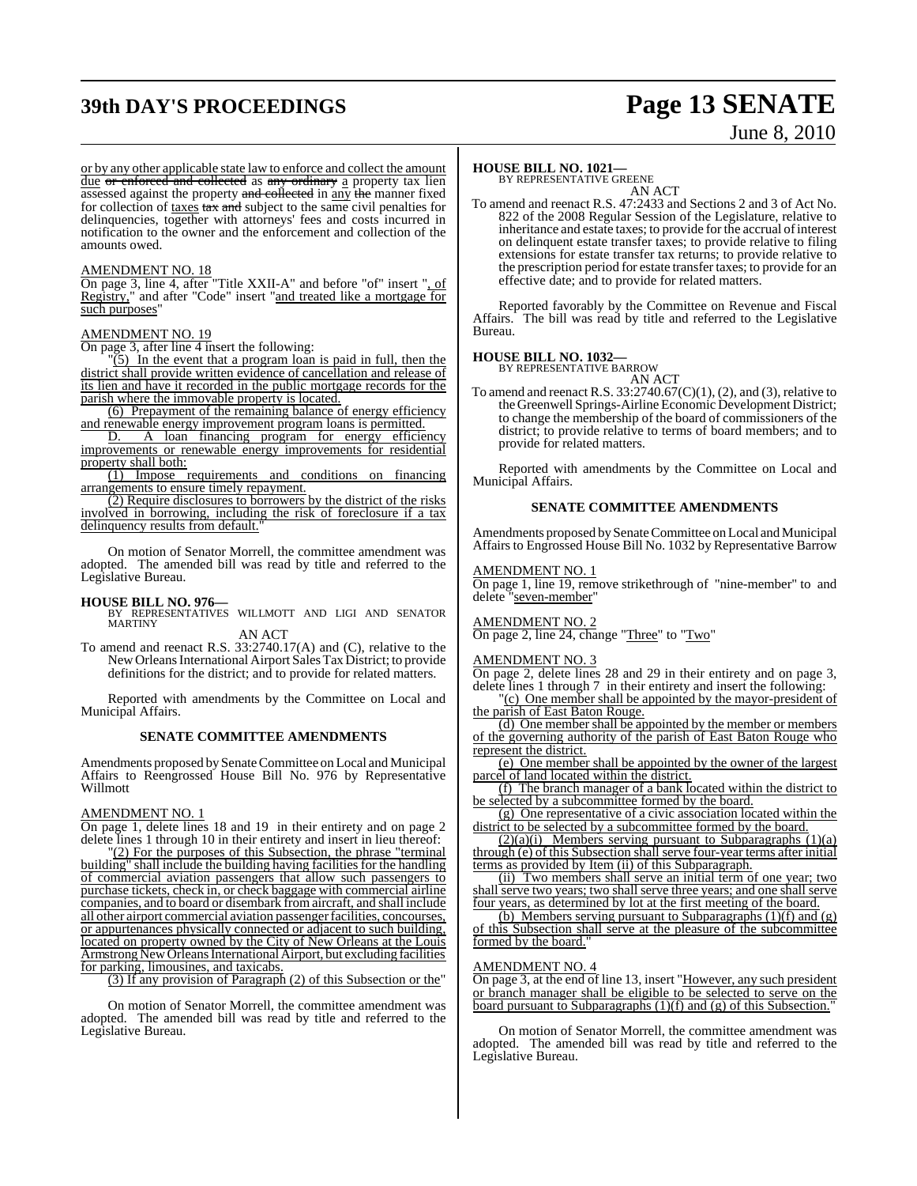or by any other applicable state law to enforce and collect the amount due or enforced and collected as any ordinary a property tax lien assessed against the property and collected in any the manner fixed for collection of taxes tax and subject to the same civil penalties for delinquencies, together with attorneys' fees and costs incurred in notification to the owner and the enforcement and collection of the amounts owed.

AMENDMENT NO. 18

On page 3, line 4, after "Title XXII-A" and before "of" insert ", of Registry," and after "Code" insert "and treated like a mortgage for such purposes"

AMENDMENT NO. 19

On page 3, after line 4 insert the following:

"(5) In the event that a program loan is paid in full, then the district shall provide written evidence of cancellation and release of its lien and have it recorded in the public mortgage records for the parish where the immovable property is located.

(6) Prepayment of the remaining balance of energy efficiency and renewable energy improvement program loans is permitted.

D. A loan financing program for energy efficiency improvements or renewable energy improvements for residential property shall both:

(1) Impose requirements and conditions on financing arrangements to ensure timely repayment.

(2) Require disclosures to borrowers by the district of the risks involved in borrowing, including the risk of foreclosure if a tax delinquency results from default."

On motion of Senator Morrell, the committee amendment was adopted. The amended bill was read by title and referred to the Legislative Bureau.

**HOUSE BILL NO. 976—**
BY REPRESENTATIVES WILLMOTT AND LIGI AND SENATOR MARTINY

AN ACT

To amend and reenact R.S. 33:2740.17(A) and (C), relative to the New Orleans International Airport Sales Tax District; to provide definitions for the district; and to provide for related matters.

Reported with amendments by the Committee on Local and Municipal Affairs.

**SENATE COMMITTEE AMENDMENTS**

Amendments proposed by Senate Committee on Local and Municipal Affairs to Reengrossed House Bill No. 976 by Representative Willmott

AMENDMENT NO. 1

On page 1, delete lines 18 and 19 in their entirety and on page 2 delete lines 1 through 10 in their entirety and insert in lieu thereof:

"(2) For the purposes of this Subsection, the phrase "terminal building" shall include the building having facilities for the handling of commercial aviation passengers that allow such passengers to purchase tickets, check in, or check baggage with commercial airline companies, and to board or disembark from aircraft, and shall include all other airport commercial aviation passenger facilities, concourses, or appurtenances physically connected or adjacent to such building, located on property owned by the City of New Orleans at the Louis Armstrong New Orleans International Airport, but excluding facilities for parking, limousines, and taxicabs.

(3) If any provision of Paragraph (2) of this Subsection or the"

On motion of Senator Morrell, the committee amendment was adopted. The amended bill was read by title and referred to the Legislative Bureau.

**HOUSE BILL NO. 1021—**
BY REPRESENTATIVE GREENE

AN ACT

To amend and reenact R.S. 47:2433 and Sections 2 and 3 of Act No. 822 of the 2008 Regular Session of the Legislature, relative to inheritance and estate taxes; to provide for the accrual of interest on delinquent estate transfer taxes; to provide relative to filing extensions for estate transfer tax returns; to provide relative to the prescription period for estate transfer taxes; to provide for an effective date; and to provide for related matters.

Reported favorably by the Committee on Revenue and Fiscal Affairs. The bill was read by title and referred to the Legislative Bureau.

**HOUSE BILL NO. 1032—**
BY REPRESENTATIVE BARROW

AN ACT

To amend and reenact R.S. 33:2740.67(C)(1), (2), and (3), relative to the Greenwell Springs-Airline Economic Development District; to change the membership of the board of commissioners of the district; to provide relative to terms of board members; and to provide for related matters.

Reported with amendments by the Committee on Local and Municipal Affairs.

**SENATE COMMITTEE AMENDMENTS**

Amendments proposed by Senate Committee on Local and Municipal Affairs to Engrossed House Bill No. 1032 by Representative Barrow

AMENDMENT NO. 1

On page 1, line 19, remove strikethrough of "nine-member" to and delete "seven-member"

AMENDMENT NO. 2

On page 2, line 24, change "Three" to "Two"

AMENDMENT NO. 3

On page 2, delete lines 28 and 29 in their entirety and on page 3, delete lines 1 through 7 in their entirety and insert the following:

"(c) One member shall be appointed by the mayor-president of the parish of East Baton Rouge.

(d) One member shall be appointed by the member or members of the governing authority of the parish of East Baton Rouge who represent the district.

(e) One member shall be appointed by the owner of the largest parcel of land located within the district.

(f) The branch manager of a bank located within the district to be selected by a subcommittee formed by the board.

(g) One representative of a civic association located within the district to be selected by a subcommittee formed by the board.

(2)(a)(i) Members serving pursuant to Subparagraphs (1)(a) through (e) of this Subsection shall serve four-year terms after initial terms as provided by Item (ii) of this Subparagraph.

(ii) Two members shall serve an initial term of one year; two shall serve two years; two shall serve three years; and one shall serve four years, as determined by lot at the first meeting of the board.

(b) Members serving pursuant to Subparagraphs (1)(f) and (g) of this Subsection shall serve at the pleasure of the subcommittee formed by the board."

AMENDMENT NO. 4

On page 3, at the end of line 13, insert "However, any such president or branch manager shall be eligible to be selected to serve on the board pursuant to Subparagraphs (1)(f) and (g) of this Subsection."

On motion of Senator Morrell, the committee amendment was adopted. The amended bill was read by title and referred to the Legislative Bureau.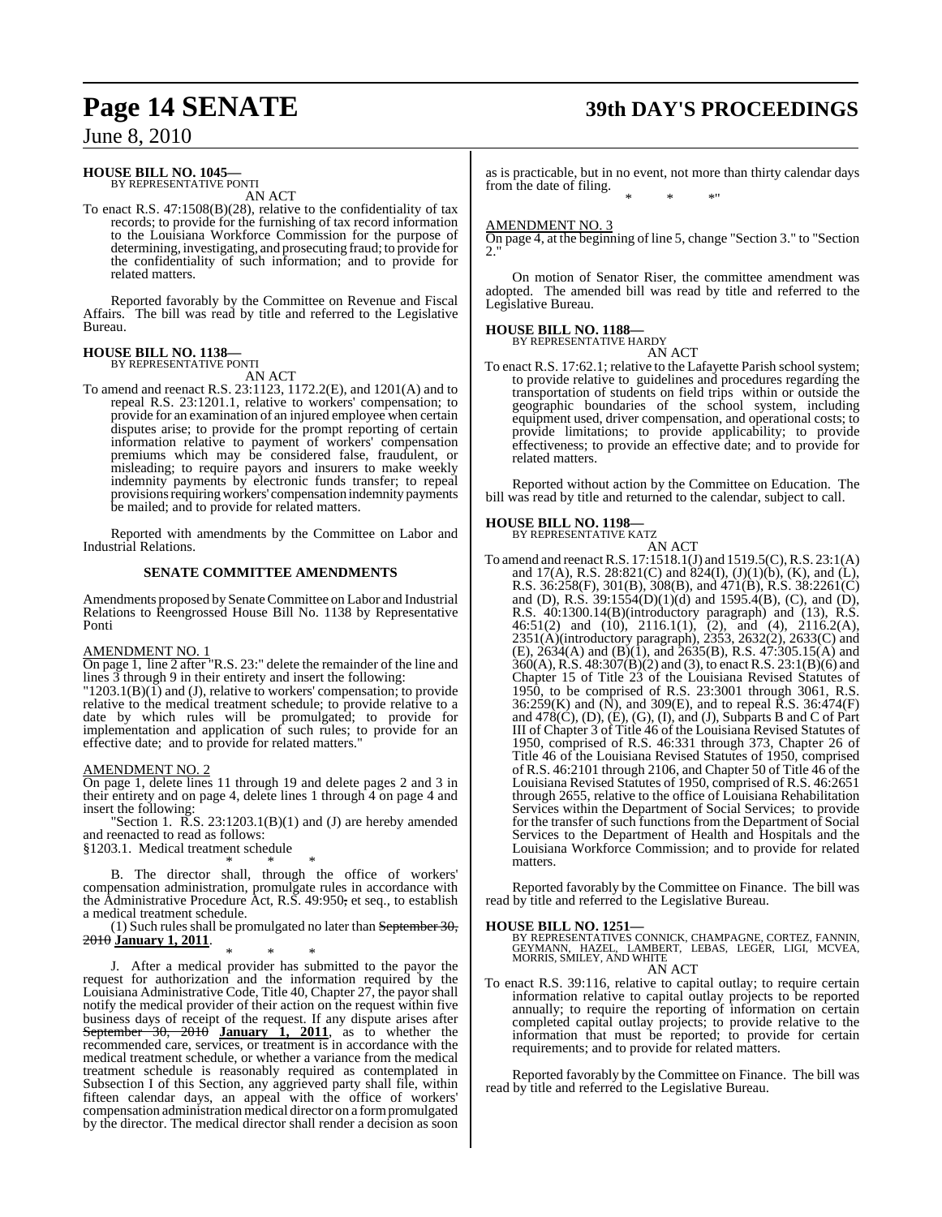**HOUSE BILL NO. 1045—**
BY REPRESENTATIVE PONTI

AN ACT

To enact R.S. 47:1508(B)(28), relative to the confidentiality of tax records; to provide for the furnishing of tax record information to the Louisiana Workforce Commission for the purpose of determining, investigating, and prosecuting fraud; to provide for the confidentiality of such information; and to provide for related matters.

Reported favorably by the Committee on Revenue and Fiscal Affairs. The bill was read by title and referred to the Legislative Bureau.

**HOUSE BILL NO. 1138—**
BY REPRESENTATIVE PONTI

AN ACT

To amend and reenact R.S. 23:1123, 1172.2(E), and 1201(A) and to repeal R.S. 23:1201.1, relative to workers' compensation; to provide for an examination of an injured employee when certain disputes arise; to provide for the prompt reporting of certain information relative to payment of workers' compensation premiums which may be considered false, fraudulent, or misleading; to require payors and insurers to make weekly indemnity payments by electronic funds transfer; to repeal provisions requiring workers' compensation indemnity payments be mailed; and to provide for related matters.

Reported with amendments by the Committee on Labor and Industrial Relations.

**SENATE COMMITTEE AMENDMENTS**

Amendments proposed by Senate Committee on Labor and Industrial Relations to Reengrossed House Bill No. 1138 by Representative Ponti

AMENDMENT NO. 1

On page 1, line 2 after "R.S. 23:" delete the remainder of the line and lines 3 through 9 in their entirety and insert the following:

"1203.1(B)(1) and (J), relative to workers' compensation; to provide relative to the medical treatment schedule; to provide relative to a date by which rules will be promulgated; to provide for implementation and application of such rules; to provide for an effective date; and to provide for related matters."

AMENDMENT NO. 2

On page 1, delete lines 11 through 19 and delete pages 2 and 3 in their entirety and on page 4, delete lines 1 through 4 on page 4 and insert the following:

"Section 1. R.S. 23:1203.1(B)(1) and (J) are hereby amended and reenacted to read as follows:

§1203.1. Medical treatment schedule

\* \* \*

B. The director shall, through the office of workers' compensation administration, promulgate rules in accordance with the Administrative Procedure Act, R.S. 49:950~~,~~ et seq., to establish a medical treatment schedule.

(1) Such rules shall be promulgated no later than ~~September 30, 2010~~ **January 1, 2011**.

\* \* \*

J. After a medical provider has submitted to the payor the request for authorization and the information required by the Louisiana Administrative Code, Title 40, Chapter 27, the payor shall notify the medical provider of their action on the request within five business days of receipt of the request. If any dispute arises after ~~September 30, 2010~~ **January 1, 2011**, as to whether the recommended care, services, or treatment is in accordance with the medical treatment schedule, or whether a variance from the medical treatment schedule is reasonably required as contemplated in Subsection I of this Section, any aggrieved party shall file, within fifteen calendar days, an appeal with the office of workers' compensation administration medical director on a form promulgated by the director. The medical director shall render a decision as soon as is practicable, but in no event, not more than thirty calendar days from the date of filing.

\* \* \*"

AMENDMENT NO. 3

On page 4, at the beginning of line 5, change "Section 3." to "Section 2."

On motion of Senator Riser, the committee amendment was adopted. The amended bill was read by title and referred to the Legislative Bureau.

**HOUSE BILL NO. 1188—**
BY REPRESENTATIVE HARDY

AN ACT

To enact R.S. 17:62.1; relative to the Lafayette Parish school system; to provide relative to guidelines and procedures regarding the transportation of students on field trips within or outside the geographic boundaries of the school system, including equipment used, driver compensation, and operational costs; to provide limitations; to provide applicability; to provide effectiveness; to provide an effective date; and to provide for related matters.

Reported without action by the Committee on Education. The bill was read by title and returned to the calendar, subject to call.

**HOUSE BILL NO. 1198—**
BY REPRESENTATIVE KATZ

AN ACT

To amend and reenact R.S. 17:1518.1(J) and 1519.5(C), R.S. 23:1(A) and 17(A), R.S. 28:821(C) and 824(I), (J)(1)(b), (K), and (L), R.S. 36:258(F), 301(B), 308(B), and 471(B), R.S. 38:2261(C) and (D), R.S. 39:1554(D)(1)(d) and 1595.4(B), (C), and (D), R.S. 40:1300.14(B)(introductory paragraph) and (13), R.S. 46:51(2) and (10), 2116.1(1), (2), and (4), 2116.2(A), 2351(A)(introductory paragraph), 2353, 2632(2), 2633(C) and (E), 2634(A) and (B)(1), and 2635(B), R.S. 47:305.15(A) and 360(A), R.S. 48:307(B)(2) and (3), to enact R.S. 23:1(B)(6) and Chapter 15 of Title 23 of the Louisiana Revised Statutes of 1950, to be comprised of R.S. 23:3001 through 3061, R.S. 36:259(K) and (N), and 309(E), and to repeal R.S. 36:474(F) and 478(C), (D), (E), (G), (I), and (J), Subparts B and C of Part III of Chapter 3 of Title 46 of the Louisiana Revised Statutes of 1950, comprised of R.S. 46:331 through 373, Chapter 26 of Title 46 of the Louisiana Revised Statutes of 1950, comprised of R.S. 46:2101 through 2106, and Chapter 50 of Title 46 of the Louisiana Revised Statutes of 1950, comprised of R.S. 46:2651 through 2655, relative to the office of Louisiana Rehabilitation Services within the Department of Social Services; to provide for the transfer of such functions from the Department of Social Services to the Department of Health and Hospitals and the Louisiana Workforce Commission; and to provide for related matters.

Reported favorably by the Committee on Finance. The bill was read by title and referred to the Legislative Bureau.

**HOUSE BILL NO. 1251—**
BY REPRESENTATIVES CONNICK, CHAMPAGNE, CORTEZ, FANNIN, GEYMANN, HAZEL, LAMBERT, LEBAS, LEGER, LIGI, MCVEA, MORRIS, SMILEY, AND WHITE

AN ACT

To enact R.S. 39:116, relative to capital outlay; to require certain information relative to capital outlay projects to be reported annually; to require the reporting of information on certain completed capital outlay projects; to provide relative to the information that must be reported; to provide for certain requirements; and to provide for related matters.

Reported favorably by the Committee on Finance. The bill was read by title and referred to the Legislative Bureau.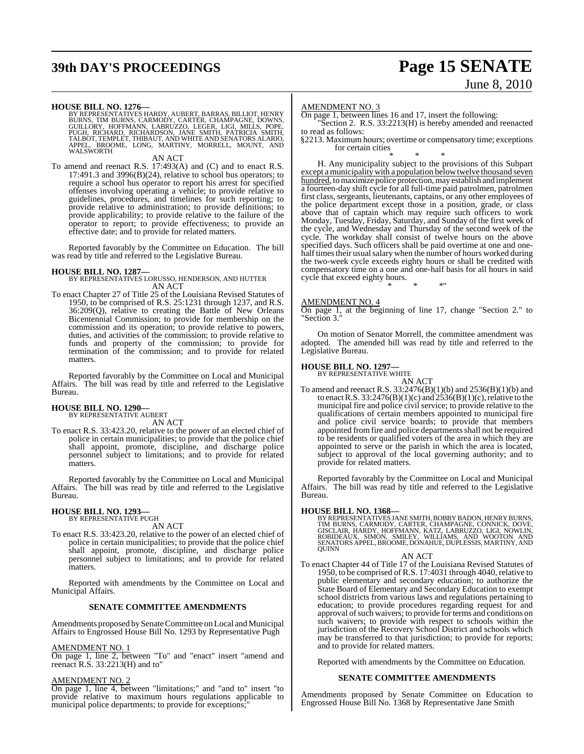**HOUSE BILL NO. 1276—**

BY REPRESENTATIVES HARDY, AUBERT, BARRAS, BILLIOT, HENRY BURNS, TIM BURNS, CARMODY, CARTER, CHAMPAGNE, DOWNS, GUILLORY, HOFFMANN, LABRUZZO, LEGER, LIGI, MILLS, POPE, PUGH, RICHARD, RICHARDSON, JANE SMITH, PATRICIA SMITH, TALBOT, TEMPLET, THIBAUT, AND WHITE AND SENATORS ALARIO, APPEL, BROOME, LONG, MARTINY, MORRELL, MOUNT, AND WALSWORTH

AN ACT

To amend and reenact R.S. 17:493(A) and (C) and to enact R.S. 17:491.3 and 3996(B)(24), relative to school bus operators; to require a school bus operator to report his arrest for specified offenses involving operating a vehicle; to provide relative to guidelines, procedures, and timelines for such reporting; to provide relative to administration; to provide definitions; to provide applicability; to provide relative to the failure of the operator to report; to provide effectiveness; to provide an effective date; and to provide for related matters.

Reported favorably by the Committee on Education. The bill was read by title and referred to the Legislative Bureau.

**HOUSE BILL NO. 1287—**

BY REPRESENTATIVES LORUSSO, HENDERSON, AND HUTTER

AN ACT

To enact Chapter 27 of Title 25 of the Louisiana Revised Statutes of 1950, to be comprised of R.S. 25:1231 through 1237, and R.S. 36:209(Q), relative to creating the Battle of New Orleans Bicentennial Commission; to provide for membership on the commission and its operation; to provide relative to powers, duties, and activities of the commission; to provide relative to funds and property of the commission; to provide for termination of the commission; and to provide for related matters.

Reported favorably by the Committee on Local and Municipal Affairs. The bill was read by title and referred to the Legislative Bureau.

**HOUSE BILL NO. 1290—**

BY REPRESENTATIVE AUBERT

AN ACT

To enact R.S. 33:423.20, relative to the power of an elected chief of police in certain municipalities; to provide that the police chief shall appoint, promote, discipline, and discharge police personnel subject to limitations; and to provide for related matters.

Reported favorably by the Committee on Local and Municipal Affairs. The bill was read by title and referred to the Legislative Bureau.

**HOUSE BILL NO. 1293—**

BY REPRESENTATIVE PUGH

AN ACT

To enact R.S. 33:423.20, relative to the power of an elected chief of police in certain municipalities; to provide that the police chief shall appoint, promote, discipline, and discharge police personnel subject to limitations; and to provide for related matters.

Reported with amendments by the Committee on Local and Municipal Affairs.

**SENATE COMMITTEE AMENDMENTS**

Amendments proposed by Senate Committee on Local and Municipal Affairs to Engrossed House Bill No. 1293 by Representative Pugh

AMENDMENT NO. 1

On page 1, line 2, between "To" and "enact" insert "amend and reenact R.S. 33:2213(H) and to"

AMENDMENT NO. 2

On page 1, line 4, between "limitations;" and "and to" insert "to provide relative to maximum hours regulations applicable to municipal police departments; to provide for exceptions;"

AMENDMENT NO. 3

On page 1, between lines 16 and 17, insert the following:

"Section 2. R.S. 33:2213(H) is hereby amended and reenacted to read as follows:

§2213. Maximum hours; overtime or compensatory time; exceptions for certain cities

\* \* \*

H. Any municipality subject to the provisions of this Subpart except a municipality with a population below twelve thousand seven hundred, to maximize police protection, may establish and implement a fourteen-day shift cycle for all full-time paid patrolmen, patrolmen first class, sergeants, lieutenants, captains, or any other employees of the police department except those in a position, grade, or class above that of captain which may require such officers to work Monday, Tuesday, Friday, Saturday, and Sunday of the first week of the cycle, and Wednesday and Thursday of the second week of the cycle. The workday shall consist of twelve hours on the above specified days. Such officers shall be paid overtime at one and one-half times their usual salary when the number of hours worked during the two-week cycle exceeds eighty hours or shall be credited with compensatory time on a one and one-half basis for all hours in said cycle that exceed eighty hours.

\* \* \*"

AMENDMENT NO. 4

On page 1, at the beginning of line 17, change "Section 2." to "Section 3."

On motion of Senator Morrell, the committee amendment was adopted. The amended bill was read by title and referred to the Legislative Bureau.

**HOUSE BILL NO. 1297—**

BY REPRESENTATIVE WHITE

AN ACT

To amend and reenact R.S. 33:2476(B)(1)(b) and 2536(B)(1)(b) and to enact R.S. 33:2476(B)(1)(c) and 2536(B)(1)(c), relative to the municipal fire and police civil service; to provide relative to the qualifications of certain members appointed to municipal fire and police civil service boards; to provide that members appointed from fire and police departments shall not be required to be residents or qualified voters of the area in which they are appointed to serve or the parish in which the area is located, subject to approval of the local governing authority; and to provide for related matters.

Reported favorably by the Committee on Local and Municipal Affairs. The bill was read by title and referred to the Legislative Bureau.

**HOUSE BILL NO. 1368—**

BY REPRESENTATIVES JANE SMITH, BOBBY BADON, HENRY BURNS, TIM BURNS, CARMODY, CARTER, CHAMPAGNE, CONNICK, DOVE, GISCLAIR, HARDY, HOFFMANN, KATZ, LABRUZZO, LIGI, NOWLIN, ROBIDEAUX, SIMON, SMILEY, WILLIAMS, AND WOOTON AND SENATORS APPEL, BROOME, DONAHUE, DUPLESSIS, MARTINY, AND QUINN

AN ACT

To enact Chapter 44 of Title 17 of the Louisiana Revised Statutes of 1950, to be comprised of R.S. 17:4031 through 4040, relative to public elementary and secondary education; to authorize the State Board of Elementary and Secondary Education to exempt school districts from various laws and regulations pertaining to education; to provide procedures regarding request for and approval of such waivers; to provide for terms and conditions on such waivers; to provide with respect to schools within the jurisdiction of the Recovery School District and schools which may be transferred to that jurisdiction; to provide for reports; and to provide for related matters.

Reported with amendments by the Committee on Education.

**SENATE COMMITTEE AMENDMENTS**

Amendments proposed by Senate Committee on Education to Engrossed House Bill No. 1368 by Representative Jane Smith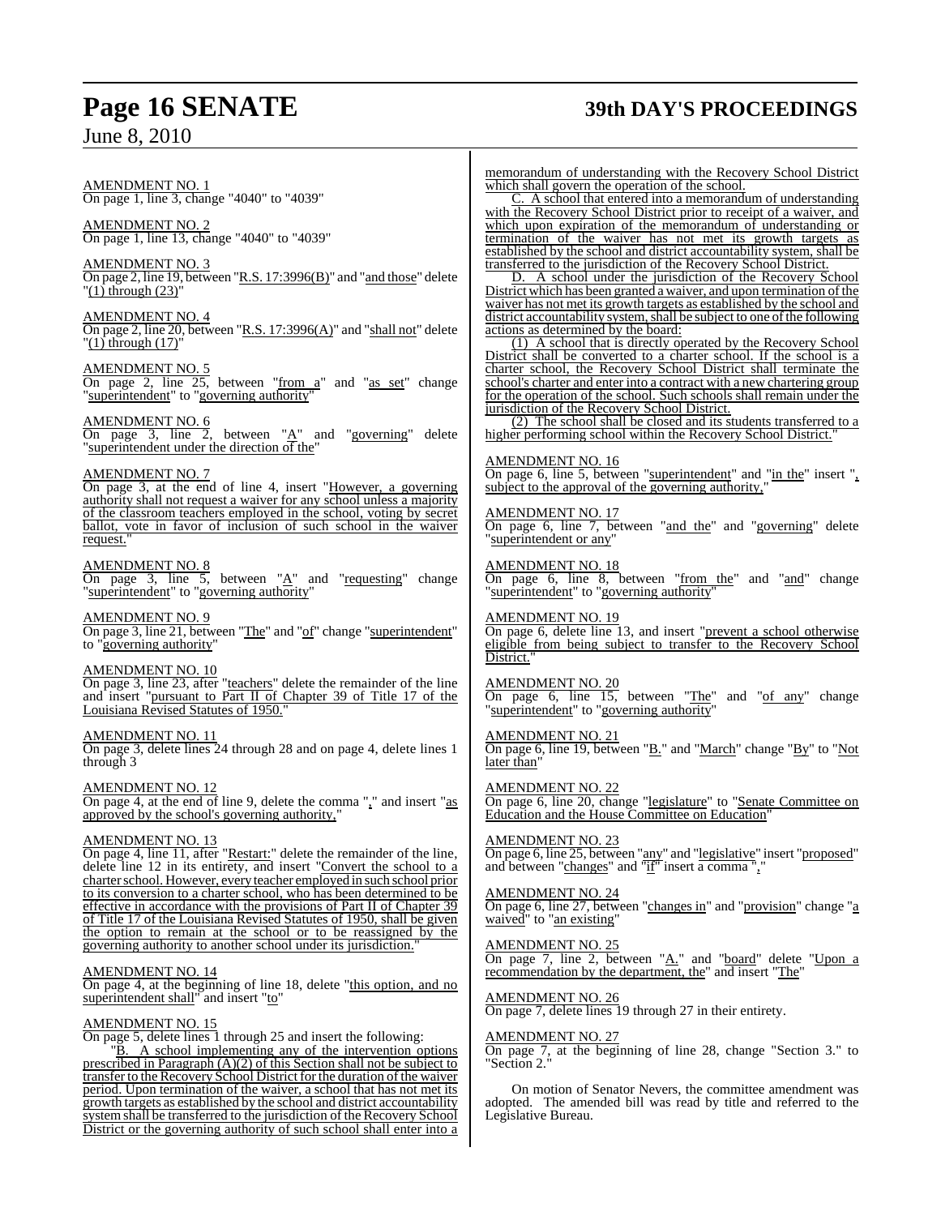AMENDMENT NO. 1
On page 1, line 3, change "4040" to "4039"

AMENDMENT NO. 2
On page 1, line 13, change "4040" to "4039"

AMENDMENT NO. 3
On page 2, line 19, between "R.S. 17:3996(B)" and "and those" delete "(1) through (23)"

AMENDMENT NO. 4
On page 2, line 20, between "R.S. 17:3996(A)" and "shall not" delete "(1) through (17)"

AMENDMENT NO. 5
On page 2, line 25, between "from a" and "as set" change "superintendent" to "governing authority"

AMENDMENT NO. 6
On page 3, line 2, between "A" and "governing" delete "superintendent under the direction of the"

AMENDMENT NO. 7
On page 3, at the end of line 4, insert "However, a governing authority shall not request a waiver for any school unless a majority of the classroom teachers employed in the school, voting by secret ballot, vote in favor of inclusion of such school in the waiver request."

AMENDMENT NO. 8
On page 3, line 5, between "A" and "requesting" change "superintendent" to "governing authority"

AMENDMENT NO. 9
On page 3, line 21, between "The" and "of" change "superintendent" to "governing authority"

AMENDMENT NO. 10
On page 3, line 23, after "teachers" delete the remainder of the line and insert "pursuant to Part II of Chapter 39 of Title 17 of the Louisiana Revised Statutes of 1950."

AMENDMENT NO. 11
On page 3, delete lines 24 through 28 and on page 4, delete lines 1 through 3

AMENDMENT NO. 12
On page 4, at the end of line 9, delete the comma "," and insert "as approved by the school's governing authority,"

AMENDMENT NO. 13
On page 4, line 11, after "Restart:" delete the remainder of the line, delete line 12 in its entirety, and insert "Convert the school to a charter school. However, every teacher employed in such school prior to its conversion to a charter school, who has been determined to be effective in accordance with the provisions of Part II of Chapter 39 of Title 17 of the Louisiana Revised Statutes of 1950, shall be given the option to remain at the school or to be reassigned by the governing authority to another school under its jurisdiction."

AMENDMENT NO. 14
On page 4, at the beginning of line 18, delete "this option, and no superintendent shall" and insert "to"

AMENDMENT NO. 15
On page 5, delete lines 1 through 25 and insert the following:

"B. A school implementing any of the intervention options prescribed in Paragraph (A)(2) of this Section shall not be subject to transfer to the Recovery School District for the duration of the waiver period. Upon termination of the waiver, a school that has not met its growth targets as established by the school and district accountability system shall be transferred to the jurisdiction of the Recovery School District or the governing authority of such school shall enter into a memorandum of understanding with the Recovery School District which shall govern the operation of the school.

C. A school that entered into a memorandum of understanding with the Recovery School District prior to receipt of a waiver, and which upon expiration of the memorandum of understanding or termination of the waiver has not met its growth targets as established by the school and district accountability system, shall be transferred to the jurisdiction of the Recovery School District.

D. A school under the jurisdiction of the Recovery School District which has been granted a waiver, and upon termination of the waiver has not met its growth targets as established by the school and district accountability system, shall be subject to one of the following actions as determined by the board:

(1) A school that is directly operated by the Recovery School District shall be converted to a charter school. If the school is a charter school, the Recovery School District shall terminate the school's charter and enter into a contract with a new chartering group for the operation of the school. Such schools shall remain under the jurisdiction of the Recovery School District.

(2) The school shall be closed and its students transferred to a higher performing school within the Recovery School District."

AMENDMENT NO. 16
On page 6, line 5, between "superintendent" and "in the" insert ", subject to the approval of the governing authority,"

AMENDMENT NO. 17
On page 6, line 7, between "and the" and "governing" delete "superintendent or any"

AMENDMENT NO. 18
On page 6, line 8, between "from the" and "and" change "superintendent" to "governing authority"

AMENDMENT NO. 19
On page 6, delete line 13, and insert "prevent a school otherwise eligible from being subject to transfer to the Recovery School District."

AMENDMENT NO. 20
On page 6, line 15, between "The" and "of any" change "superintendent" to "governing authority"

AMENDMENT NO. 21
On page 6, line 19, between "B." and "March" change "By" to "Not later than"

AMENDMENT NO. 22
On page 6, line 20, change "legislature" to "Senate Committee on Education and the House Committee on Education"

AMENDMENT NO. 23
On page 6, line 25, between "any" and "legislative" insert "proposed" and between "changes" and "if" insert a comma ","

AMENDMENT NO. 24
On page 6, line 27, between "changes in" and "provision" change "a waived" to "an existing"

AMENDMENT NO. 25
On page 7, line 2, between "A." and "board" delete "Upon a recommendation by the department, the" and insert "The"

AMENDMENT NO. 26
On page 7, delete lines 19 through 27 in their entirety.

AMENDMENT NO. 27
On page 7, at the beginning of line 28, change "Section 3." to "Section 2."

On motion of Senator Nevers, the committee amendment was adopted. The amended bill was read by title and referred to the Legislative Bureau.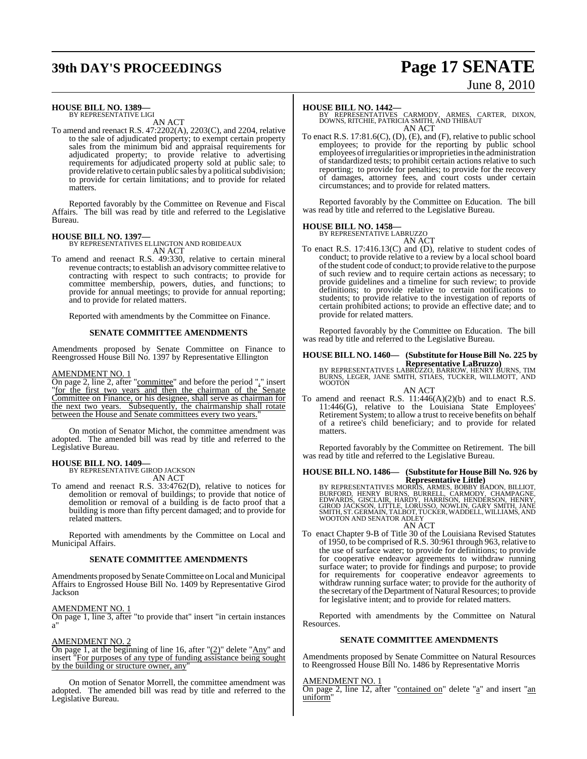**HOUSE BILL NO. 1389—**
BY REPRESENTATIVE LIGI

AN ACT

To amend and reenact R.S. 47:2202(A), 2203(C), and 2204, relative to the sale of adjudicated property; to exempt certain property sales from the minimum bid and appraisal requirements for adjudicated property; to provide relative to advertising requirements for adjudicated property sold at public sale; to provide relative to certain public sales by a political subdivision; to provide for certain limitations; and to provide for related matters.

Reported favorably by the Committee on Revenue and Fiscal Affairs. The bill was read by title and referred to the Legislative Bureau.

**HOUSE BILL NO. 1397—**
BY REPRESENTATIVES ELLINGTON AND ROBIDEAUX

AN ACT

To amend and reenact R.S. 49:330, relative to certain mineral revenue contracts; to establish an advisory committee relative to contracting with respect to such contracts; to provide for committee membership, powers, duties, and functions; to provide for annual meetings; to provide for annual reporting; and to provide for related matters.

Reported with amendments by the Committee on Finance.

**SENATE COMMITTEE AMENDMENTS**

Amendments proposed by Senate Committee on Finance to Reengrossed House Bill No. 1397 by Representative Ellington

AMENDMENT NO. 1

On page 2, line 2, after "committee" and before the period "." insert "for the first two years and then the chairman of the Senate Committee on Finance, or his designee, shall serve as chairman for the next two years. Subsequently, the chairmanship shall rotate between the House and Senate committees every two years."

On motion of Senator Michot, the committee amendment was adopted. The amended bill was read by title and referred to the Legislative Bureau.

**HOUSE BILL NO. 1409—**
BY REPRESENTATIVE GIROD JACKSON

AN ACT

To amend and reenact R.S. 33:4762(D), relative to notices for demolition or removal of buildings; to provide that notice of demolition or removal of a building is de facto proof that a building is more than fifty percent damaged; and to provide for related matters.

Reported with amendments by the Committee on Local and Municipal Affairs.

**SENATE COMMITTEE AMENDMENTS**

Amendments proposed by Senate Committee on Local and Municipal Affairs to Engrossed House Bill No. 1409 by Representative Girod Jackson

AMENDMENT NO. 1

On page 1, line 3, after "to provide that" insert "in certain instances a"

AMENDMENT NO. 2

On page 1, at the beginning of line 16, after "(2)" delete "Any" and insert "For purposes of any type of funding assistance being sought by the building or structure owner, any"

On motion of Senator Morrell, the committee amendment was adopted. The amended bill was read by title and referred to the Legislative Bureau.

**HOUSE BILL NO. 1442—**
BY REPRESENTATIVES CARMODY, ARMES, CARTER, DIXON, DOWNS, RITCHIE, PATRICIA SMITH, AND THIBAUT

AN ACT

To enact R.S. 17:81.6(C), (D), (E), and (F), relative to public school employees; to provide for the reporting by public school employees of irregularities or improprieties in the administration of standardized tests; to prohibit certain actions relative to such reporting; to provide for penalties; to provide for the recovery of damages, attorney fees, and court costs under certain circumstances; and to provide for related matters.

Reported favorably by the Committee on Education. The bill was read by title and referred to the Legislative Bureau.

**HOUSE BILL NO. 1458—**
BY REPRESENTATIVE LABRUZZO

AN ACT

To enact R.S. 17:416.13(C) and (D), relative to student codes of conduct; to provide relative to a review by a local school board of the student code of conduct; to provide relative to the purpose of such review and to require certain actions as necessary; to provide guidelines and a timeline for such review; to provide definitions; to provide relative to certain notifications to students; to provide relative to the investigation of reports of certain prohibited actions; to provide an effective date; and to provide for related matters.

Reported favorably by the Committee on Education. The bill was read by title and referred to the Legislative Bureau.

**HOUSE BILL NO. 1460— (Substitute for House Bill No. 225 by Representative LaBruzzo)**
BY REPRESENTATIVES LABRUZZO, BARROW, HENRY BURNS, TIM BURNS, LEGER, JANE SMITH, STIAES, TUCKER, WILLMOTT, AND WOOTON

AN ACT

To amend and reenact R.S. 11:446(A)(2)(b) and to enact R.S. 11:446(G), relative to the Louisiana State Employees' Retirement System; to allow a trust to receive benefits on behalf of a retiree's child beneficiary; and to provide for related matters.

Reported favorably by the Committee on Retirement. The bill was read by title and referred to the Legislative Bureau.

**HOUSE BILL NO. 1486— (Substitute for House Bill No. 926 by Representative Little)**
BY REPRESENTATIVES MORRIS, ARMES, BOBBY BADON, BILLIOT, BURFORD, HENRY BURNS, BURRELL, CARMODY, CHAMPAGNE, EDWARDS, GISCLAIR, HARDY, HARRISON, HENDERSON, HENRY, GIROD JACKSON, LITTLE, LORUSSO, NOWLIN, GARY SMITH, JANE SMITH, ST. GERMAIN, TALBOT, TUCKER, WADDELL, WILLIAMS, AND WOOTON AND SENATOR ADLEY

AN ACT

To enact Chapter 9-B of Title 30 of the Louisiana Revised Statutes of 1950, to be comprised of R.S. 30:961 through 963, relative to the use of surface water; to provide for definitions; to provide for cooperative endeavor agreements to withdraw running surface water; to provide for findings and purpose; to provide for requirements for cooperative endeavor agreements to withdraw running surface water; to provide for the authority of the secretary of the Department of Natural Resources; to provide for legislative intent; and to provide for related matters.

Reported with amendments by the Committee on Natural Resources.

**SENATE COMMITTEE AMENDMENTS**

Amendments proposed by Senate Committee on Natural Resources to Reengrossed House Bill No. 1486 by Representative Morris

AMENDMENT NO. 1

On page 2, line 12, after "contained on" delete "a" and insert "an uniform"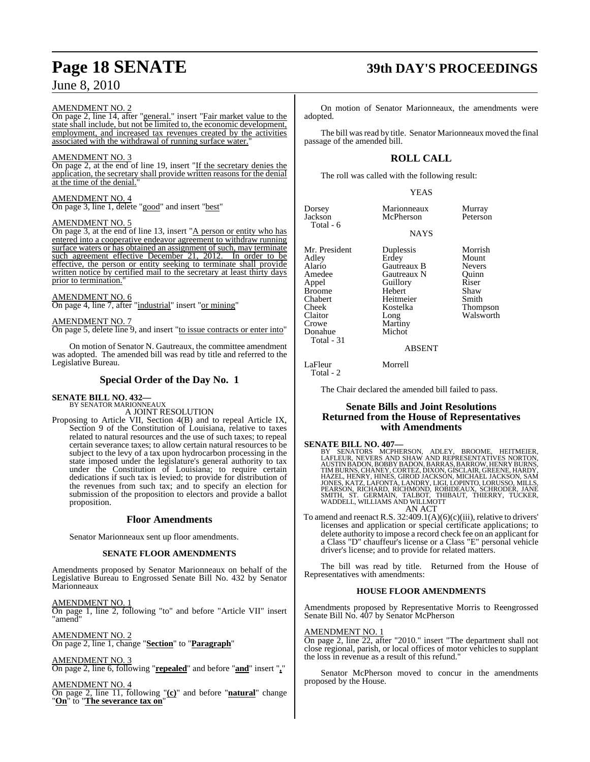AMENDMENT NO. 2

On page 2, line 14, after "general." insert "Fair market value to the state shall include, but not be limited to, the economic development, employment, and increased tax revenues created by the activities associated with the withdrawal of running surface water."

AMENDMENT NO. 3

On page 2, at the end of line 19, insert "If the secretary denies the application, the secretary shall provide written reasons for the denial at the time of the denial."

AMENDMENT NO. 4

On page 3, line 1, delete "good" and insert "best"

AMENDMENT NO. 5

On page 3, at the end of line 13, insert "A person or entity who has entered into a cooperative endeavor agreement to withdraw running surface waters or has obtained an assignment of such, may terminate such agreement effective December 21, 2012. In order to be effective, the person or entity seeking to terminate shall provide written notice by certified mail to the secretary at least thirty days prior to termination."

AMENDMENT NO. 6

On page 4, line 7, after "industrial" insert "or mining"

AMENDMENT NO. 7

On page 5, delete line 9, and insert "to issue contracts or enter into"

On motion of Senator N. Gautreaux, the committee amendment was adopted. The amended bill was read by title and referred to the Legislative Bureau.

## Special Order of the Day No. 1

**SENATE BILL NO. 432—**
BY SENATOR MARIONNEAUX
A JOINT RESOLUTION

Proposing to Article VII, Section 4(B) and to repeal Article IX, Section 9 of the Constitution of Louisiana, relative to taxes related to natural resources and the use of such taxes; to repeal certain severance taxes; to allow certain natural resources to be subject to the levy of a tax upon hydrocarbon processing in the state imposed under the legislature's general authority to tax under the Constitution of Louisiana; to require certain dedications if such tax is levied; to provide for distribution of the revenues from such tax; and to specify an election for submission of the proposition to electors and provide a ballot proposition.

### Floor Amendments

Senator Marionneaux sent up floor amendments.

#### SENATE FLOOR AMENDMENTS

Amendments proposed by Senator Marionneaux on behalf of the Legislative Bureau to Engrossed Senate Bill No. 432 by Senator Marionneaux

AMENDMENT NO. 1

On page 1, line 2, following "to" and before "Article VII" insert "amend"

AMENDMENT NO. 2

On page 2, line 1, change "**Section**" to "**Paragraph**"

AMENDMENT NO. 3

On page 2, line 6, following "**repealed**" and before "**and**" insert "**,**"

AMENDMENT NO. 4

On page 2, line 11, following "**(c)**" and before "**natural**" change "**On**" to "**The severance tax on**"

On motion of Senator Marionneaux, the amendments were adopted.

The bill was read by title. Senator Marionneaux moved the final passage of the amended bill.

## ROLL CALL

The roll was called with the following result:

YEAS

| | | |
|---|---|---|
| Dorsey | Marionneaux | Murray |
| Jackson | McPherson | Peterson |
| Total - 6 | | |

NAYS

| | | |
|---|---|---|
| Mr. President | Duplessis | Morrish |
| Adley | Erdey | Mount |
| Alario | Gautreaux B | Nevers |
| Amedee | Gautreaux N | Quinn |
| Appel | Guillory | Riser |
| Broome | Hebert | Shaw |
| Chabert | Heitmeier | Smith |
| Cheek | Kostelka | Thompson |
| Claitor | Long | Walsworth |
| Crowe | Martiny | |
| Donahue | Michot | |
| Total - 31 | | |

ABSENT

| | |
|---|---|
| LaFleur | Morrell |
| Total - 2 | |

The Chair declared the amended bill failed to pass.

## Senate Bills and Joint Resolutions Returned from the House of Representatives with Amendments

**SENATE BILL NO. 407—**
BY SENATORS MCPHERSON, ADLEY, BROOME, HEITMEIER, LAFLEUR, NEVERS AND SHAW AND REPRESENTATIVES NORTON, AUSTIN BADON, BOBBY BADON, BARRAS, BARROW, HENRY BURNS, TIM BURNS, CHANEY, CORTEZ, DIXON, GISCLAIR, GREENE, HARDY, HAZEL, HENRY, HINES, GIROD JACKSON, MICHAEL JACKSON, SAM JONES, KATZ, LAFONTA, LANDRY, LIGI, LOPINTO, LORUSSO, MILLS, PEARSON, RICHARD, RICHMOND, ROBIDEAUX, SCHRODER, JANE SMITH, ST. GERMAIN, TALBOT, THIBAUT, THIERRY, TUCKER, WADDELL, WILLIAMS AND WILLMOTT
AN ACT

To amend and reenact R.S. 32:409.1(A)(6)(c)(iii), relative to drivers' licenses and application or special certificate applications; to delete authority to impose a record check fee on an applicant for a Class "D" chauffeur's license or a Class "E" personal vehicle driver's license; and to provide for related matters.

The bill was read by title. Returned from the House of Representatives with amendments:

#### HOUSE FLOOR AMENDMENTS

Amendments proposed by Representative Morris to Reengrossed Senate Bill No. 407 by Senator McPherson

AMENDMENT NO. 1

On page 2, line 22, after "2010." insert "The department shall not close regional, parish, or local offices of motor vehicles to supplant the loss in revenue as a result of this refund."

Senator McPherson moved to concur in the amendments proposed by the House.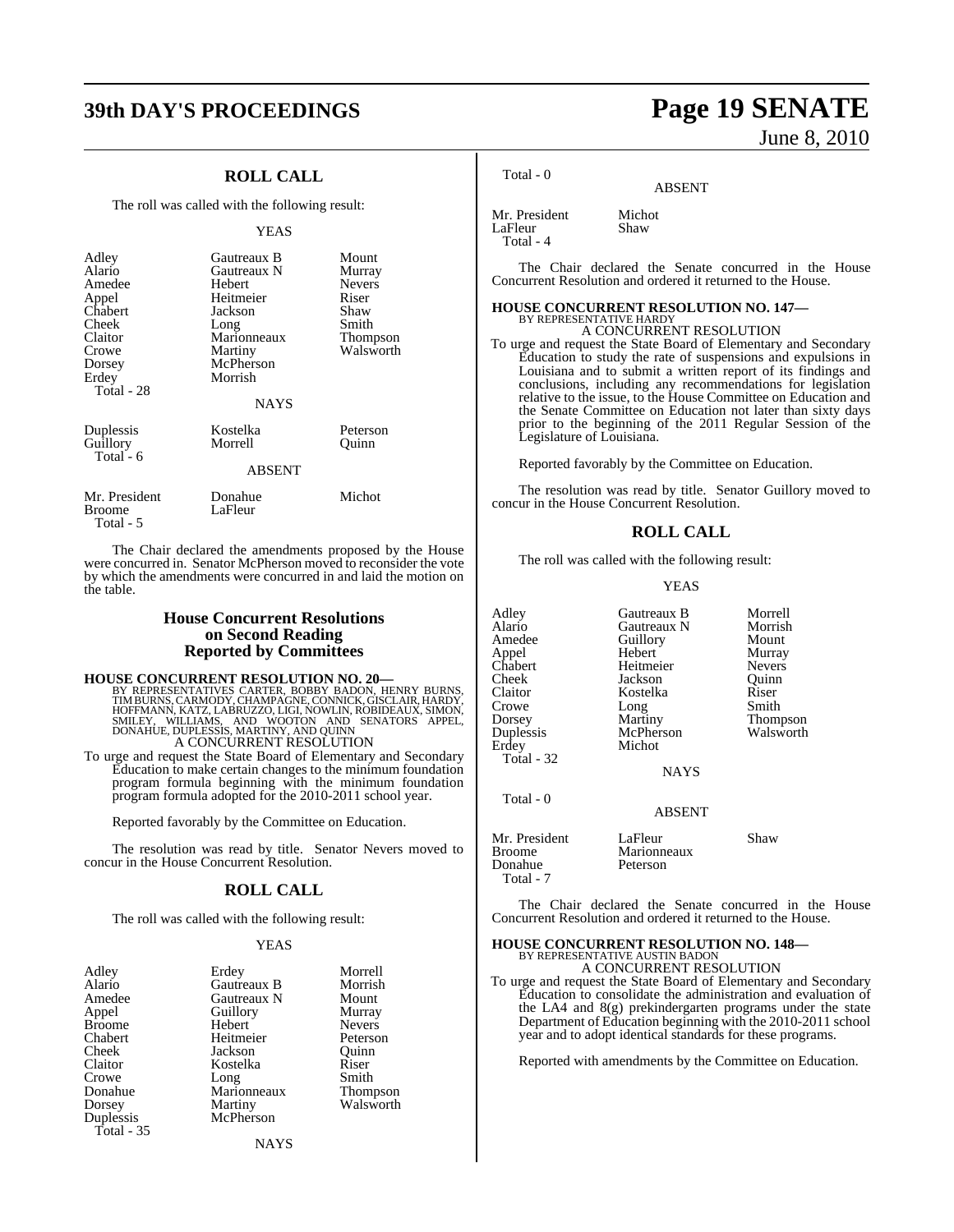## ROLL CALL

The roll was called with the following result:

YEAS

| | | |
|---|---|---|
| Adley | Gautreaux B | Mount |
| Alario | Gautreaux N | Murray |
| Amedee | Hebert | Nevers |
| Appel | Heitmeier | Riser |
| Chabert | Jackson | Shaw |
| Cheek | Long | Smith |
| Claitor | Marionneaux | Thompson |
| Crowe | Martiny | Walsworth |
| Dorsey | McPherson | |
| Erdey | Morrish | |
| Total - 28 | | |

NAYS

| | | |
|---|---|---|
| Duplessis | Kostelka | Peterson |
| Guillory | Morrell | Quinn |
| Total - 6 | | |

ABSENT

| | | |
|---|---|---|
| Mr. President | Donahue | Michot |
| Broome | LaFleur | |
| Total - 5 | | |

The Chair declared the amendments proposed by the House were concurred in. Senator McPherson moved to reconsider the vote by which the amendments were concurred in and laid the motion on the table.

## House Concurrent Resolutions on Second Reading Reported by Committees

**HOUSE CONCURRENT RESOLUTION NO. 20—**
BY REPRESENTATIVES CARTER, BOBBY BADON, HENRY BURNS, TIM BURNS, CARMODY, CHAMPAGNE, CONNICK, GISCLAIR, HARDY, HOFFMANN, KATZ, LABRUZZO, LIGI, NOWLIN, ROBIDEAUX, SIMON, SMILEY, WILLIAMS, AND WOOTON AND SENATORS APPEL, DONAHUE, DUPLESSIS, MARTINY, AND QUINN
A CONCURRENT RESOLUTION
To urge and request the State Board of Elementary and Secondary Education to make certain changes to the minimum foundation program formula beginning with the minimum foundation program formula adopted for the 2010-2011 school year.

Reported favorably by the Committee on Education.

The resolution was read by title. Senator Nevers moved to concur in the House Concurrent Resolution.

## ROLL CALL

The roll was called with the following result:

YEAS

| | | |
|---|---|---|
| Adley | Erdey | Morrell |
| Alario | Gautreaux B | Morrish |
| Amedee | Gautreaux N | Mount |
| Appel | Guillory | Murray |
| Broome | Hebert | Nevers |
| Chabert | Heitmeier | Peterson |
| Cheek | Jackson | Quinn |
| Claitor | Kostelka | Riser |
| Crowe | Long | Smith |
| Donahue | Marionneaux | Thompson |
| Dorsey | Martiny | Walsworth |
| Duplessis | McPherson | |
| Total - 35 | | |

NAYS

Total - 0

ABSENT

| | |
|---|---|
| Mr. President | Michot |
| LaFleur | Shaw |
| Total - 4 | |

The Chair declared the Senate concurred in the House Concurrent Resolution and ordered it returned to the House.

**HOUSE CONCURRENT RESOLUTION NO. 147—**
BY REPRESENTATIVE HARDY
A CONCURRENT RESOLUTION
To urge and request the State Board of Elementary and Secondary Education to study the rate of suspensions and expulsions in Louisiana and to submit a written report of its findings and conclusions, including any recommendations for legislation relative to the issue, to the House Committee on Education and the Senate Committee on Education not later than sixty days prior to the beginning of the 2011 Regular Session of the Legislature of Louisiana.

Reported favorably by the Committee on Education.

The resolution was read by title. Senator Guillory moved to concur in the House Concurrent Resolution.

## ROLL CALL

The roll was called with the following result:

YEAS

| | | |
|---|---|---|
| Adley | Gautreaux B | Morrell |
| Alario | Gautreaux N | Morrish |
| Amedee | Guillory | Mount |
| Appel | Hebert | Murray |
| Chabert | Heitmeier | Nevers |
| Cheek | Jackson | Quinn |
| Claitor | Kostelka | Riser |
| Crowe | Long | Smith |
| Dorsey | Martiny | Thompson |
| Duplessis | McPherson | Walsworth |
| Erdey | Michot | |
| Total - 32 | | |

NAYS

Total - 0

ABSENT

| | | |
|---|---|---|
| Mr. President | LaFleur | Shaw |
| Broome | Marionneaux | |
| Donahue | Peterson | |
| Total - 7 | | |

The Chair declared the Senate concurred in the House Concurrent Resolution and ordered it returned to the House.

**HOUSE CONCURRENT RESOLUTION NO. 148—**
BY REPRESENTATIVE AUSTIN BADON
A CONCURRENT RESOLUTION
To urge and request the State Board of Elementary and Secondary Education to consolidate the administration and evaluation of the LA4 and 8(g) prekindergarten programs under the state Department of Education beginning with the 2010-2011 school year and to adopt identical standards for these programs.

Reported with amendments by the Committee on Education.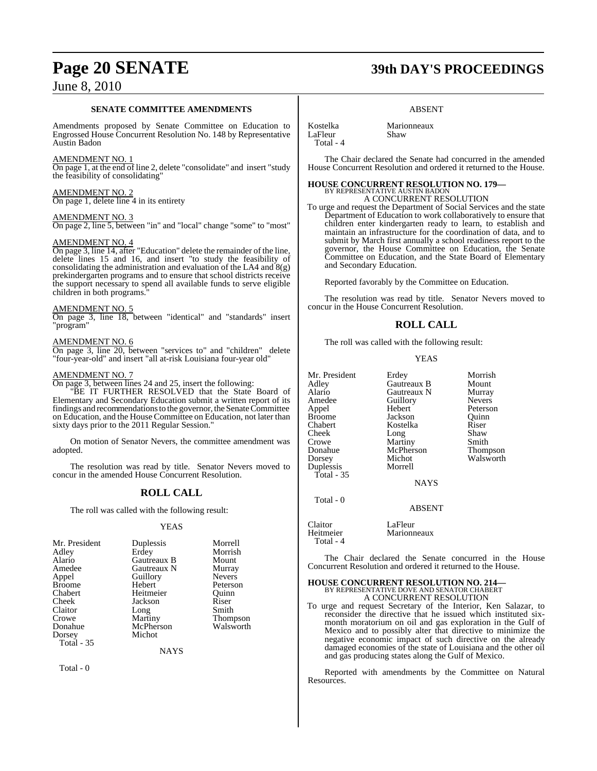**SENATE COMMITTEE AMENDMENTS**

Amendments proposed by Senate Committee on Education to Engrossed House Concurrent Resolution No. 148 by Representative Austin Badon

AMENDMENT NO. 1

On page 1, at the end of line 2, delete "consolidate" and insert "study the feasibility of consolidating"

AMENDMENT NO. 2

On page 1, delete line 4 in its entirety

AMENDMENT NO. 3

On page 2, line 5, between "in" and "local" change "some" to "most"

AMENDMENT NO. 4

On page 3, line 14, after "Education" delete the remainder of the line, delete lines 15 and 16, and insert "to study the feasibility of consolidating the administration and evaluation of the LA4 and 8(g) prekindergarten programs and to ensure that school districts receive the support necessary to spend all available funds to serve eligible children in both programs."

AMENDMENT NO. 5

On page 3, line 18, between "identical" and "standards" insert "program"

AMENDMENT NO. 6

On page 3, line 20, between "services to" and "children" delete "four-year-old" and insert "all at-risk Louisiana four-year old"

AMENDMENT NO. 7

On page 3, between lines 24 and 25, insert the following:

"BE IT FURTHER RESOLVED that the State Board of Elementary and Secondary Education submit a written report of its findings and recommendations to the governor, the Senate Committee on Education, and the House Committee on Education, not later than sixty days prior to the 2011 Regular Session."

On motion of Senator Nevers, the committee amendment was adopted.

The resolution was read by title. Senator Nevers moved to concur in the amended House Concurrent Resolution.

## ROLL CALL

The roll was called with the following result:

YEAS

| | | |
|---|---|---|
| Mr. President | Duplessis | Morrell |
| Adley | Erdey | Morrish |
| Alario | Gautreaux B | Mount |
| Amedee | Gautreaux N | Murray |
| Appel | Guillory | Nevers |
| Broome | Hebert | Peterson |
| Chabert | Heitmeier | Quinn |
| Cheek | Jackson | Riser |
| Claitor | Long | Smith |
| Crowe | Martiny | Thompson |
| Donahue | McPherson | Walsworth |
| Dorsey | Michot | |

Total - 35

NAYS

Total - 0

ABSENT

| | |
|---|---|
| Kostelka | Marionneaux |
| LaFleur | Shaw |

Total - 4

The Chair declared the Senate had concurred in the amended House Concurrent Resolution and ordered it returned to the House.

**HOUSE CONCURRENT RESOLUTION NO. 179—**
BY REPRESENTATIVE AUSTIN BADON
A CONCURRENT RESOLUTION

To urge and request the Department of Social Services and the state Department of Education to work collaboratively to ensure that children enter kindergarten ready to learn, to establish and maintain an infrastructure for the coordination of data, and to submit by March first annually a school readiness report to the governor, the House Committee on Education, the Senate Committee on Education, and the State Board of Elementary and Secondary Education.

Reported favorably by the Committee on Education.

The resolution was read by title. Senator Nevers moved to concur in the House Concurrent Resolution.

## ROLL CALL

The roll was called with the following result:

YEAS

| | | |
|---|---|---|
| Mr. President | Erdey | Morrish |
| Adley | Gautreaux B | Mount |
| Alario | Gautreaux N | Murray |
| Amedee | Guillory | Nevers |
| Appel | Hebert | Peterson |
| Broome | Jackson | Quinn |
| Chabert | Kostelka | Riser |
| Cheek | Long | Shaw |
| Crowe | Martiny | Smith |
| Donahue | McPherson | Thompson |
| Dorsey | Michot | Walsworth |
| Duplessis | Morrell | |

Total - 35

NAYS

Total - 0

ABSENT

| | |
|---|---|
| Claitor | LaFleur |
| Heitmeier | Marionneaux |

Total - 4

The Chair declared the Senate concurred in the House Concurrent Resolution and ordered it returned to the House.

**HOUSE CONCURRENT RESOLUTION NO. 214—**
BY REPRESENTATIVE DOVE AND SENATOR CHABERT
A CONCURRENT RESOLUTION

To urge and request Secretary of the Interior, Ken Salazar, to reconsider the directive that he issued which instituted six-month moratorium on oil and gas exploration in the Gulf of Mexico and to possibly alter that directive to minimize the negative economic impact of such directive on the already damaged economies of the state of Louisiana and the other oil and gas producing states along the Gulf of Mexico.

Reported with amendments by the Committee on Natural Resources.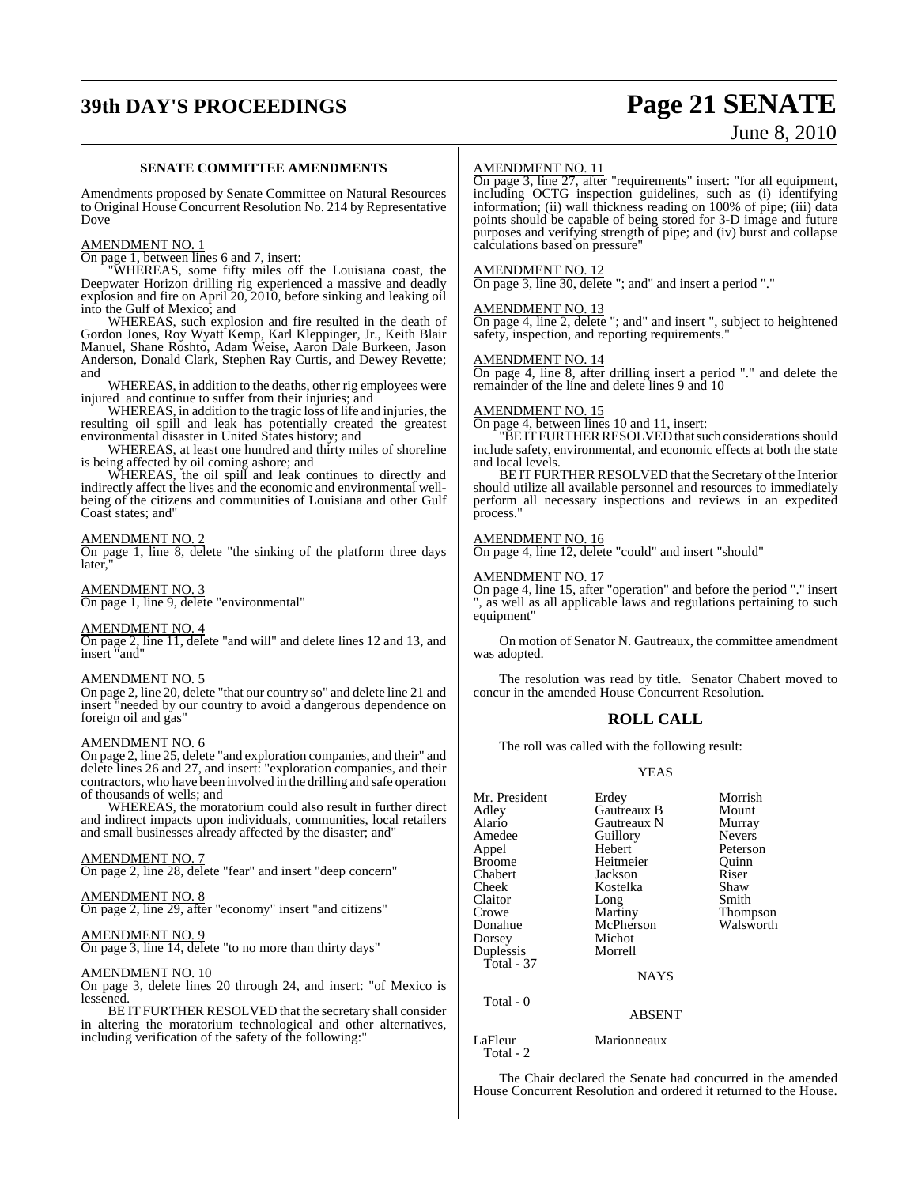**SENATE COMMITTEE AMENDMENTS**

Amendments proposed by Senate Committee on Natural Resources to Original House Concurrent Resolution No. 214 by Representative Dove

AMENDMENT NO. 1

On page 1, between lines 6 and 7, insert:

"WHEREAS, some fifty miles off the Louisiana coast, the Deepwater Horizon drilling rig experienced a massive and deadly explosion and fire on April 20, 2010, before sinking and leaking oil into the Gulf of Mexico; and

WHEREAS, such explosion and fire resulted in the death of Gordon Jones, Roy Wyatt Kemp, Karl Kleppinger, Jr., Keith Blair Manuel, Shane Roshto, Adam Weise, Aaron Dale Burkeen, Jason Anderson, Donald Clark, Stephen Ray Curtis, and Dewey Revette; and

WHEREAS, in addition to the deaths, other rig employees were injured and continue to suffer from their injuries; and

WHEREAS, in addition to the tragic loss of life and injuries, the resulting oil spill and leak has potentially created the greatest environmental disaster in United States history; and

WHEREAS, at least one hundred and thirty miles of shoreline is being affected by oil coming ashore; and

WHEREAS, the oil spill and leak continues to directly and indirectly affect the lives and the economic and environmental well-being of the citizens and communities of Louisiana and other Gulf Coast states; and"

AMENDMENT NO. 2

On page 1, line 8, delete "the sinking of the platform three days later,"

AMENDMENT NO. 3

On page 1, line 9, delete "environmental"

AMENDMENT NO. 4

On page 2, line 11, delete "and will" and delete lines 12 and 13, and insert "and"

AMENDMENT NO. 5

On page 2, line 20, delete "that our country so" and delete line 21 and insert "needed by our country to avoid a dangerous dependence on foreign oil and gas"

AMENDMENT NO. 6

On page 2, line 25, delete "and exploration companies, and their" and delete lines 26 and 27, and insert: "exploration companies, and their contractors, who have been involved in the drilling and safe operation of thousands of wells; and

WHEREAS, the moratorium could also result in further direct and indirect impacts upon individuals, communities, local retailers and small businesses already affected by the disaster; and"

AMENDMENT NO. 7

On page 2, line 28, delete "fear" and insert "deep concern"

AMENDMENT NO. 8

On page 2, line 29, after "economy" insert "and citizens"

AMENDMENT NO. 9

On page 3, line 14, delete "to no more than thirty days"

AMENDMENT NO. 10

On page 3, delete lines 20 through 24, and insert: "of Mexico is lessened.

BE IT FURTHER RESOLVED that the secretary shall consider in altering the moratorium technological and other alternatives, including verification of the safety of the following:"

AMENDMENT NO. 11

On page 3, line 27, after "requirements" insert: "for all equipment, including OCTG inspection guidelines, such as (i) identifying information; (ii) wall thickness reading on 100% of pipe; (iii) data points should be capable of being stored for 3-D image and future purposes and verifying strength of pipe; and (iv) burst and collapse calculations based on pressure"

AMENDMENT NO. 12

On page 3, line 30, delete "; and" and insert a period "."

AMENDMENT NO. 13

On page 4, line 2, delete "; and" and insert ", subject to heightened safety, inspection, and reporting requirements."

AMENDMENT NO. 14

On page 4, line 8, after drilling insert a period "." and delete the remainder of the line and delete lines 9 and 10

AMENDMENT NO. 15

On page 4, between lines 10 and 11, insert:

"BE IT FURTHER RESOLVED that such considerations should include safety, environmental, and economic effects at both the state and local levels.

BE IT FURTHER RESOLVED that the Secretary of the Interior should utilize all available personnel and resources to immediately perform all necessary inspections and reviews in an expedited process."

AMENDMENT NO. 16

On page 4, line 12, delete "could" and insert "should"

AMENDMENT NO. 17

On page 4, line 15, after "operation" and before the period "." insert ", as well as all applicable laws and regulations pertaining to such equipment"

On motion of Senator N. Gautreaux, the committee amendment was adopted.

The resolution was read by title. Senator Chabert moved to concur in the amended House Concurrent Resolution.

## ROLL CALL

The roll was called with the following result:

YEAS

| | | |
|---|---|---|
| Mr. President | Erdey | Morrish |
| Adley | Gautreaux B | Mount |
| Alario | Gautreaux N | Murray |
| Amedee | Guillory | Nevers |
| Appel | Hebert | Peterson |
| Broome | Heitmeier | Quinn |
| Chabert | Jackson | Riser |
| Cheek | Kostelka | Shaw |
| Claitor | Long | Smith |
| Crowe | Martiny | Thompson |
| Donahue | McPherson | Walsworth |
| Dorsey | Michot | |
| Duplessis | Morrell | |

Total - 37

NAYS

Total - 0

ABSENT

| | |
|---|---|
| LaFleur | Marionneaux |

Total - 2

The Chair declared the Senate had concurred in the amended House Concurrent Resolution and ordered it returned to the House.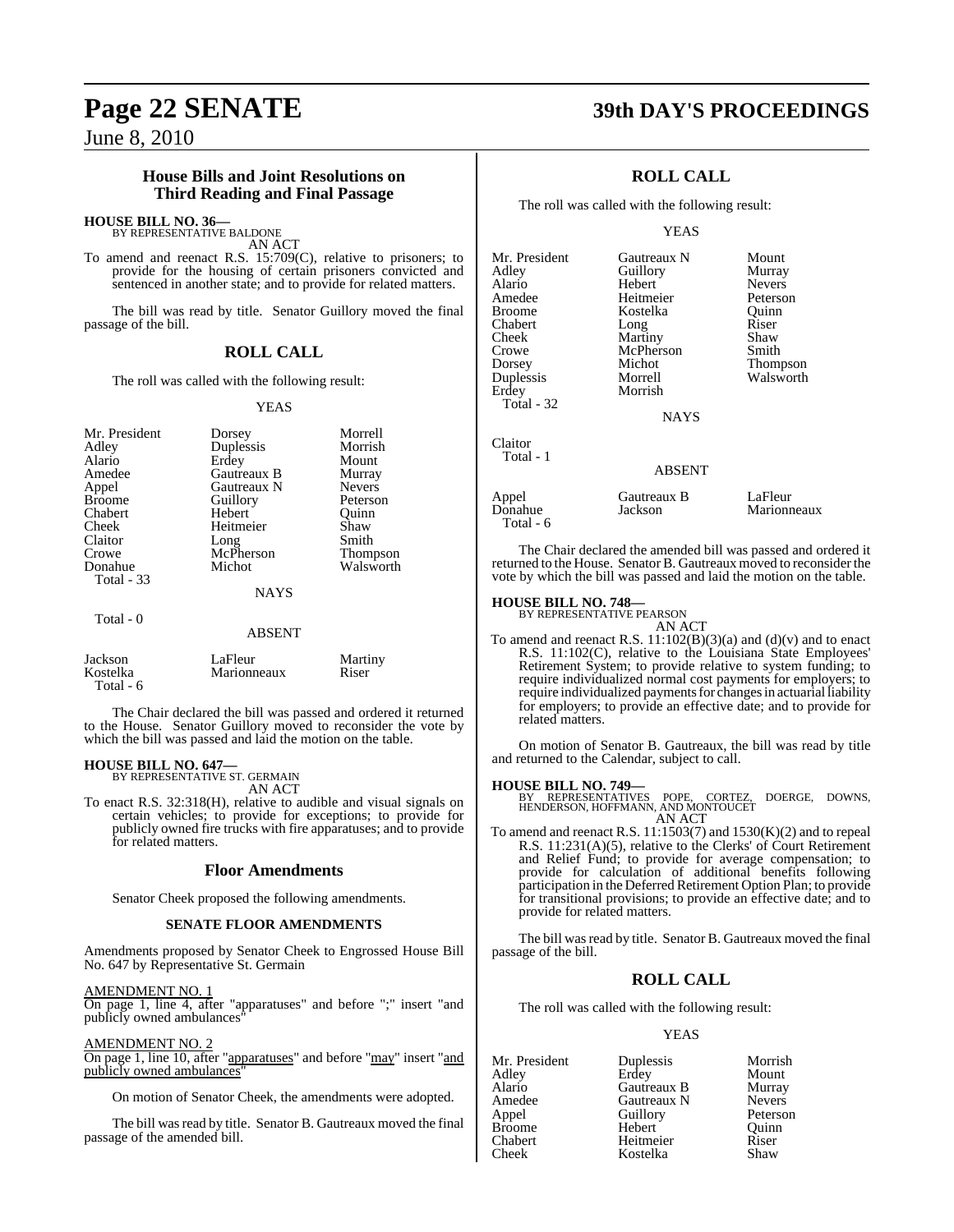## House Bills and Joint Resolutions on Third Reading and Final Passage

**HOUSE BILL NO. 36—**
BY REPRESENTATIVE BALDONE

AN ACT

To amend and reenact R.S. 15:709(C), relative to prisoners; to provide for the housing of certain prisoners convicted and sentenced in another state; and to provide for related matters.

The bill was read by title. Senator Guillory moved the final passage of the bill.

## ROLL CALL

The roll was called with the following result:

YEAS

| | | |
|---|---|---|
| Mr. President | Dorsey | Morrell |
| Adley | Duplessis | Morrish |
| Alario | Erdey | Mount |
| Amedee | Gautreaux B | Murray |
| Appel | Gautreaux N | Nevers |
| Broome | Guillory | Peterson |
| Chabert | Hebert | Quinn |
| Cheek | Heitmeier | Shaw |
| Claitor | Long | Smith |
| Crowe | McPherson | Thompson |
| Donahue | Michot | Walsworth |

Total - 33

NAYS

Total - 0

ABSENT

| | | |
|---|---|---|
| Jackson | LaFleur | Martiny |
| Kostelka | Marionneaux | Riser |

Total - 6

The Chair declared the bill was passed and ordered it returned to the House. Senator Guillory moved to reconsider the vote by which the bill was passed and laid the motion on the table.

**HOUSE BILL NO. 647—**
BY REPRESENTATIVE ST. GERMAIN

AN ACT

To enact R.S. 32:318(H), relative to audible and visual signals on certain vehicles; to provide for exceptions; to provide for publicly owned fire trucks with fire apparatuses; and to provide for related matters.

## Floor Amendments

Senator Cheek proposed the following amendments.

### SENATE FLOOR AMENDMENTS

Amendments proposed by Senator Cheek to Engrossed House Bill No. 647 by Representative St. Germain

AMENDMENT NO. 1

On page 1, line 4, after "apparatuses" and before ";" insert "and publicly owned ambulances"

AMENDMENT NO. 2

On page 1, line 10, after "apparatuses" and before "may" insert "and publicly owned ambulances"

On motion of Senator Cheek, the amendments were adopted.

The bill was read by title. Senator B. Gautreaux moved the final passage of the amended bill.

## ROLL CALL

The roll was called with the following result:

YEAS

| | | |
|---|---|---|
| Mr. President | Gautreaux N | Mount |
| Adley | Guillory | Murray |
| Alario | Hebert | Nevers |
| Amedee | Heitmeier | Peterson |
| Broome | Kostelka | Quinn |
| Chabert | Long | Riser |
| Cheek | Martiny | Shaw |
| Crowe | McPherson | Smith |
| Dorsey | Michot | Thompson |
| Duplessis | Morrell | Walsworth |
| Erdey | Morrish | |

Total - 32

NAYS

Claitor

Total - 1

ABSENT

| | | |
|---|---|---|
| Appel | Gautreaux B | LaFleur |
| Donahue | Jackson | Marionneaux |

Total - 6

The Chair declared the amended bill was passed and ordered it returned to the House. Senator B. Gautreaux moved to reconsider the vote by which the bill was passed and laid the motion on the table.

**HOUSE BILL NO. 748—**
BY REPRESENTATIVE PEARSON

AN ACT

To amend and reenact R.S. 11:102(B)(3)(a) and (d)(v) and to enact R.S. 11:102(C), relative to the Louisiana State Employees' Retirement System; to provide relative to system funding; to require individualized normal cost payments for employers; to require individualized payments for changes in actuarial liability for employers; to provide an effective date; and to provide for related matters.

On motion of Senator B. Gautreaux, the bill was read by title and returned to the Calendar, subject to call.

**HOUSE BILL NO. 749—**
BY REPRESENTATIVES POPE, CORTEZ, DOERGE, DOWNS, HENDERSON, HOFFMANN, AND MONTOUCET

AN ACT

To amend and reenact R.S. 11:1503(7) and 1530(K)(2) and to repeal R.S. 11:231(A)(5), relative to the Clerks' of Court Retirement and Relief Fund; to provide for average compensation; to provide for calculation of additional benefits following participation in the Deferred Retirement Option Plan; to provide for transitional provisions; to provide an effective date; and to provide for related matters.

The bill was read by title. Senator B. Gautreaux moved the final passage of the bill.

## ROLL CALL

The roll was called with the following result:

YEAS

| | | |
|---|---|---|
| Mr. President | Duplessis | Morrish |
| Adley | Erdey | Mount |
| Alario | Gautreaux B | Murray |
| Amedee | Gautreaux N | Nevers |
| Appel | Guillory | Peterson |
| Broome | Hebert | Quinn |
| Chabert | Heitmeier | Riser |
| Cheek | Kostelka | Shaw |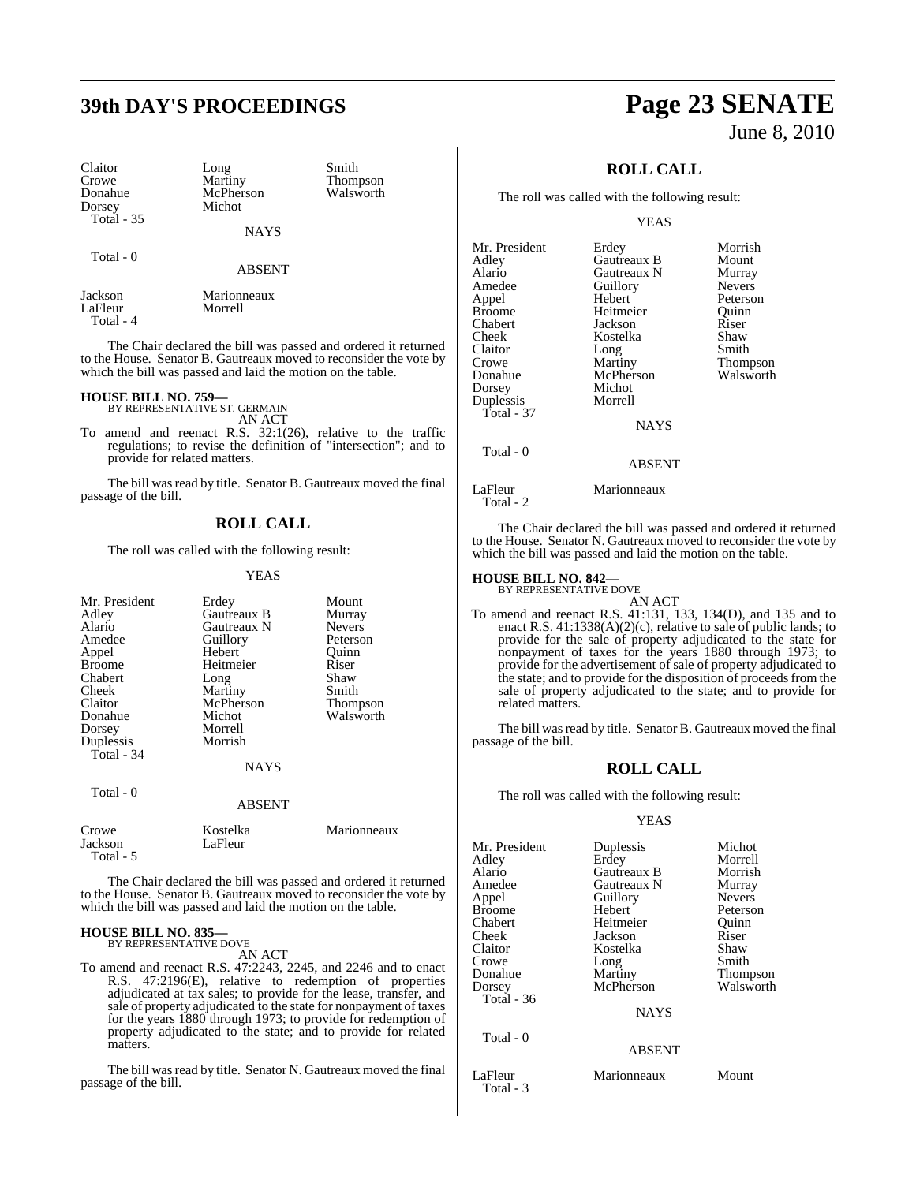| Claitor | Long | Smith |
|---|---|---|
| Crowe | Martiny | Thompson |
| Donahue | McPherson | Walsworth |
| Dorsey | Michot | |

Total - 35

NAYS

Total - 0

ABSENT

| Jackson | Marionneaux |
|---|---|
| LaFleur | Morrell |

Total - 4

The Chair declared the bill was passed and ordered it returned to the House. Senator B. Gautreaux moved to reconsider the vote by which the bill was passed and laid the motion on the table.

**HOUSE BILL NO. 759—**
BY REPRESENTATIVE ST. GERMAIN
AN ACT

To amend and reenact R.S. 32:1(26), relative to the traffic regulations; to revise the definition of "intersection"; and to provide for related matters.

The bill was read by title. Senator B. Gautreaux moved the final passage of the bill.

## ROLL CALL

The roll was called with the following result:

YEAS

| Mr. President | Erdey | Mount |
|---|---|---|
| Adley | Gautreaux B | Murray |
| Alario | Gautreaux N | Nevers |
| Amedee | Guillory | Peterson |
| Appel | Hebert | Quinn |
| Broome | Heitmeier | Riser |
| Chabert | Long | Shaw |
| Cheek | Martiny | Smith |
| Claitor | McPherson | Thompson |
| Donahue | Michot | Walsworth |
| Dorsey | Morrell | |
| Duplessis | Morrish | |

Total - 34

NAYS

Total - 0

ABSENT

| Crowe | Kostelka | Marionneaux |
|---|---|---|
| Jackson | LaFleur | |

Total - 5

The Chair declared the bill was passed and ordered it returned to the House. Senator B. Gautreaux moved to reconsider the vote by which the bill was passed and laid the motion on the table.

**HOUSE BILL NO. 835—**
BY REPRESENTATIVE DOVE
AN ACT

To amend and reenact R.S. 47:2243, 2245, and 2246 and to enact R.S. 47:2196(E), relative to redemption of properties adjudicated at tax sales; to provide for the lease, transfer, and sale of property adjudicated to the state for nonpayment of taxes for the years 1880 through 1973; to provide for redemption of property adjudicated to the state; and to provide for related matters.

The bill was read by title. Senator N. Gautreaux moved the final passage of the bill.

## ROLL CALL

The roll was called with the following result:

YEAS

| Mr. President | Erdey | Morrish |
|---|---|---|
| Adley | Gautreaux B | Mount |
| Alario | Gautreaux N | Murray |
| Amedee | Guillory | Nevers |
| Appel | Hebert | Peterson |
| Broome | Heitmeier | Quinn |
| Chabert | Jackson | Riser |
| Cheek | Kostelka | Shaw |
| Claitor | Long | Smith |
| Crowe | Martiny | Thompson |
| Donahue | McPherson | Walsworth |
| Dorsey | Michot | |
| Duplessis | Morrell | |

Total - 37

NAYS

Total - 0

ABSENT

| LaFleur | Marionneaux |
|---|---|

Total - 2

The Chair declared the bill was passed and ordered it returned to the House. Senator N. Gautreaux moved to reconsider the vote by which the bill was passed and laid the motion on the table.

**HOUSE BILL NO. 842—**
BY REPRESENTATIVE DOVE
AN ACT

To amend and reenact R.S. 41:131, 133, 134(D), and 135 and to enact R.S. 41:1338(A)(2)(c), relative to sale of public lands; to provide for the sale of property adjudicated to the state for nonpayment of taxes for the years 1880 through 1973; to provide for the advertisement of sale of property adjudicated to the state; and to provide for the disposition of proceeds from the sale of property adjudicated to the state; and to provide for related matters.

The bill was read by title. Senator B. Gautreaux moved the final passage of the bill.

## ROLL CALL

The roll was called with the following result:

YEAS

| Mr. President | Duplessis | Michot |
|---|---|---|
| Adley | Erdey | Morrell |
| Alario | Gautreaux B | Morrish |
| Amedee | Gautreaux N | Murray |
| Appel | Guillory | Nevers |
| Broome | Hebert | Peterson |
| Chabert | Heitmeier | Quinn |
| Cheek | Jackson | Riser |
| Claitor | Kostelka | Shaw |
| Crowe | Long | Smith |
| Donahue | Martiny | Thompson |
| Dorsey | McPherson | Walsworth |

Total - 36

NAYS

Total - 0

ABSENT

| LaFleur | Marionneaux | Mount |
|---|---|---|

Total - 3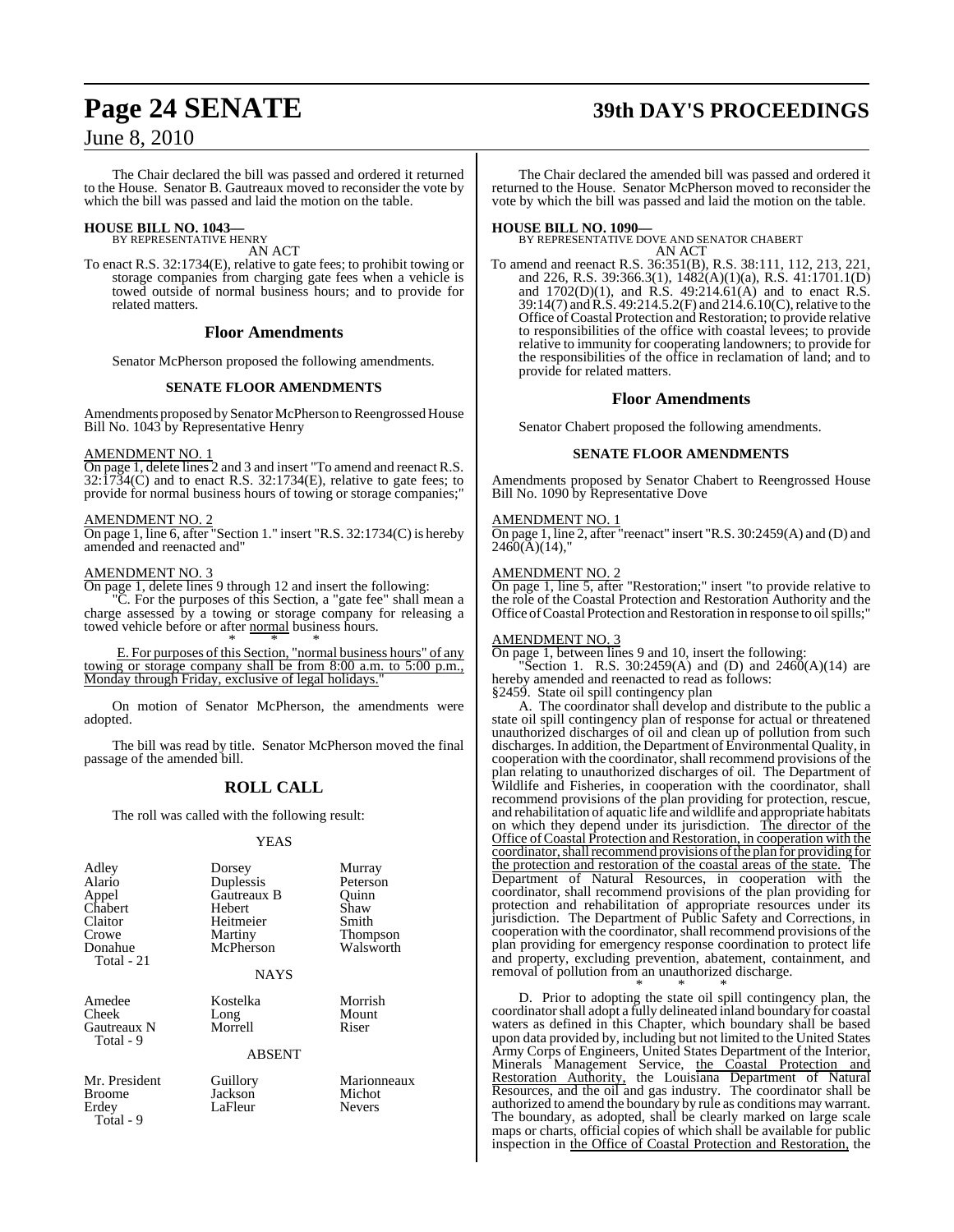The Chair declared the bill was passed and ordered it returned to the House. Senator B. Gautreaux moved to reconsider the vote by which the bill was passed and laid the motion on the table.

**HOUSE BILL NO. 1043—**
BY REPRESENTATIVE HENRY
AN ACT

To enact R.S. 32:1734(E), relative to gate fees; to prohibit towing or storage companies from charging gate fees when a vehicle is towed outside of normal business hours; and to provide for related matters.

## Floor Amendments

Senator McPherson proposed the following amendments.

### SENATE FLOOR AMENDMENTS

Amendments proposed by Senator McPherson to Reengrossed House Bill No. 1043 by Representative Henry

AMENDMENT NO. 1
On page 1, delete lines 2 and 3 and insert "To amend and reenact R.S. 32:1734(C) and to enact R.S. 32:1734(E), relative to gate fees; to provide for normal business hours of towing or storage companies;"

AMENDMENT NO. 2
On page 1, line 6, after "Section 1." insert "R.S. 32:1734(C) is hereby amended and reenacted and"

AMENDMENT NO. 3
On page 1, delete lines 9 through 12 and insert the following:

"C. For the purposes of this Section, a "gate fee" shall mean a charge assessed by a towing or storage company for releasing a towed vehicle before or after normal business hours.

\* \* \*

E. For purposes of this Section, "normal business hours" of any towing or storage company shall be from 8:00 a.m. to 5:00 p.m., Monday through Friday, exclusive of legal holidays."

On motion of Senator McPherson, the amendments were adopted.

The bill was read by title. Senator McPherson moved the final passage of the amended bill.

## ROLL CALL

The roll was called with the following result:

YEAS

| | | |
|---|---|---|
| Adley | Dorsey | Murray |
| Alario | Duplessis | Peterson |
| Appel | Gautreaux B | Quinn |
| Chabert | Hebert | Shaw |
| Claitor | Heitmeier | Smith |
| Crowe | Martiny | Thompson |
| Donahue | McPherson | Walsworth |
| Total - 21 | | |

NAYS

| | | |
|---|---|---|
| Amedee | Kostelka | Morrish |
| Cheek | Long | Mount |
| Gautreaux N | Morrell | Riser |
| Total - 9 | | |

ABSENT

| | | |
|---|---|---|
| Mr. President | Guillory | Marionneaux |
| Broome | Jackson | Michot |
| Erdey | LaFleur | Nevers |
| Total - 9 | | |

The Chair declared the amended bill was passed and ordered it returned to the House. Senator McPherson moved to reconsider the vote by which the bill was passed and laid the motion on the table.

**HOUSE BILL NO. 1090—**
BY REPRESENTATIVE DOVE AND SENATOR CHABERT
AN ACT

To amend and reenact R.S. 36:351(B), R.S. 38:111, 112, 213, 221, and 226, R.S. 39:366.3(1), 1482(A)(1)(a), R.S. 41:1701.1(D) and 1702(D)(1), and R.S. 49:214.61(A) and to enact R.S. 39:14(7) and R.S. 49:214.5.2(F) and 214.6.10(C), relative to the Office of Coastal Protection and Restoration; to provide relative to responsibilities of the office with coastal levees; to provide relative to immunity for cooperating landowners; to provide for the responsibilities of the office in reclamation of land; and to provide for related matters.

## Floor Amendments

Senator Chabert proposed the following amendments.

### SENATE FLOOR AMENDMENTS

Amendments proposed by Senator Chabert to Reengrossed House Bill No. 1090 by Representative Dove

AMENDMENT NO. 1
On page 1, line 2, after "reenact" insert "R.S. 30:2459(A) and (D) and 2460(A)(14),"

AMENDMENT NO. 2
On page 1, line 5, after "Restoration;" insert "to provide relative to the role of the Coastal Protection and Restoration Authority and the Office of Coastal Protection and Restoration in response to oil spills;"

AMENDMENT NO. 3
On page 1, between lines 9 and 10, insert the following:

"Section 1. R.S. 30:2459(A) and (D) and 2460(A)(14) are hereby amended and reenacted to read as follows:

§2459. State oil spill contingency plan

A. The coordinator shall develop and distribute to the public a state oil spill contingency plan of response for actual or threatened unauthorized discharges of oil and clean up of pollution from such discharges. In addition, the Department of Environmental Quality, in cooperation with the coordinator, shall recommend provisions of the plan relating to unauthorized discharges of oil. The Department of Wildlife and Fisheries, in cooperation with the coordinator, shall recommend provisions of the plan providing for protection, rescue, and rehabilitation of aquatic life and wildlife and appropriate habitats on which they depend under its jurisdiction. The director of the Office of Coastal Protection and Restoration, in cooperation with the coordinator, shall recommend provisions of the plan for providing for the protection and restoration of the coastal areas of the state. The Department of Natural Resources, in cooperation with the coordinator, shall recommend provisions of the plan providing for protection and rehabilitation of appropriate resources under its jurisdiction. The Department of Public Safety and Corrections, in cooperation with the coordinator, shall recommend provisions of the plan providing for emergency response coordination to protect life and property, excluding prevention, abatement, containment, and removal of pollution from an unauthorized discharge.

\* \* \*

D. Prior to adopting the state oil spill contingency plan, the coordinator shall adopt a fully delineated inland boundary for coastal waters as defined in this Chapter, which boundary shall be based upon data provided by, including but not limited to the United States Army Corps of Engineers, United States Department of the Interior, Minerals Management Service, the Coastal Protection and Restoration Authority, the Louisiana Department of Natural Resources, and the oil and gas industry. The coordinator shall be authorized to amend the boundary by rule as conditions may warrant. The boundary, as adopted, shall be clearly marked on large scale maps or charts, official copies of which shall be available for public inspection in the Office of Coastal Protection and Restoration, the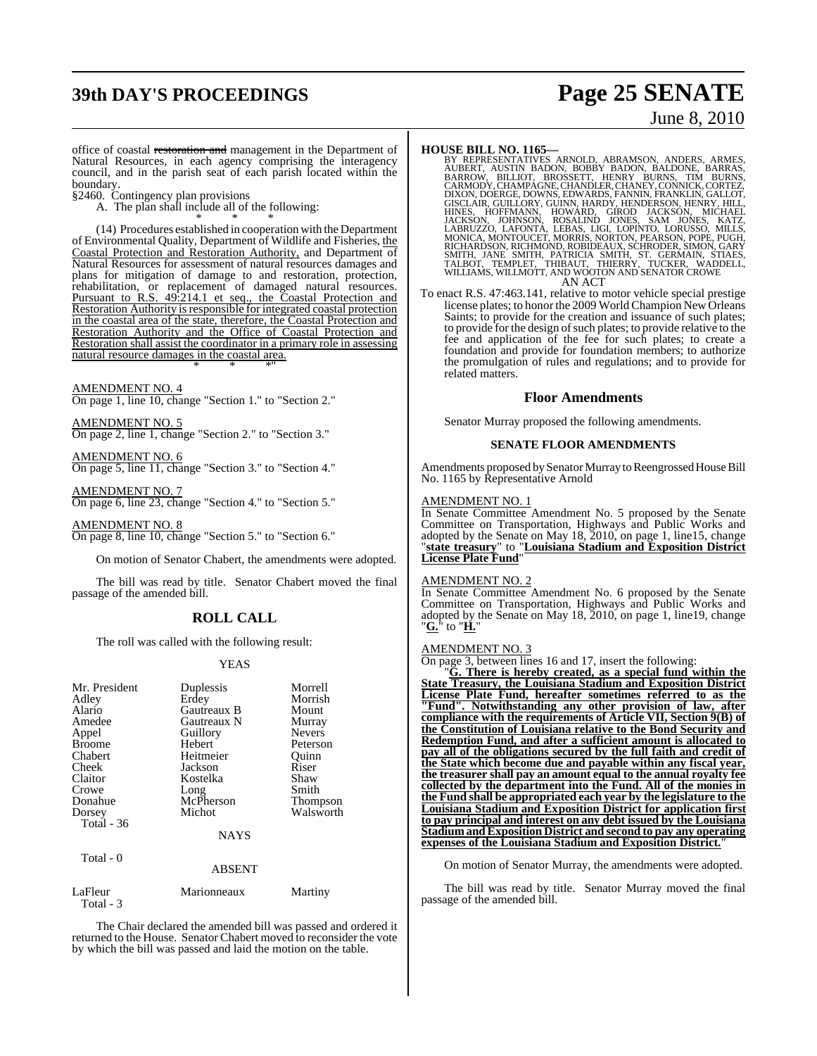office of coastal ~~restoration and~~ management in the Department of Natural Resources, in each agency comprising the interagency council, and in the parish seat of each parish located within the boundary.

§2460. Contingency plan provisions

A. The plan shall include all of the following:

\* \* \*

(14) Procedures established in cooperation with the Department of Environmental Quality, Department of Wildlife and Fisheries, the Coastal Protection and Restoration Authority, and Department of Natural Resources for assessment of natural resources damages and plans for mitigation of damage to and restoration, protection, rehabilitation, or replacement of damaged natural resources. Pursuant to R.S. 49:214.1 et seq., the Coastal Protection and Restoration Authority is responsible for integrated coastal protection in the coastal area of the state, therefore, the Coastal Protection and Restoration Authority and the Office of Coastal Protection and Restoration shall assist the coordinator in a primary role in assessing natural resource damages in the coastal area.

\* \* \*"

AMENDMENT NO. 4

On page 1, line 10, change "Section 1." to "Section 2."

AMENDMENT NO. 5

On page 2, line 1, change "Section 2." to "Section 3."

AMENDMENT NO. 6

On page 5, line 11, change "Section 3." to "Section 4."

AMENDMENT NO. 7

On page 6, line 23, change "Section 4." to "Section 5."

AMENDMENT NO. 8

On page 8, line 10, change "Section 5." to "Section 6."

On motion of Senator Chabert, the amendments were adopted.

The bill was read by title. Senator Chabert moved the final passage of the amended bill.

## ROLL CALL

The roll was called with the following result:

YEAS

| | | |
|---|---|---|
| Mr. President | Duplessis | Morrell |
| Adley | Erdey | Morrish |
| Alario | Gautreaux B | Mount |
| Amedee | Gautreaux N | Murray |
| Appel | Guillory | Nevers |
| Broome | Hebert | Peterson |
| Chabert | Heitmeier | Quinn |
| Cheek | Jackson | Riser |
| Claitor | Kostelka | Shaw |
| Crowe | Long | Smith |
| Donahue | McPherson | Thompson |
| Dorsey | Michot | Walsworth |

Total - 36

NAYS

Total - 0

ABSENT

| | | |
|---|---|---|
| LaFleur | Marionneaux | Martiny |

Total - 3

The Chair declared the amended bill was passed and ordered it returned to the House. Senator Chabert moved to reconsider the vote by which the bill was passed and laid the motion on the table.

**HOUSE BILL NO. 1165—**

BY REPRESENTATIVES ARNOLD, ABRAMSON, ANDERS, ARMES, AUBERT, AUSTIN BADON, BOBBY BADON, BALDONE, BARRAS, BARROW, BILLIOT, BROSSETT, HENRY BURNS, TIM BURNS, CARMODY, CHAMPAGNE, CHANDLER, CHANEY, CONNICK, CORTEZ, DIXON, DOERGE, DOWNS, EDWARDS, FANNIN, FRANKLIN, GALLOT, GISCLAIR, GUILLORY, GUINN, HARDY, HENDERSON, HENRY, HILL, HINES, HOFFMANN, HOWARD, GIROD JACKSON, MICHAEL JACKSON, JOHNSON, ROSALIND JONES, SAM JONES, KATZ, LABRUZZO, LAFONTA, LEBAS, LIGI, LOPINTO, LORUSSO, MILLS, MONICA, MONTOUCET, MORRIS, NORTON, PEARSON, POPE, PUGH, RICHARDSON, RICHMOND, ROBIDEAUX, SCHRODER, SIMON, GARY SMITH, JANE SMITH, PATRICIA SMITH, ST. GERMAIN, STIAES, TALBOT, TEMPLET, THIBAUT, THIERRY, TUCKER, WADDELL, WILLIAMS, WILLMOTT, AND WOOTON AND SENATOR CROWE

AN ACT

To enact R.S. 47:463.141, relative to motor vehicle special prestige license plates; to honor the 2009 World Champion New Orleans Saints; to provide for the creation and issuance of such plates; to provide for the design of such plates; to provide relative to the fee and application of the fee for such plates; to create a foundation and provide for foundation members; to authorize the promulgation of rules and regulations; and to provide for related matters.

## Floor Amendments

Senator Murray proposed the following amendments.

### SENATE FLOOR AMENDMENTS

Amendments proposed by Senator Murray to Reengrossed House Bill No. 1165 by Representative Arnold

AMENDMENT NO. 1

In Senate Committee Amendment No. 5 proposed by the Senate Committee on Transportation, Highways and Public Works and adopted by the Senate on May 18, 2010, on page 1, line15, change "**state treasury**" to "**Louisiana Stadium and Exposition District License Plate Fund**"

AMENDMENT NO. 2

In Senate Committee Amendment No. 6 proposed by the Senate Committee on Transportation, Highways and Public Works and adopted by the Senate on May 18, 2010, on page 1, line19, change "**G.**" to "**H.**"

AMENDMENT NO. 3

On page 3, between lines 16 and 17, insert the following:

"**G. There is hereby created, as a special fund within the State Treasury, the Louisiana Stadium and Exposition District License Plate Fund, hereafter sometimes referred to as the "Fund". Notwithstanding any other provision of law, after compliance with the requirements of Article VII, Section 9(B) of the Constitution of Louisiana relative to the Bond Security and Redemption Fund, and after a sufficient amount is allocated to pay all of the obligations secured by the full faith and credit of the State which become due and payable within any fiscal year, the treasurer shall pay an amount equal to the annual royalty fee collected by the department into the Fund. All of the monies in the Fund shall be appropriated each year by the legislature to the Louisiana Stadium and Exposition District for application first to pay principal and interest on any debt issued by the Louisiana Stadium and Exposition District and second to pay any operating expenses of the Louisiana Stadium and Exposition District.**"

On motion of Senator Murray, the amendments were adopted.

The bill was read by title. Senator Murray moved the final passage of the amended bill.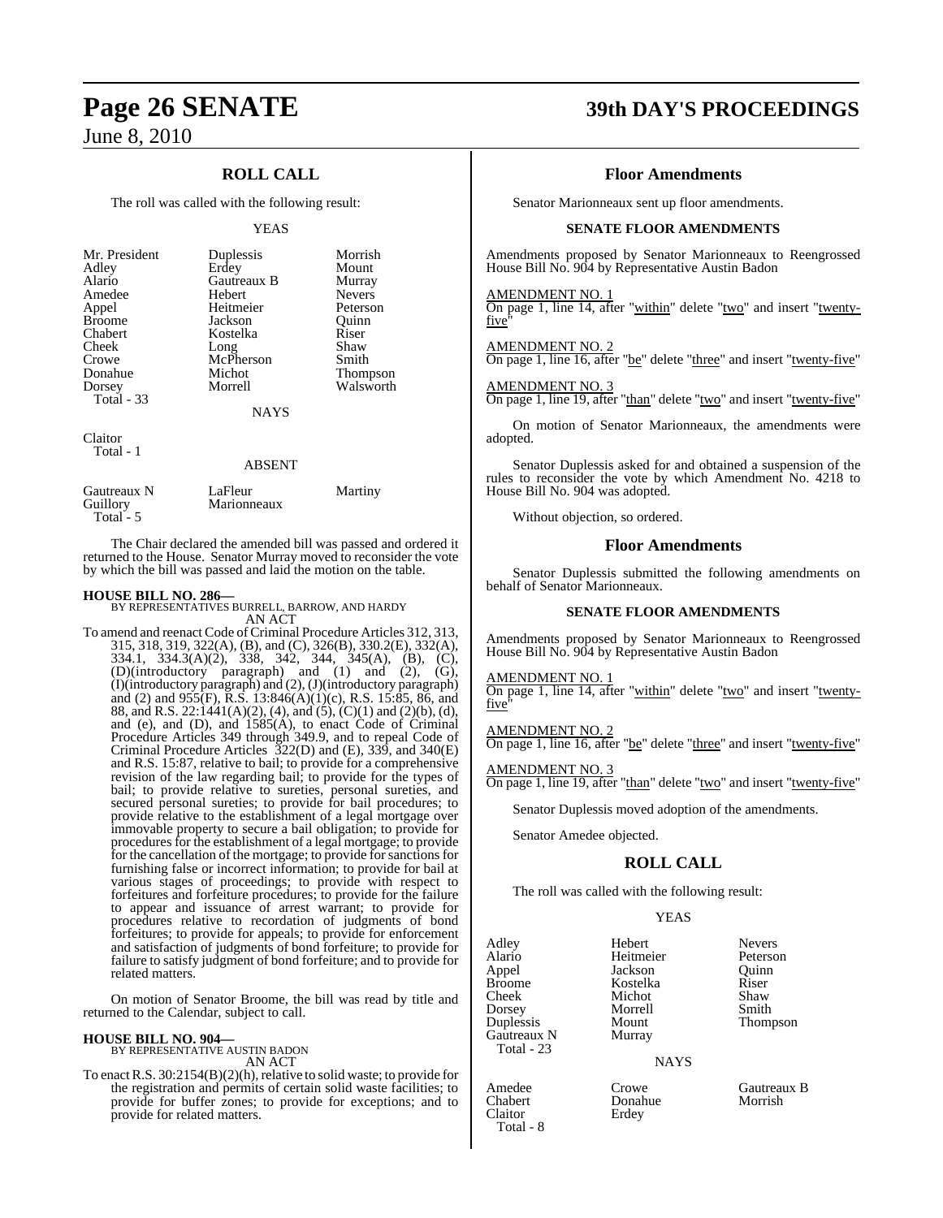## ROLL CALL

The roll was called with the following result:

YEAS

| | | |
|---|---|---|
| Mr. President | Duplessis | Morrish |
| Adley | Erdey | Mount |
| Alario | Gautreaux B | Murray |
| Amedee | Hebert | Nevers |
| Appel | Heitmeier | Peterson |
| Broome | Jackson | Quinn |
| Chabert | Kostelka | Riser |
| Cheek | Long | Shaw |
| Crowe | McPherson | Smith |
| Donahue | Michot | Thompson |
| Dorsey | Morrell | Walsworth |
| Total - 33 | | |

NAYS

Claitor
Total - 1

ABSENT

| | | |
|---|---|---|
| Gautreaux N | LaFleur | Martiny |
| Guillory | Marionneaux | |
| Total - 5 | | |

The Chair declared the amended bill was passed and ordered it returned to the House. Senator Murray moved to reconsider the vote by which the bill was passed and laid the motion on the table.

**HOUSE BILL NO. 286—**
BY REPRESENTATIVES BURRELL, BARROW, AND HARDY
AN ACT

To amend and reenact Code of Criminal Procedure Articles 312, 313, 315, 318, 319, 322(A), (B), and (C), 326(B), 330.2(E), 332(A), 334.1, 334.3(A)(2), 338, 342, 344, 345(A), (B), (C), (D)(introductory paragraph) and (1) and (2), (G), (I)(introductory paragraph) and (2), (J)(introductory paragraph) and (2) and 955(F), R.S. 13:846(A)(1)(c), R.S. 15:85, 86, and 88, and R.S. 22:1441(A)(2), (4), and (5), (C)(1) and (2)(b), (d), and (e), and (D), and 1585(A), to enact Code of Criminal Procedure Articles 349 through 349.9, and to repeal Code of Criminal Procedure Articles 322(D) and (E), 339, and 340(E) and R.S. 15:87, relative to bail; to provide for a comprehensive revision of the law regarding bail; to provide for the types of bail; to provide relative to sureties, personal sureties, and secured personal sureties; to provide for bail procedures; to provide relative to the establishment of a legal mortgage over immovable property to secure a bail obligation; to provide for procedures for the establishment of a legal mortgage; to provide for the cancellation of the mortgage; to provide for sanctions for furnishing false or incorrect information; to provide for bail at various stages of proceedings; to provide with respect to forfeitures and forfeiture procedures; to provide for the failure to appear and issuance of arrest warrant; to provide for procedures relative to recordation of judgments of bond forfeitures; to provide for appeals; to provide for enforcement and satisfaction of judgments of bond forfeiture; to provide for failure to satisfy judgment of bond forfeiture; and to provide for related matters.

On motion of Senator Broome, the bill was read by title and returned to the Calendar, subject to call.

**HOUSE BILL NO. 904—**
BY REPRESENTATIVE AUSTIN BADON
AN ACT

To enact R.S. 30:2154(B)(2)(h), relative to solid waste; to provide for the registration and permits of certain solid waste facilities; to provide for buffer zones; to provide for exceptions; and to provide for related matters.

## Floor Amendments

Senator Marionneaux sent up floor amendments.

### SENATE FLOOR AMENDMENTS

Amendments proposed by Senator Marionneaux to Reengrossed House Bill No. 904 by Representative Austin Badon

AMENDMENT NO. 1
On page 1, line 14, after "within" delete "two" and insert "twenty-five"

AMENDMENT NO. 2
On page 1, line 16, after "be" delete "three" and insert "twenty-five"

AMENDMENT NO. 3
On page 1, line 19, after "than" delete "two" and insert "twenty-five"

On motion of Senator Marionneaux, the amendments were adopted.

Senator Duplessis asked for and obtained a suspension of the rules to reconsider the vote by which Amendment No. 4218 to House Bill No. 904 was adopted.

Without objection, so ordered.

## Floor Amendments

Senator Duplessis submitted the following amendments on behalf of Senator Marionneaux.

### SENATE FLOOR AMENDMENTS

Amendments proposed by Senator Marionneaux to Reengrossed House Bill No. 904 by Representative Austin Badon

AMENDMENT NO. 1
On page 1, line 14, after "within" delete "two" and insert "twenty-five"

AMENDMENT NO. 2
On page 1, line 16, after "be" delete "three" and insert "twenty-five"

AMENDMENT NO. 3
On page 1, line 19, after "than" delete "two" and insert "twenty-five"

Senator Duplessis moved adoption of the amendments.

Senator Amedee objected.

## ROLL CALL

The roll was called with the following result:

YEAS

| | | |
|---|---|---|
| Adley | Hebert | Nevers |
| Alario | Heitmeier | Peterson |
| Appel | Jackson | Quinn |
| Broome | Kostelka | Riser |
| Cheek | Michot | Shaw |
| Dorsey | Morrell | Smith |
| Duplessis | Mount | Thompson |
| Gautreaux N | Murray | |
| Total - 23 | | |

NAYS

| | | |
|---|---|---|
| Amedee | Crowe | Gautreaux B |
| Chabert | Donahue | Morrish |
| Claitor | Erdey | |
| Total - 8 | | |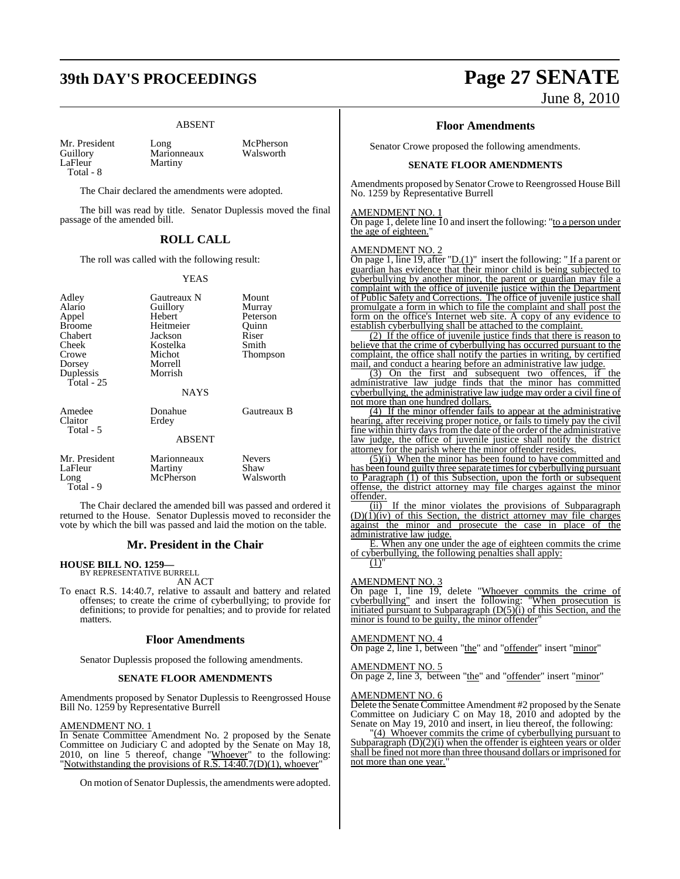ABSENT

| | | |
|---|---|---|
| Mr. President | Long | McPherson |
| Guillory | Marionneaux | Walsworth |
| LaFleur | Martiny | |
| Total - 8 | | |

The Chair declared the amendments were adopted.

The bill was read by title. Senator Duplessis moved the final passage of the amended bill.

## ROLL CALL

The roll was called with the following result:

YEAS

| | | |
|---|---|---|
| Adley | Gautreaux N | Mount |
| Alario | Guillory | Murray |
| Appel | Hebert | Peterson |
| Broome | Heitmeier | Quinn |
| Chabert | Jackson | Riser |
| Cheek | Kostelka | Smith |
| Crowe | Michot | Thompson |
| Dorsey | Morrell | |
| Duplessis | Morrish | |
| Total - 25 | | |

NAYS

| | | |
|---|---|---|
| Amedee | Donahue | Gautreaux B |
| Claitor | Erdey | |
| Total - 5 | | |

ABSENT

| | | |
|---|---|---|
| Mr. President | Marionneaux | Nevers |
| LaFleur | Martiny | Shaw |
| Long | McPherson | Walsworth |
| Total - 9 | | |

The Chair declared the amended bill was passed and ordered it returned to the House. Senator Duplessis moved to reconsider the vote by which the bill was passed and laid the motion on the table.

## Mr. President in the Chair

**HOUSE BILL NO. 1259—**
BY REPRESENTATIVE BURRELL

AN ACT

To enact R.S. 14:40.7, relative to assault and battery and related offenses; to create the crime of cyberbullying; to provide for definitions; to provide for penalties; and to provide for related matters.

## Floor Amendments

Senator Duplessis proposed the following amendments.

### SENATE FLOOR AMENDMENTS

Amendments proposed by Senator Duplessis to Reengrossed House Bill No. 1259 by Representative Burrell

AMENDMENT NO. 1
In Senate Committee Amendment No. 2 proposed by the Senate Committee on Judiciary C and adopted by the Senate on May 18, 2010, on line 5 thereof, change "Whoever" to the following: "Notwithstanding the provisions of R.S. 14:40.7(D)(1), whoever"

On motion of Senator Duplessis, the amendments were adopted.

## Floor Amendments

Senator Crowe proposed the following amendments.

### SENATE FLOOR AMENDMENTS

Amendments proposed by Senator Crowe to Reengrossed House Bill No. 1259 by Representative Burrell

AMENDMENT NO. 1
On page 1, delete line 10 and insert the following: "to a person under the age of eighteen."

AMENDMENT NO. 2
On page 1, line 19, after "D.(1)" insert the following: " If a parent or guardian has evidence that their minor child is being subjected to cyberbullying by another minor, the parent or guardian may file a complaint with the office of juvenile justice within the Department of Public Safety and Corrections. The office of juvenile justice shall promulgate a form in which to file the complaint and shall post the form on the office's Internet web site. A copy of any evidence to establish cyberbullying shall be attached to the complaint.

(2) If the office of juvenile justice finds that there is reason to believe that the crime of cyberbullying has occurred pursuant to the complaint, the office shall notify the parties in writing, by certified mail, and conduct a hearing before an administrative law judge.

(3) On the first and subsequent two offences, if the administrative law judge finds that the minor has committed cyberbullying, the administrative law judge may order a civil fine of not more than one hundred dollars.

(4) If the minor offender fails to appear at the administrative hearing, after receiving proper notice, or fails to timely pay the civil fine within thirty days from the date of the order of the administrative law judge, the office of juvenile justice shall notify the district attorney for the parish where the minor offender resides.

(5)(i) When the minor has been found to have committed and has been found guilty three separate times for cyberbullying pursuant to Paragraph (1) of this Subsection, upon the forth or subsequent offense, the district attorney may file charges against the minor offender.

(ii) If the minor violates the provisions of Subparagraph (D)(1)(iv) of this Section, the district attorney may file charges against the minor and prosecute the case in place of the administrative law judge.

E. When any one under the age of eighteen commits the crime of cyberbullying, the following penalties shall apply:

(1)"

AMENDMENT NO. 3
On page 1, line 19, delete "Whoever commits the crime of cyberbullying" and insert the following: "When prosecution is initiated pursuant to Subparagraph (D(5)(i) of this Section, and the minor is found to be guilty, the minor offender"

AMENDMENT NO. 4
On page 2, line 1, between "the" and "offender" insert "minor"

AMENDMENT NO. 5
On page 2, line 3, between "the" and "offender" insert "minor"

AMENDMENT NO. 6
Delete the Senate Committee Amendment #2 proposed by the Senate Committee on Judiciary C on May 18, 2010 and adopted by the Senate on May 19, 2010 and insert, in lieu thereof, the following:

"(4) Whoever commits the crime of cyberbullying pursuant to Subparagraph (D)(2)(i) when the offender is eighteen years or older shall be fined not more than three thousand dollars or imprisoned for not more than one year."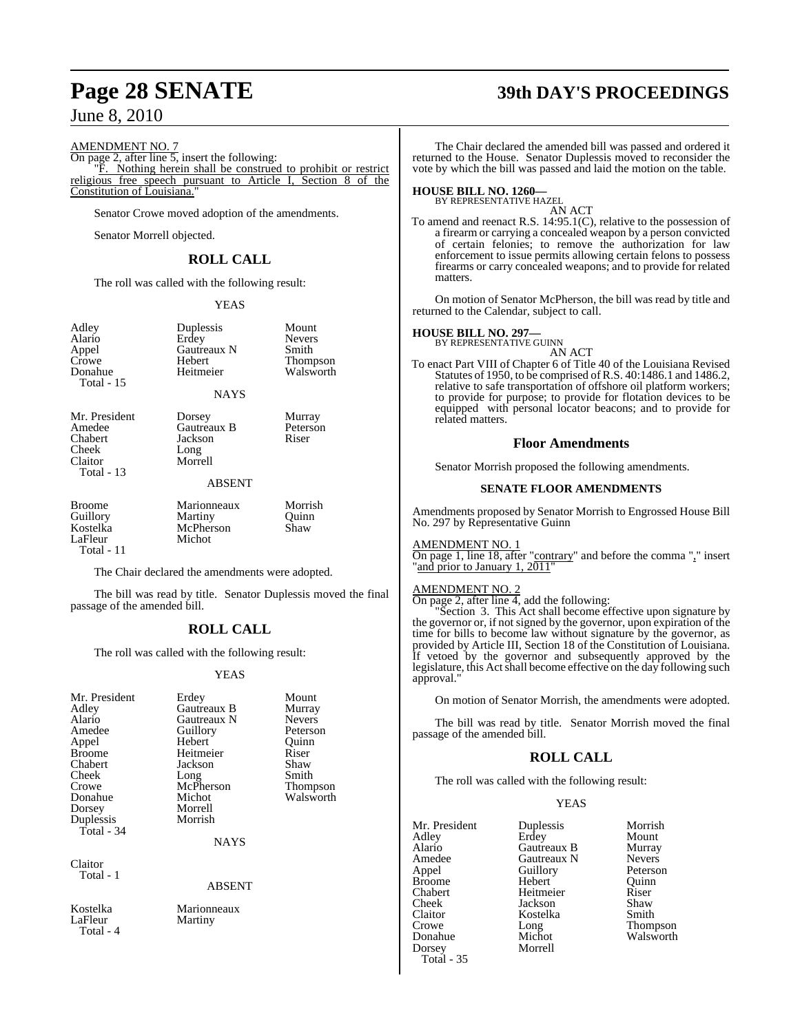AMENDMENT NO. 7

On page 2, after line 5, insert the following:

"F. Nothing herein shall be construed to prohibit or restrict religious free speech pursuant to Article I, Section 8 of the Constitution of Louisiana."

Senator Crowe moved adoption of the amendments.

Senator Morrell objected.

## ROLL CALL

The roll was called with the following result:

YEAS

| | | |
|---|---|---|
| Adley | Duplessis | Mount |
| Alario | Erdey | Nevers |
| Appel | Gautreaux N | Smith |
| Crowe | Hebert | Thompson |
| Donahue | Heitmeier | Walsworth |
| Total - 15 | | |

NAYS

| | | |
|---|---|---|
| Mr. President | Dorsey | Murray |
| Amedee | Gautreaux B | Peterson |
| Chabert | Jackson | Riser |
| Cheek | Long | |
| Claitor | Morrell | |
| Total - 13 | | |

ABSENT

| | | |
|---|---|---|
| Broome | Marionneaux | Morrish |
| Guillory | Martiny | Quinn |
| Kostelka | McPherson | Shaw |
| LaFleur | Michot | |
| Total - 11 | | |

The Chair declared the amendments were adopted.

The bill was read by title. Senator Duplessis moved the final passage of the amended bill.

## ROLL CALL

The roll was called with the following result:

YEAS

| | | |
|---|---|---|
| Mr. President | Erdey | Mount |
| Adley | Gautreaux B | Murray |
| Alario | Gautreaux N | Nevers |
| Amedee | Guillory | Peterson |
| Appel | Hebert | Quinn |
| Broome | Heitmeier | Riser |
| Chabert | Jackson | Shaw |
| Cheek | Long | Smith |
| Crowe | McPherson | Thompson |
| Donahue | Michot | Walsworth |
| Dorsey | Morrell | |
| Duplessis | Morrish | |
| Total - 34 | | |

NAYS

Claitor
Total - 1

ABSENT

| | |
|---|---|
| Kostelka | Marionneaux |
| LaFleur | Martiny |
| Total - 4 | |

The Chair declared the amended bill was passed and ordered it returned to the House. Senator Duplessis moved to reconsider the vote by which the bill was passed and laid the motion on the table.

### HOUSE BILL NO. 1260—

BY REPRESENTATIVE HAZEL

AN ACT

To amend and reenact R.S. 14:95.1(C), relative to the possession of a firearm or carrying a concealed weapon by a person convicted of certain felonies; to remove the authorization for law enforcement to issue permits allowing certain felons to possess firearms or carry concealed weapons; and to provide for related matters.

On motion of Senator McPherson, the bill was read by title and returned to the Calendar, subject to call.

### HOUSE BILL NO. 297—

BY REPRESENTATIVE GUINN

AN ACT

To enact Part VIII of Chapter 6 of Title 40 of the Louisiana Revised Statutes of 1950, to be comprised of R.S. 40:1486.1 and 1486.2, relative to safe transportation of offshore oil platform workers; to provide for purpose; to provide for flotation devices to be equipped with personal locator beacons; and to provide for related matters.

## Floor Amendments

Senator Morrish proposed the following amendments.

### SENATE FLOOR AMENDMENTS

Amendments proposed by Senator Morrish to Engrossed House Bill No. 297 by Representative Guinn

AMENDMENT NO. 1

On page 1, line 18, after "contrary" and before the comma "," insert "and prior to January 1, 2011"

AMENDMENT NO. 2

On page 2, after line 4, add the following:

"Section 3. This Act shall become effective upon signature by the governor or, if not signed by the governor, upon expiration of the time for bills to become law without signature by the governor, as provided by Article III, Section 18 of the Constitution of Louisiana. If vetoed by the governor and subsequently approved by the legislature, this Act shall become effective on the day following such approval."

On motion of Senator Morrish, the amendments were adopted.

The bill was read by title. Senator Morrish moved the final passage of the amended bill.

## ROLL CALL

The roll was called with the following result:

YEAS

| | | |
|---|---|---|
| Mr. President | Duplessis | Morrish |
| Adley | Erdey | Mount |
| Alario | Gautreaux B | Murray |
| Amedee | Gautreaux N | Nevers |
| Appel | Guillory | Peterson |
| Broome | Hebert | Quinn |
| Chabert | Heitmeier | Riser |
| Cheek | Jackson | Shaw |
| Claitor | Kostelka | Smith |
| Crowe | Long | Thompson |
| Donahue | Michot | Walsworth |
| Dorsey | Morrell | |
| Total - 35 | | |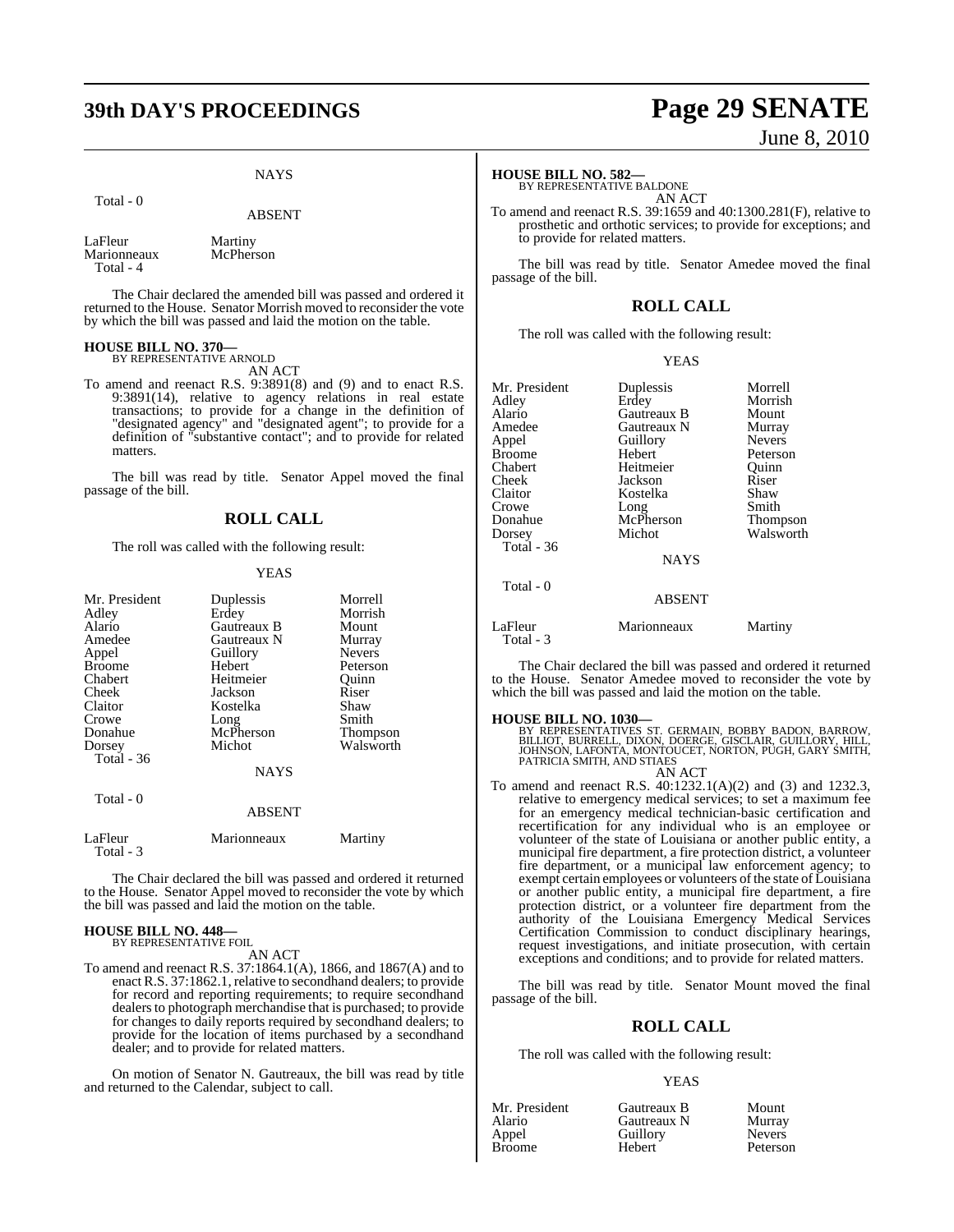NAYS

Total - 0

ABSENT

| | |
|---|---|
| LaFleur | Martiny |
| Marionneaux | McPherson |
| Total - 4 | |

The Chair declared the amended bill was passed and ordered it returned to the House. Senator Morrish moved to reconsider the vote by which the bill was passed and laid the motion on the table.

**HOUSE BILL NO. 370—**
BY REPRESENTATIVE ARNOLD

AN ACT

To amend and reenact R.S. 9:3891(8) and (9) and to enact R.S. 9:3891(14), relative to agency relations in real estate transactions; to provide for a change in the definition of "designated agency" and "designated agent"; to provide for a definition of "substantive contact"; and to provide for related matters.

The bill was read by title. Senator Appel moved the final passage of the bill.

## ROLL CALL

The roll was called with the following result:

YEAS

| | | |
|---|---|---|
| Mr. President | Duplessis | Morrell |
| Adley | Erdey | Morrish |
| Alario | Gautreaux B | Mount |
| Amedee | Gautreaux N | Murray |
| Appel | Guillory | Nevers |
| Broome | Hebert | Peterson |
| Chabert | Heitmeier | Quinn |
| Cheek | Jackson | Riser |
| Claitor | Kostelka | Shaw |
| Crowe | Long | Smith |
| Donahue | McPherson | Thompson |
| Dorsey | Michot | Walsworth |
| Total - 36 | | |

NAYS

Total - 0

ABSENT

| | | |
|---|---|---|
| LaFleur | Marionneaux | Martiny |
| Total - 3 | | |

The Chair declared the bill was passed and ordered it returned to the House. Senator Appel moved to reconsider the vote by which the bill was passed and laid the motion on the table.

**HOUSE BILL NO. 448—**
BY REPRESENTATIVE FOIL

AN ACT

To amend and reenact R.S. 37:1864.1(A), 1866, and 1867(A) and to enact R.S. 37:1862.1, relative to secondhand dealers; to provide for record and reporting requirements; to require secondhand dealers to photograph merchandise that is purchased; to provide for changes to daily reports required by secondhand dealers; to provide for the location of items purchased by a secondhand dealer; and to provide for related matters.

On motion of Senator N. Gautreaux, the bill was read by title and returned to the Calendar, subject to call.

**HOUSE BILL NO. 582—**
BY REPRESENTATIVE BALDONE

AN ACT

To amend and reenact R.S. 39:1659 and 40:1300.281(F), relative to prosthetic and orthotic services; to provide for exceptions; and to provide for related matters.

The bill was read by title. Senator Amedee moved the final passage of the bill.

## ROLL CALL

The roll was called with the following result:

YEAS

| | | |
|---|---|---|
| Mr. President | Duplessis | Morrell |
| Adley | Erdey | Morrish |
| Alario | Gautreaux B | Mount |
| Amedee | Gautreaux N | Murray |
| Appel | Guillory | Nevers |
| Broome | Hebert | Peterson |
| Chabert | Heitmeier | Quinn |
| Cheek | Jackson | Riser |
| Claitor | Kostelka | Shaw |
| Crowe | Long | Smith |
| Donahue | McPherson | Thompson |
| Dorsey | Michot | Walsworth |
| Total - 36 | | |

NAYS

Total - 0

ABSENT

| | | |
|---|---|---|
| LaFleur | Marionneaux | Martiny |
| Total - 3 | | |

The Chair declared the bill was passed and ordered it returned to the House. Senator Amedee moved to reconsider the vote by which the bill was passed and laid the motion on the table.

**HOUSE BILL NO. 1030—**
BY REPRESENTATIVES ST. GERMAIN, BOBBY BADON, BARROW, BILLIOT, BURRELL, DIXON, DOERGE, GISCLAIR, GUILLORY, HILL, JOHNSON, LAFONTA, MONTOUCET, NORTON, PUGH, GARY SMITH, PATRICIA SMITH, AND STIAES

AN ACT

To amend and reenact R.S. 40:1232.1(A)(2) and (3) and 1232.3, relative to emergency medical services; to set a maximum fee for an emergency medical technician-basic certification and recertification for any individual who is an employee or volunteer of the state of Louisiana or another public entity, a municipal fire department, a fire protection district, a volunteer fire department, or a municipal law enforcement agency; to exempt certain employees or volunteers of the state of Louisiana or another public entity, a municipal fire department, a fire protection district, or a volunteer fire department from the authority of the Louisiana Emergency Medical Services Certification Commission to conduct disciplinary hearings, request investigations, and initiate prosecution, with certain exceptions and conditions; and to provide for related matters.

The bill was read by title. Senator Mount moved the final passage of the bill.

## ROLL CALL

The roll was called with the following result:

YEAS

| | | |
|---|---|---|
| Mr. President | Gautreaux B | Mount |
| Alario | Gautreaux N | Murray |
| Appel | Guillory | Nevers |
| Broome | Hebert | Peterson |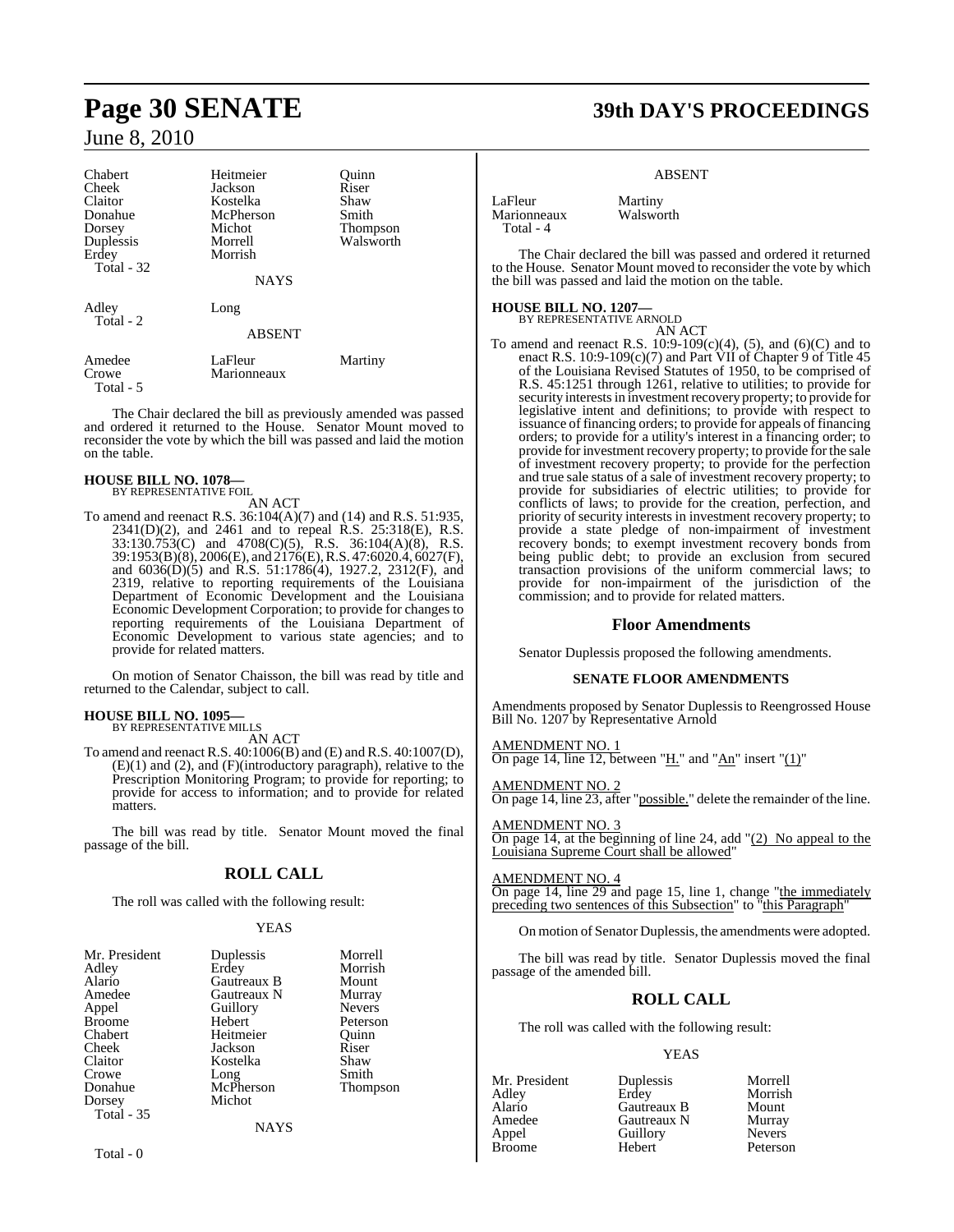| | | |
|---|---|---|
| Chabert | Heitmeier | Quinn |
| Cheek | Jackson | Riser |
| Claitor | Kostelka | Shaw |
| Donahue | McPherson | Smith |
| Dorsey | Michot | Thompson |
| Duplessis | Morrell | Walsworth |
| Erdey | Morrish | |
| Total - 32 | | |

NAYS

| | |
|---|---|
| Adley | Long |
| Total - 2 | |

ABSENT

| | | |
|---|---|---|
| Amedee | LaFleur | Martiny |
| Crowe | Marionneaux | |
| Total - 5 | | |

The Chair declared the bill as previously amended was passed and ordered it returned to the House. Senator Mount moved to reconsider the vote by which the bill was passed and laid the motion on the table.

**HOUSE BILL NO. 1078—**
BY REPRESENTATIVE FOIL
AN ACT

To amend and reenact R.S. 36:104(A)(7) and (14) and R.S. 51:935, 2341(D)(2), and 2461 and to repeal R.S. 25:318(E), R.S. 33:130.753(C) and 4708(C)(5), R.S. 36:104(A)(8), R.S. 39:1953(B)(8), 2006(E), and 2176(E), R.S. 47:6020.4, 6027(F), and 6036(D)(5) and R.S. 51:1786(4), 1927.2, 2312(F), and 2319, relative to reporting requirements of the Louisiana Department of Economic Development and the Louisiana Economic Development Corporation; to provide for changes to reporting requirements of the Louisiana Department of Economic Development to various state agencies; and to provide for related matters.

On motion of Senator Chaisson, the bill was read by title and returned to the Calendar, subject to call.

**HOUSE BILL NO. 1095—**
BY REPRESENTATIVE MILLS
AN ACT

To amend and reenact R.S. 40:1006(B) and (E) and R.S. 40:1007(D), (E)(1) and (2), and (F)(introductory paragraph), relative to the Prescription Monitoring Program; to provide for reporting; to provide for access to information; and to provide for related matters.

The bill was read by title. Senator Mount moved the final passage of the bill.

## ROLL CALL

The roll was called with the following result:

YEAS

| | | |
|---|---|---|
| Mr. President | Duplessis | Morrell |
| Adley | Erdey | Morrish |
| Alario | Gautreaux B | Mount |
| Amedee | Gautreaux N | Murray |
| Appel | Guillory | Nevers |
| Broome | Hebert | Peterson |
| Chabert | Heitmeier | Quinn |
| Cheek | Jackson | Riser |
| Claitor | Kostelka | Shaw |
| Crowe | Long | Smith |
| Donahue | McPherson | Thompson |
| Dorsey | Michot | |
| Total - 35 | | |

NAYS

Total - 0

ABSENT

| | |
|---|---|
| LaFleur | Martiny |
| Marionneaux | Walsworth |
| Total - 4 | |

The Chair declared the bill was passed and ordered it returned to the House. Senator Mount moved to reconsider the vote by which the bill was passed and laid the motion on the table.

**HOUSE BILL NO. 1207—**
BY REPRESENTATIVE ARNOLD
AN ACT

To amend and reenact R.S. 10:9-109(c)(4), (5), and (6)(C) and to enact R.S. 10:9-109(c)(7) and Part VII of Chapter 9 of Title 45 of the Louisiana Revised Statutes of 1950, to be comprised of R.S. 45:1251 through 1261, relative to utilities; to provide for security interests in investment recovery property; to provide for legislative intent and definitions; to provide with respect to issuance of financing orders; to provide for appeals of financing orders; to provide for a utility's interest in a financing order; to provide for investment recovery property; to provide for the sale of investment recovery property; to provide for the perfection and true sale status of a sale of investment recovery property; to provide for subsidiaries of electric utilities; to provide for conflicts of laws; to provide for the creation, perfection, and priority of security interests in investment recovery property; to provide a state pledge of non-impairment of investment recovery bonds; to exempt investment recovery bonds from being public debt; to provide an exclusion from secured transaction provisions of the uniform commercial laws; to provide for non-impairment of the jurisdiction of the commission; and to provide for related matters.

## Floor Amendments

Senator Duplessis proposed the following amendments.

### SENATE FLOOR AMENDMENTS

Amendments proposed by Senator Duplessis to Reengrossed House Bill No. 1207 by Representative Arnold

AMENDMENT NO. 1
On page 14, line 12, between "H." and "An" insert "(1)"

AMENDMENT NO. 2
On page 14, line 23, after "possible." delete the remainder of the line.

AMENDMENT NO. 3
On page 14, at the beginning of line 24, add "(2) No appeal to the Louisiana Supreme Court shall be allowed"

AMENDMENT NO. 4
On page 14, line 29 and page 15, line 1, change "the immediately preceding two sentences of this Subsection" to "this Paragraph"

On motion of Senator Duplessis, the amendments were adopted.

The bill was read by title. Senator Duplessis moved the final passage of the amended bill.

## ROLL CALL

The roll was called with the following result:

YEAS

| | | |
|---|---|---|
| Mr. President | Duplessis | Morrell |
| Adley | Erdey | Morrish |
| Alario | Gautreaux B | Mount |
| Amedee | Gautreaux N | Murray |
| Appel | Guillory | Nevers |
| Broome | Hebert | Peterson |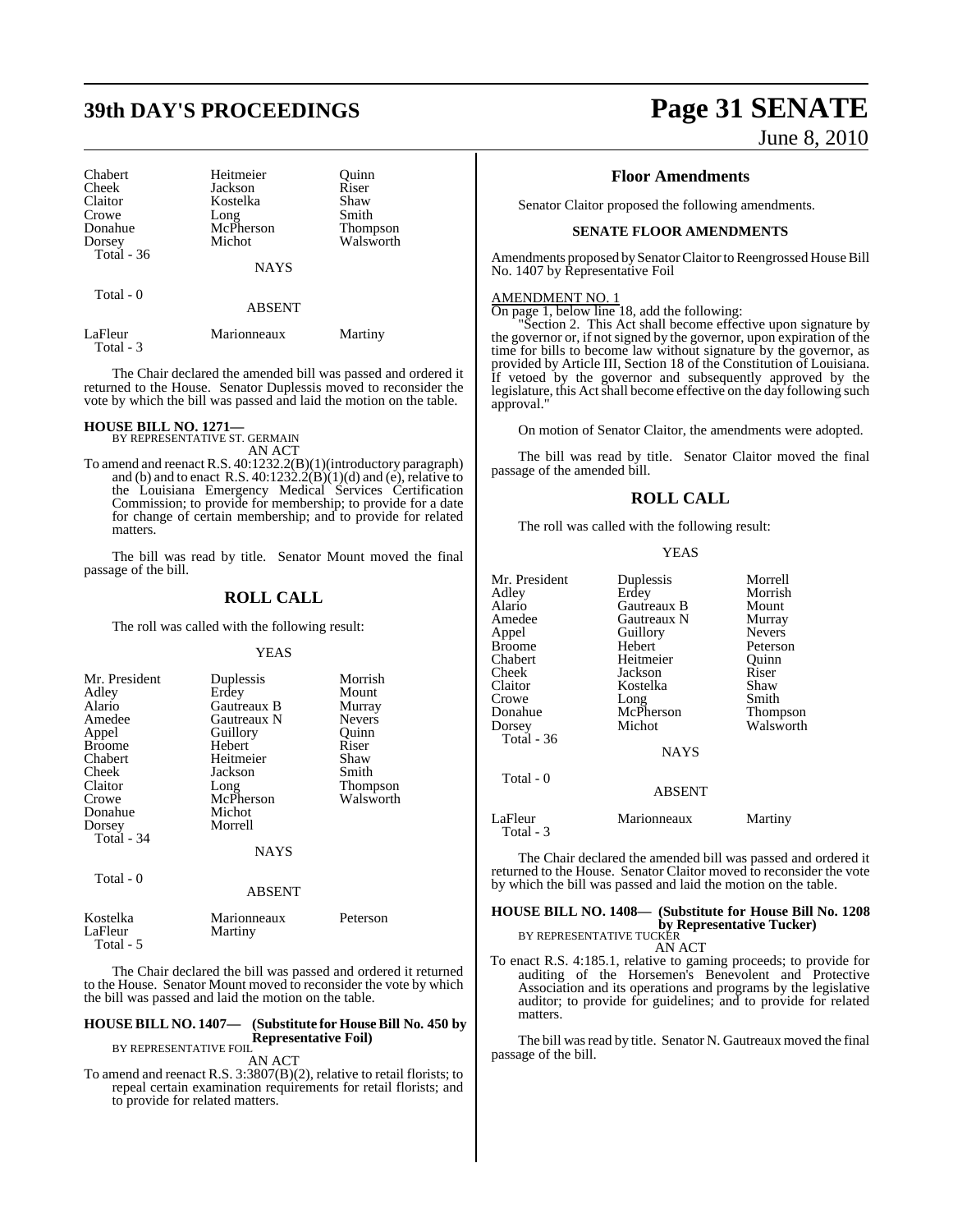| Chabert | Heitmeier | Quinn |
|---|---|---|
| Cheek | Jackson | Riser |
| Claitor | Kostelka | Shaw |
| Crowe | Long | Smith |
| Donahue | McPherson | Thompson |
| Dorsey | Michot | Walsworth |
| Total - 36 | | |

NAYS

Total - 0

ABSENT

| LaFleur | Marionneaux | Martiny |
|---|---|---|
| Total - 3 | | |

The Chair declared the amended bill was passed and ordered it returned to the House. Senator Duplessis moved to reconsider the vote by which the bill was passed and laid the motion on the table.

**HOUSE BILL NO. 1271—**
BY REPRESENTATIVE ST. GERMAIN
AN ACT

To amend and reenact R.S. 40:1232.2(B)(1)(introductory paragraph) and (b) and to enact R.S. 40:1232.2(B)(1)(d) and (e), relative to the Louisiana Emergency Medical Services Certification Commission; to provide for membership; to provide for a date for change of certain membership; and to provide for related matters.

The bill was read by title. Senator Mount moved the final passage of the bill.

## ROLL CALL

The roll was called with the following result:

YEAS

| Mr. President | Duplessis | Morrish |
|---|---|---|
| Adley | Erdey | Mount |
| Alario | Gautreaux B | Murray |
| Amedee | Gautreaux N | Nevers |
| Appel | Guillory | Quinn |
| Broome | Hebert | Riser |
| Chabert | Heitmeier | Shaw |
| Cheek | Jackson | Smith |
| Claitor | Long | Thompson |
| Crowe | McPherson | Walsworth |
| Donahue | Michot | |
| Dorsey | Morrell | |
| Total - 34 | | |

NAYS

Total - 0

ABSENT

| Kostelka | Marionneaux | Peterson |
|---|---|---|
| LaFleur | Martiny | |
| Total - 5 | | |

The Chair declared the bill was passed and ordered it returned to the House. Senator Mount moved to reconsider the vote by which the bill was passed and laid the motion on the table.

**HOUSE BILL NO. 1407— (Substitute for House Bill No. 450 by Representative Foil)**
BY REPRESENTATIVE FOIL
AN ACT

To amend and reenact R.S. 3:3807(B)(2), relative to retail florists; to repeal certain examination requirements for retail florists; and to provide for related matters.

## Floor Amendments

Senator Claitor proposed the following amendments.

### SENATE FLOOR AMENDMENTS

Amendments proposed by Senator Claitor to Reengrossed House Bill No. 1407 by Representative Foil

AMENDMENT NO. 1
On page 1, below line 18, add the following:

"Section 2. This Act shall become effective upon signature by the governor or, if not signed by the governor, upon expiration of the time for bills to become law without signature by the governor, as provided by Article III, Section 18 of the Constitution of Louisiana. If vetoed by the governor and subsequently approved by the legislature, this Act shall become effective on the day following such approval."

On motion of Senator Claitor, the amendments were adopted.

The bill was read by title. Senator Claitor moved the final passage of the amended bill.

## ROLL CALL

The roll was called with the following result:

YEAS

| Mr. President | Duplessis | Morrell |
|---|---|---|
| Adley | Erdey | Morrish |
| Alario | Gautreaux B | Mount |
| Amedee | Gautreaux N | Murray |
| Appel | Guillory | Nevers |
| Broome | Hebert | Peterson |
| Chabert | Heitmeier | Quinn |
| Cheek | Jackson | Riser |
| Claitor | Kostelka | Shaw |
| Crowe | Long | Smith |
| Donahue | McPherson | Thompson |
| Dorsey | Michot | Walsworth |
| Total - 36 | | |

NAYS

Total - 0

ABSENT

| LaFleur | Marionneaux | Martiny |
|---|---|---|
| Total - 3 | | |

The Chair declared the amended bill was passed and ordered it returned to the House. Senator Claitor moved to reconsider the vote by which the bill was passed and laid the motion on the table.

**HOUSE BILL NO. 1408— (Substitute for House Bill No. 1208 by Representative Tucker)**
BY REPRESENTATIVE TUCKER
AN ACT

To enact R.S. 4:185.1, relative to gaming proceeds; to provide for auditing of the Horsemen's Benevolent and Protective Association and its operations and programs by the legislative auditor; to provide for guidelines; and to provide for related matters.

The bill was read by title. Senator N. Gautreaux moved the final passage of the bill.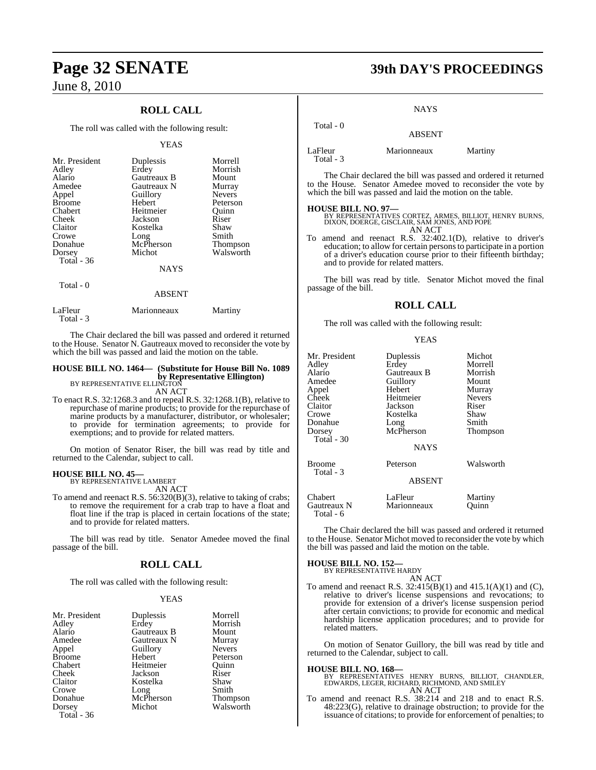## ROLL CALL

The roll was called with the following result:

YEAS

| | | |
|---|---|---|
| Mr. President | Duplessis | Morrell |
| Adley | Erdey | Morrish |
| Alario | Gautreaux B | Mount |
| Amedee | Gautreaux N | Murray |
| Appel | Guillory | Nevers |
| Broome | Hebert | Peterson |
| Chabert | Heitmeier | Quinn |
| Cheek | Jackson | Riser |
| Claitor | Kostelka | Shaw |
| Crowe | Long | Smith |
| Donahue | McPherson | Thompson |
| Dorsey | Michot | Walsworth |
| Total - 36 | | |

NAYS

Total - 0

ABSENT

| | | |
|---|---|---|
| LaFleur | Marionneaux | Martiny |
| Total - 3 | | |

The Chair declared the bill was passed and ordered it returned to the House. Senator N. Gautreaux moved to reconsider the vote by which the bill was passed and laid the motion on the table.

**HOUSE BILL NO. 1464— (Substitute for House Bill No. 1089 by Representative Ellington)**
BY REPRESENTATIVE ELLINGTON

AN ACT

To enact R.S. 32:1268.3 and to repeal R.S. 32:1268.1(B), relative to repurchase of marine products; to provide for the repurchase of marine products by a manufacturer, distributor, or wholesaler; to provide for termination agreements; to provide for exemptions; and to provide for related matters.

On motion of Senator Riser, the bill was read by title and returned to the Calendar, subject to call.

**HOUSE BILL NO. 45—**
BY REPRESENTATIVE LAMBERT

AN ACT

To amend and reenact R.S. 56:320(B)(3), relative to taking of crabs; to remove the requirement for a crab trap to have a float and float line if the trap is placed in certain locations of the state; and to provide for related matters.

The bill was read by title. Senator Amedee moved the final passage of the bill.

## ROLL CALL

The roll was called with the following result:

YEAS

| | | |
|---|---|---|
| Mr. President | Duplessis | Morrell |
| Adley | Erdey | Morrish |
| Alario | Gautreaux B | Mount |
| Amedee | Gautreaux N | Murray |
| Appel | Guillory | Nevers |
| Broome | Hebert | Peterson |
| Chabert | Heitmeier | Quinn |
| Cheek | Jackson | Riser |
| Claitor | Kostelka | Shaw |
| Crowe | Long | Smith |
| Donahue | McPherson | Thompson |
| Dorsey | Michot | Walsworth |
| Total - 36 | | |

NAYS

Total - 0

ABSENT

| | | |
|---|---|---|
| LaFleur | Marionneaux | Martiny |
| Total - 3 | | |

The Chair declared the bill was passed and ordered it returned to the House. Senator Amedee moved to reconsider the vote by which the bill was passed and laid the motion on the table.

**HOUSE BILL NO. 97—**
BY REPRESENTATIVES CORTEZ, ARMES, BILLIOT, HENRY BURNS, DIXON, DOERGE, GISCLAIR, SAM JONES, AND POPE

AN ACT

To amend and reenact R.S. 32:402.1(D), relative to driver's education; to allow for certain persons to participate in a portion of a driver's education course prior to their fifteenth birthday; and to provide for related matters.

The bill was read by title. Senator Michot moved the final passage of the bill.

## ROLL CALL

The roll was called with the following result:

YEAS

| | | |
|---|---|---|
| Mr. President | Duplessis | Michot |
| Adley | Erdey | Morrell |
| Alario | Gautreaux B | Morrish |
| Amedee | Guillory | Mount |
| Appel | Hebert | Murray |
| Cheek | Heitmeier | Nevers |
| Claitor | Jackson | Riser |
| Crowe | Kostelka | Shaw |
| Donahue | Long | Smith |
| Dorsey | McPherson | Thompson |
| Total - 30 | | |

NAYS

| | | |
|---|---|---|
| Broome | Peterson | Walsworth |
| Total - 3 | | |

ABSENT

| | | |
|---|---|---|
| Chabert | LaFleur | Martiny |
| Gautreaux N | Marionneaux | Quinn |
| Total - 6 | | |

The Chair declared the bill was passed and ordered it returned to the House. Senator Michot moved to reconsider the vote by which the bill was passed and laid the motion on the table.

**HOUSE BILL NO. 152—**
BY REPRESENTATIVE HARDY

AN ACT

To amend and reenact R.S. 32:415(B)(1) and 415.1(A)(1) and (C), relative to driver's license suspensions and revocations; to provide for extension of a driver's license suspension period after certain convictions; to provide for economic and medical hardship license application procedures; and to provide for related matters.

On motion of Senator Guillory, the bill was read by title and returned to the Calendar, subject to call.

**HOUSE BILL NO. 168—**
BY REPRESENTATIVES HENRY BURNS, BILLIOT, CHANDLER, EDWARDS, LEGER, RICHARD, RICHMOND, AND SMILEY

AN ACT

To amend and reenact R.S. 38:214 and 218 and to enact R.S. 48:223(G), relative to drainage obstruction; to provide for the issuance of citations; to provide for enforcement of penalties; to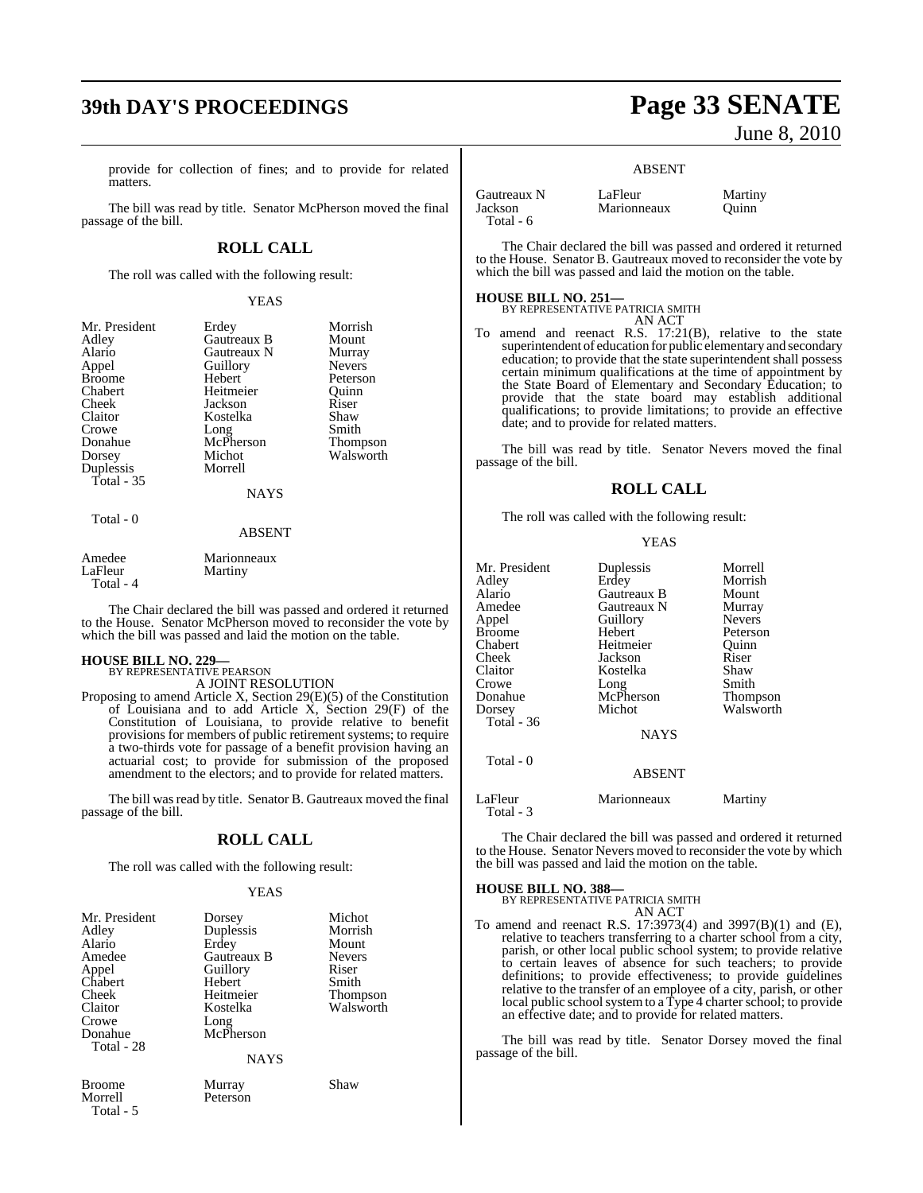provide for collection of fines; and to provide for related matters.

The bill was read by title. Senator McPherson moved the final passage of the bill.

## ROLL CALL

The roll was called with the following result:

YEAS

| | | |
|---|---|---|
| Mr. President | Erdey | Morrish |
| Adley | Gautreaux B | Mount |
| Alario | Gautreaux N | Murray |
| Appel | Guillory | Nevers |
| Broome | Hebert | Peterson |
| Chabert | Heitmeier | Quinn |
| Cheek | Jackson | Riser |
| Claitor | Kostelka | Shaw |
| Crowe | Long | Smith |
| Donahue | McPherson | Thompson |
| Dorsey | Michot | Walsworth |
| Duplessis | Morrell | |

Total - 35

NAYS

Total - 0

ABSENT

| | |
|---|---|
| Amedee | Marionneaux |
| LaFleur | Martiny |

Total - 4

The Chair declared the bill was passed and ordered it returned to the House. Senator McPherson moved to reconsider the vote by which the bill was passed and laid the motion on the table.

**HOUSE BILL NO. 229—**
BY REPRESENTATIVE PEARSON
A JOINT RESOLUTION

Proposing to amend Article X, Section 29(E)(5) of the Constitution of Louisiana and to add Article X, Section 29(F) of the Constitution of Louisiana, to provide relative to benefit provisions for members of public retirement systems; to require a two-thirds vote for passage of a benefit provision having an actuarial cost; to provide for submission of the proposed amendment to the electors; and to provide for related matters.

The bill was read by title. Senator B. Gautreaux moved the final passage of the bill.

## ROLL CALL

The roll was called with the following result:

YEAS

| | | |
|---|---|---|
| Mr. President | Dorsey | Michot |
| Adley | Duplessis | Morrish |
| Alario | Erdey | Mount |
| Amedee | Gautreaux B | Nevers |
| Appel | Guillory | Riser |
| Chabert | Hebert | Smith |
| Cheek | Heitmeier | Thompson |
| Claitor | Kostelka | Walsworth |
| Crowe | Long | |
| Donahue | McPherson | |

Total - 28

NAYS

| | | |
|---|---|---|
| Broome | Murray | Shaw |
| Morrell | Peterson | |

Total - 5

ABSENT

| | | |
|---|---|---|
| Gautreaux N | LaFleur | Martiny |
| Jackson | Marionneaux | Quinn |

Total - 6

The Chair declared the bill was passed and ordered it returned to the House. Senator B. Gautreaux moved to reconsider the vote by which the bill was passed and laid the motion on the table.

**HOUSE BILL NO. 251—**
BY REPRESENTATIVE PATRICIA SMITH
AN ACT

To amend and reenact R.S. 17:21(B), relative to the state superintendent of education for public elementary and secondary education; to provide that the state superintendent shall possess certain minimum qualifications at the time of appointment by the State Board of Elementary and Secondary Education; to provide that the state board may establish additional qualifications; to provide limitations; to provide an effective date; and to provide for related matters.

The bill was read by title. Senator Nevers moved the final passage of the bill.

## ROLL CALL

The roll was called with the following result:

YEAS

| | | |
|---|---|---|
| Mr. President | Duplessis | Morrell |
| Adley | Erdey | Morrish |
| Alario | Gautreaux B | Mount |
| Amedee | Gautreaux N | Murray |
| Appel | Guillory | Nevers |
| Broome | Hebert | Peterson |
| Chabert | Heitmeier | Quinn |
| Cheek | Jackson | Riser |
| Claitor | Kostelka | Shaw |
| Crowe | Long | Smith |
| Donahue | McPherson | Thompson |
| Dorsey | Michot | Walsworth |

Total - 36

NAYS

Total - 0

ABSENT

| | | |
|---|---|---|
| LaFleur | Marionneaux | Martiny |

Total - 3

The Chair declared the bill was passed and ordered it returned to the House. Senator Nevers moved to reconsider the vote by which the bill was passed and laid the motion on the table.

**HOUSE BILL NO. 388—**
BY REPRESENTATIVE PATRICIA SMITH
AN ACT

To amend and reenact R.S. 17:3973(4) and 3997(B)(1) and (E), relative to teachers transferring to a charter school from a city, parish, or other local public school system; to provide relative to certain leaves of absence for such teachers; to provide definitions; to provide effectiveness; to provide guidelines relative to the transfer of an employee of a city, parish, or other local public school system to a Type 4 charter school; to provide an effective date; and to provide for related matters.

The bill was read by title. Senator Dorsey moved the final passage of the bill.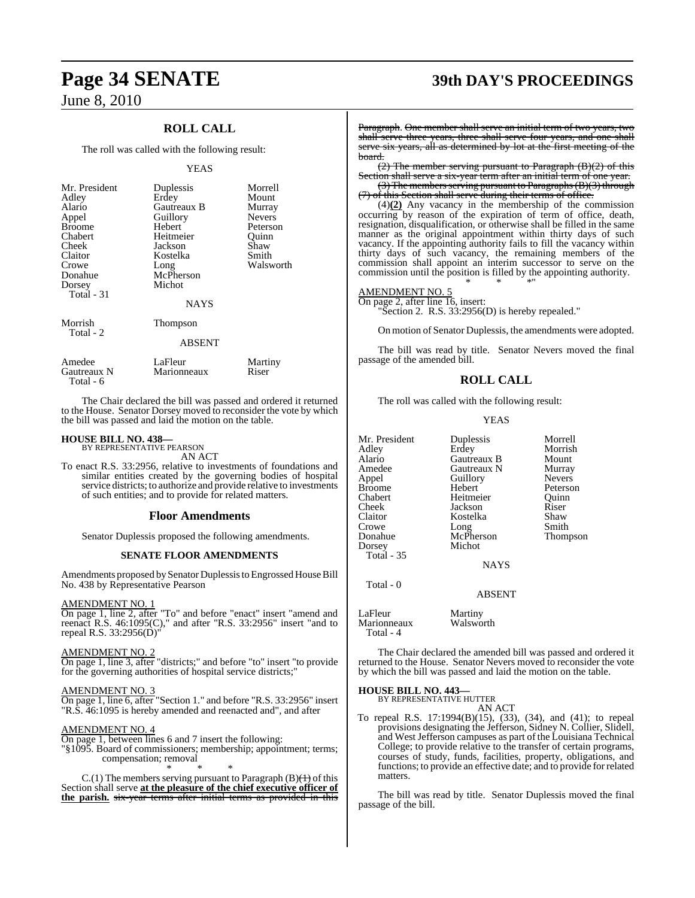## ROLL CALL

The roll was called with the following result:

YEAS

| | | |
|---|---|---|
| Mr. President | Duplessis | Morrell |
| Adley | Erdey | Mount |
| Alario | Gautreaux B | Murray |
| Appel | Guillory | Nevers |
| Broome | Hebert | Peterson |
| Chabert | Heitmeier | Quinn |
| Cheek | Jackson | Shaw |
| Claitor | Kostelka | Smith |
| Crowe | Long | Walsworth |
| Donahue | McPherson | |
| Dorsey | Michot | |
| Total - 31 | | |

NAYS

| | |
|---|---|
| Morrish | Thompson |
| Total - 2 | |

ABSENT

| | | |
|---|---|---|
| Amedee | LaFleur | Martiny |
| Gautreaux N | Marionneaux | Riser |
| Total - 6 | | |

The Chair declared the bill was passed and ordered it returned to the House. Senator Dorsey moved to reconsider the vote by which the bill was passed and laid the motion on the table.

**HOUSE BILL NO. 438—**
BY REPRESENTATIVE PEARSON

AN ACT

To enact R.S. 33:2956, relative to investments of foundations and similar entities created by the governing bodies of hospital service districts; to authorize and provide relative to investments of such entities; and to provide for related matters.

## Floor Amendments

Senator Duplessis proposed the following amendments.

### SENATE FLOOR AMENDMENTS

Amendments proposed by Senator Duplessis to Engrossed House Bill No. 438 by Representative Pearson

AMENDMENT NO. 1
On page 1, line 2, after "To" and before "enact" insert "amend and reenact R.S. 46:1095(C)," and after "R.S. 33:2956" insert "and to repeal R.S. 33:2956(D)"

AMENDMENT NO. 2
On page 1, line 3, after "districts;" and before "to" insert "to provide for the governing authorities of hospital service districts;"

AMENDMENT NO. 3
On page 1, line 6, after "Section 1." and before "R.S. 33:2956" insert "R.S. 46:1095 is hereby amended and reenacted and", and after

AMENDMENT NO. 4
On page 1, between lines 6 and 7 insert the following:
"§1095. Board of commissioners; membership; appointment; terms; compensation; removal

\* \* \*

C.(1) The members serving pursuant to Paragraph (B)~~(1)~~ of this Section shall serve **at the pleasure of the chief executive officer of the parish.** ~~six-year terms after initial terms as provided in this Paragraph. One member shall serve an initial term of two years, two shall serve three years, three shall serve four years, and one shall serve six years, all as determined by lot at the first meeting of the board.~~

~~(2) The member serving pursuant to Paragraph (B)(2) of this Section shall serve a six-year term after an initial term of one year.~~

~~(3) The members serving pursuant to Paragraphs (B)(3) through (7) of this Section shall serve during their terms of office.~~

~~(4)~~**(2)** Any vacancy in the membership of the commission occurring by reason of the expiration of term of office, death, resignation, disqualification, or otherwise shall be filled in the same manner as the original appointment within thirty days of such vacancy. If the appointing authority fails to fill the vacancy within thirty days of such vacancy, the remaining members of the commission shall appoint an interim successor to serve on the commission until the position is filled by the appointing authority.

\* \* \*"

AMENDMENT NO. 5
On page 2, after line 16, insert:
"Section 2. R.S. 33:2956(D) is hereby repealed."

On motion of Senator Duplessis, the amendments were adopted.

The bill was read by title. Senator Nevers moved the final passage of the amended bill.

## ROLL CALL

The roll was called with the following result:

YEAS

| | | |
|---|---|---|
| Mr. President | Duplessis | Morrell |
| Adley | Erdey | Morrish |
| Alario | Gautreaux B | Mount |
| Amedee | Gautreaux N | Murray |
| Appel | Guillory | Nevers |
| Broome | Hebert | Peterson |
| Chabert | Heitmeier | Quinn |
| Cheek | Jackson | Riser |
| Claitor | Kostelka | Shaw |
| Crowe | Long | Smith |
| Donahue | McPherson | Thompson |
| Dorsey | Michot | |
| Total - 35 | | |

NAYS

Total - 0

ABSENT

| | |
|---|---|
| LaFleur | Martiny |
| Marionneaux | Walsworth |
| Total - 4 | |

The Chair declared the amended bill was passed and ordered it returned to the House. Senator Nevers moved to reconsider the vote by which the bill was passed and laid the motion on the table.

**HOUSE BILL NO. 443—**
BY REPRESENTATIVE HUTTER

AN ACT

To repeal R.S. 17:1994(B)(15), (33), (34), and (41); to repeal provisions designating the Jefferson, Sidney N. Collier, Slidell, and West Jefferson campuses as part of the Louisiana Technical College; to provide relative to the transfer of certain programs, courses of study, funds, facilities, property, obligations, and functions; to provide an effective date; and to provide for related matters.

The bill was read by title. Senator Duplessis moved the final passage of the bill.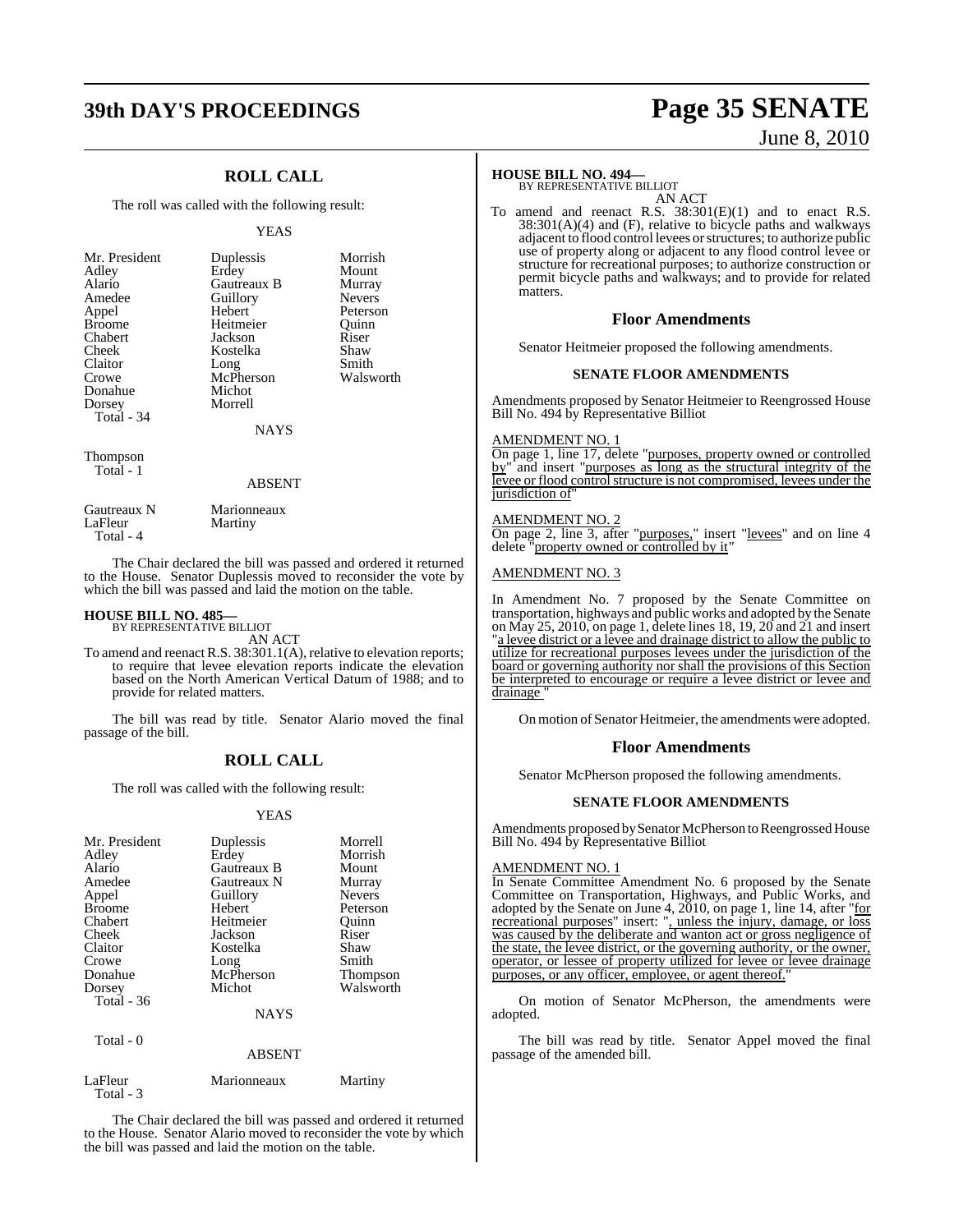## ROLL CALL

The roll was called with the following result:

YEAS

| | | |
|---|---|---|
| Mr. President | Duplessis | Morrish |
| Adley | Erdey | Mount |
| Alario | Gautreaux B | Murray |
| Amedee | Guillory | Nevers |
| Appel | Hebert | Peterson |
| Broome | Heitmeier | Quinn |
| Chabert | Jackson | Riser |
| Cheek | Kostelka | Shaw |
| Claitor | Long | Smith |
| Crowe | McPherson | Walsworth |
| Donahue | Michot | |
| Dorsey | Morrell | |
| Total - 34 | | |

NAYS

Thompson
Total - 1

ABSENT

| | |
|---|---|
| Gautreaux N | Marionneaux |
| LaFleur | Martiny |
| Total - 4 | |

The Chair declared the bill was passed and ordered it returned to the House. Senator Duplessis moved to reconsider the vote by which the bill was passed and laid the motion on the table.

**HOUSE BILL NO. 485—**
BY REPRESENTATIVE BILLIOT
AN ACT

To amend and reenact R.S. 38:301.1(A), relative to elevation reports; to require that levee elevation reports indicate the elevation based on the North American Vertical Datum of 1988; and to provide for related matters.

The bill was read by title. Senator Alario moved the final passage of the bill.

## ROLL CALL

The roll was called with the following result:

YEAS

| | | |
|---|---|---|
| Mr. President | Duplessis | Morrell |
| Adley | Erdey | Morrish |
| Alario | Gautreaux B | Mount |
| Amedee | Gautreaux N | Murray |
| Appel | Guillory | Nevers |
| Broome | Hebert | Peterson |
| Chabert | Heitmeier | Quinn |
| Cheek | Jackson | Riser |
| Claitor | Kostelka | Shaw |
| Crowe | Long | Smith |
| Donahue | McPherson | Thompson |
| Dorsey | Michot | Walsworth |
| Total - 36 | | |

NAYS

Total - 0

ABSENT

| | | |
|---|---|---|
| LaFleur | Marionneaux | Martiny |
| Total - 3 | | |

The Chair declared the bill was passed and ordered it returned to the House. Senator Alario moved to reconsider the vote by which the bill was passed and laid the motion on the table.

**HOUSE BILL NO. 494—**
BY REPRESENTATIVE BILLIOT
AN ACT

To amend and reenact R.S. 38:301(E)(1) and to enact R.S. 38:301(A)(4) and (F), relative to bicycle paths and walkways adjacent to flood control levees or structures; to authorize public use of property along or adjacent to any flood control levee or structure for recreational purposes; to authorize construction or permit bicycle paths and walkways; and to provide for related matters.

## Floor Amendments

Senator Heitmeier proposed the following amendments.

### SENATE FLOOR AMENDMENTS

Amendments proposed by Senator Heitmeier to Reengrossed House Bill No. 494 by Representative Billiot

AMENDMENT NO. 1
On page 1, line 17, delete "purposes, property owned or controlled by" and insert "purposes as long as the structural integrity of the levee or flood control structure is not compromised, levees under the jurisdiction of"

AMENDMENT NO. 2
On page 2, line 3, after "purposes," insert "levees" and on line 4 delete "property owned or controlled by it"

AMENDMENT NO. 3

In Amendment No. 7 proposed by the Senate Committee on transportation, highways and public works and adopted by the Senate on May 25, 2010, on page 1, delete lines 18, 19, 20 and 21 and insert "a levee district or a levee and drainage district to allow the public to utilize for recreational purposes levees under the jurisdiction of the board or governing authority nor shall the provisions of this Section be interpreted to encourage or require a levee district or levee and drainage "

On motion of Senator Heitmeier, the amendments were adopted.

## Floor Amendments

Senator McPherson proposed the following amendments.

### SENATE FLOOR AMENDMENTS

Amendments proposed by Senator McPherson to Reengrossed House Bill No. 494 by Representative Billiot

AMENDMENT NO. 1
In Senate Committee Amendment No. 6 proposed by the Senate Committee on Transportation, Highways, and Public Works, and adopted by the Senate on June 4, 2010, on page 1, line 14, after "for recreational purposes" insert: ", unless the injury, damage, or loss was caused by the deliberate and wanton act or gross negligence of the state, the levee district, or the governing authority, or the owner, operator, or lessee of property utilized for levee or levee drainage purposes, or any officer, employee, or agent thereof."

On motion of Senator McPherson, the amendments were adopted.

The bill was read by title. Senator Appel moved the final passage of the amended bill.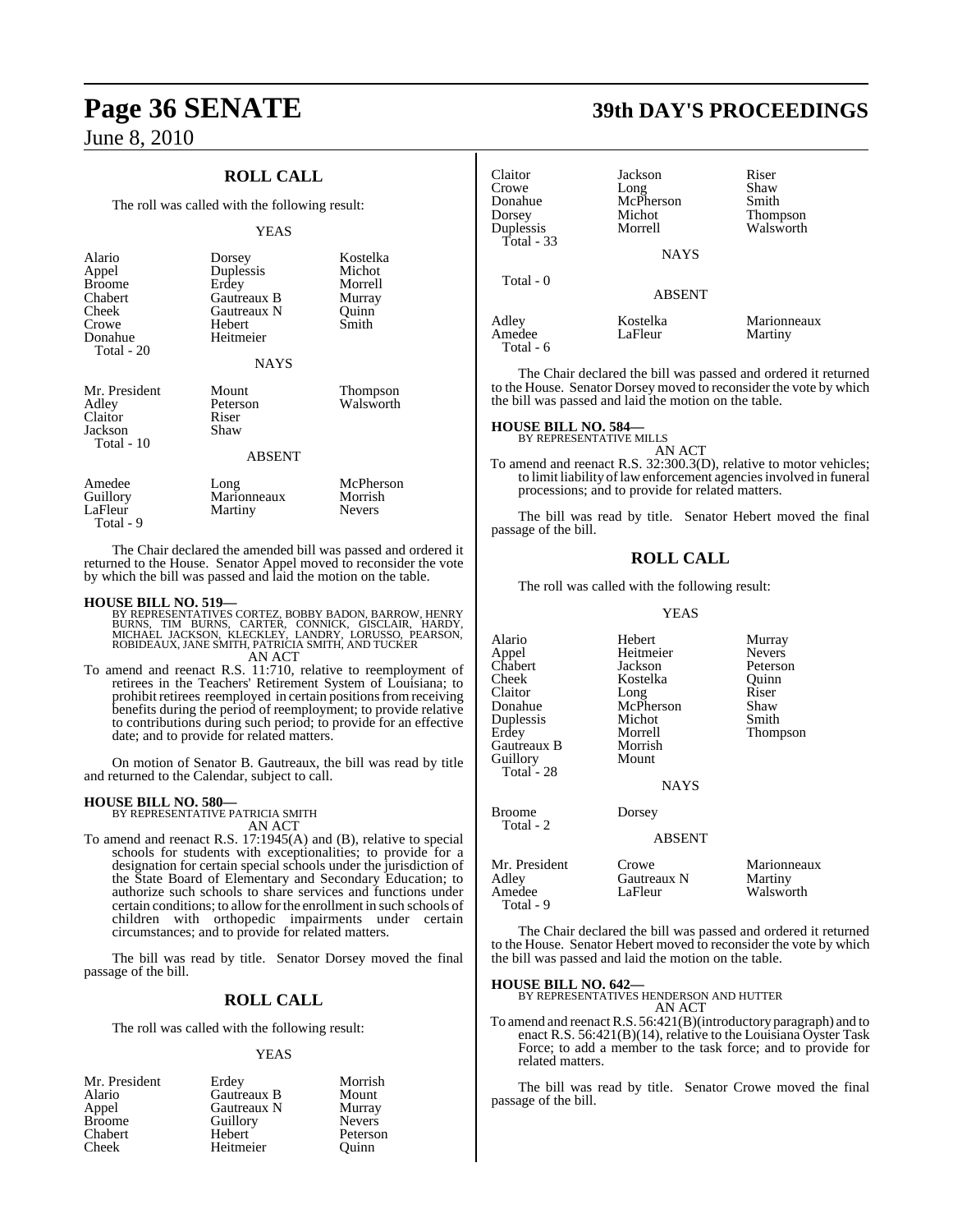## ROLL CALL

The roll was called with the following result:

YEAS

| | | |
|---|---|---|
| Alario | Dorsey | Kostelka |
| Appel | Duplessis | Michot |
| Broome | Erdey | Morrell |
| Chabert | Gautreaux B | Murray |
| Cheek | Gautreaux N | Quinn |
| Crowe | Hebert | Smith |
| Donahue | Heitmeier | |
| Total - 20 | | |

NAYS

| | | |
|---|---|---|
| Mr. President | Mount | Thompson |
| Adley | Peterson | Walsworth |
| Claitor | Riser | |
| Jackson | Shaw | |
| Total - 10 | | |

ABSENT

| | | |
|---|---|---|
| Amedee | Long | McPherson |
| Guillory | Marionneaux | Morrish |
| LaFleur | Martiny | Nevers |
| Total - 9 | | |

The Chair declared the amended bill was passed and ordered it returned to the House. Senator Appel moved to reconsider the vote by which the bill was passed and laid the motion on the table.

**HOUSE BILL NO. 519—**
BY REPRESENTATIVES CORTEZ, BOBBY BADON, BARROW, HENRY BURNS, TIM BURNS, CARTER, CONNICK, GISCLAIR, HARDY, MICHAEL JACKSON, KLECKLEY, LANDRY, LORUSSO, PEARSON, ROBIDEAUX, JANE SMITH, PATRICIA SMITH, AND TUCKER
AN ACT

To amend and reenact R.S. 11:710, relative to reemployment of retirees in the Teachers' Retirement System of Louisiana; to prohibit retirees reemployed in certain positions from receiving benefits during the period of reemployment; to provide relative to contributions during such period; to provide for an effective date; and to provide for related matters.

On motion of Senator B. Gautreaux, the bill was read by title and returned to the Calendar, subject to call.

**HOUSE BILL NO. 580—**
BY REPRESENTATIVE PATRICIA SMITH
AN ACT

To amend and reenact R.S. 17:1945(A) and (B), relative to special schools for students with exceptionalities; to provide for a designation for certain special schools under the jurisdiction of the State Board of Elementary and Secondary Education; to authorize such schools to share services and functions under certain conditions; to allow for the enrollment in such schools of children with orthopedic impairments under certain circumstances; and to provide for related matters.

The bill was read by title. Senator Dorsey moved the final passage of the bill.

## ROLL CALL

The roll was called with the following result:

YEAS

| | | |
|---|---|---|
| Mr. President | Erdey | Morrish |
| Alario | Gautreaux B | Mount |
| Appel | Gautreaux N | Murray |
| Broome | Guillory | Nevers |
| Chabert | Hebert | Peterson |
| Cheek | Heitmeier | Quinn |
| Claitor | Jackson | Riser |
| Crowe | Long | Shaw |
| Donahue | McPherson | Smith |
| Dorsey | Michot | Thompson |
| Duplessis | Morrell | Walsworth |
| Total - 33 | | |

NAYS

Total - 0

ABSENT

| | | |
|---|---|---|
| Adley | Kostelka | Marionneaux |
| Amedee | LaFleur | Martiny |
| Total - 6 | | |

The Chair declared the bill was passed and ordered it returned to the House. Senator Dorsey moved to reconsider the vote by which the bill was passed and laid the motion on the table.

**HOUSE BILL NO. 584—**
BY REPRESENTATIVE MILLS
AN ACT

To amend and reenact R.S. 32:300.3(D), relative to motor vehicles; to limit liability of law enforcement agencies involved in funeral processions; and to provide for related matters.

The bill was read by title. Senator Hebert moved the final passage of the bill.

## ROLL CALL

The roll was called with the following result:

YEAS

| | | |
|---|---|---|
| Alario | Hebert | Murray |
| Appel | Heitmeier | Nevers |
| Chabert | Jackson | Peterson |
| Cheek | Kostelka | Quinn |
| Claitor | Long | Riser |
| Donahue | McPherson | Shaw |
| Duplessis | Michot | Smith |
| Erdey | Morrell | Thompson |
| Gautreaux B | Morrish | |
| Guillory | Mount | |
| Total - 28 | | |

NAYS

| | |
|---|---|
| Broome | Dorsey |
| Total - 2 | |

ABSENT

| | | |
|---|---|---|
| Mr. President | Crowe | Marionneaux |
| Adley | Gautreaux N | Martiny |
| Amedee | LaFleur | Walsworth |
| Total - 9 | | |

The Chair declared the bill was passed and ordered it returned to the House. Senator Hebert moved to reconsider the vote by which the bill was passed and laid the motion on the table.

**HOUSE BILL NO. 642—**
BY REPRESENTATIVES HENDERSON AND HUTTER
AN ACT

To amend and reenact R.S. 56:421(B)(introductory paragraph) and to enact R.S. 56:421(B)(14), relative to the Louisiana Oyster Task Force; to add a member to the task force; and to provide for related matters.

The bill was read by title. Senator Crowe moved the final passage of the bill.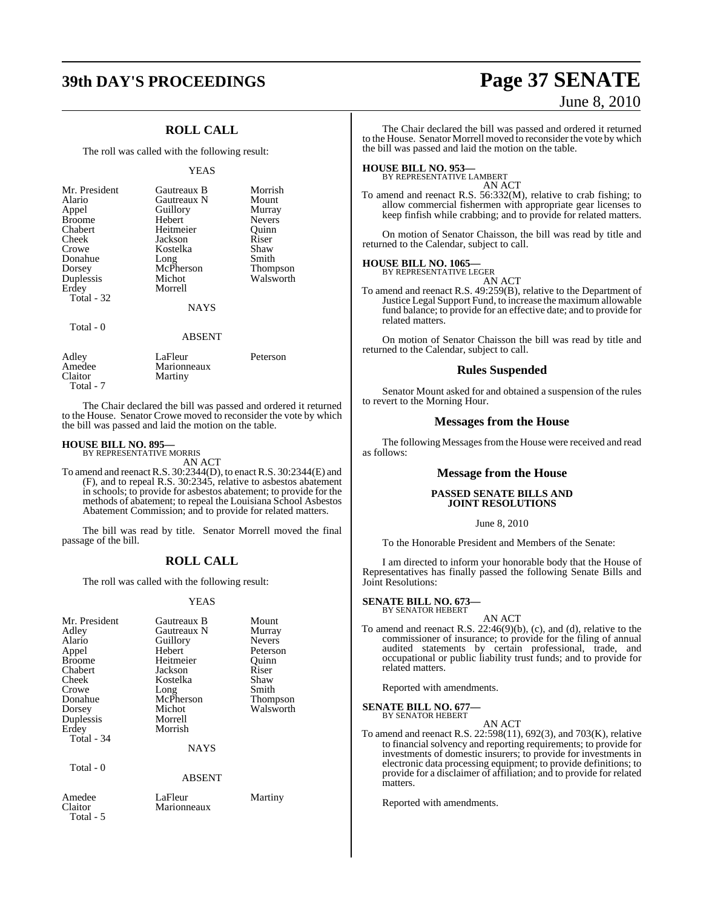## ROLL CALL

The roll was called with the following result:

YEAS

| | | |
|---|---|---|
| Mr. President | Gautreaux B | Morrish |
| Alario | Gautreaux N | Mount |
| Appel | Guillory | Murray |
| Broome | Hebert | Nevers |
| Chabert | Heitmeier | Quinn |
| Cheek | Jackson | Riser |
| Crowe | Kostelka | Shaw |
| Donahue | Long | Smith |
| Dorsey | McPherson | Thompson |
| Duplessis | Michot | Walsworth |
| Erdey | Morrell | |

Total - 32

NAYS

Total - 0

ABSENT

| | | |
|---|---|---|
| Adley | LaFleur | Peterson |
| Amedee | Marionneaux | |
| Claitor | Martiny | |

Total - 7

The Chair declared the bill was passed and ordered it returned to the House. Senator Crowe moved to reconsider the vote by which the bill was passed and laid the motion on the table.

**HOUSE BILL NO. 895—**
BY REPRESENTATIVE MORRIS

AN ACT

To amend and reenact R.S. 30:2344(D), to enact R.S. 30:2344(E) and (F), and to repeal R.S. 30:2345, relative to asbestos abatement in schools; to provide for asbestos abatement; to provide for the methods of abatement; to repeal the Louisiana School Asbestos Abatement Commission; and to provide for related matters.

The bill was read by title. Senator Morrell moved the final passage of the bill.

## ROLL CALL

The roll was called with the following result:

YEAS

| | | |
|---|---|---|
| Mr. President | Gautreaux B | Mount |
| Adley | Gautreaux N | Murray |
| Alario | Guillory | Nevers |
| Appel | Hebert | Peterson |
| Broome | Heitmeier | Quinn |
| Chabert | Jackson | Riser |
| Cheek | Kostelka | Shaw |
| Crowe | Long | Smith |
| Donahue | McPherson | Thompson |
| Dorsey | Michot | Walsworth |
| Duplessis | Morrell | |
| Erdey | Morrish | |

Total - 34

NAYS

Total - 0

ABSENT

| | | |
|---|---|---|
| Amedee | LaFleur | Martiny |
| Claitor | Marionneaux | |

Total - 5

The Chair declared the bill was passed and ordered it returned to the House. Senator Morrell moved to reconsider the vote by which the bill was passed and laid the motion on the table.

**HOUSE BILL NO. 953—**
BY REPRESENTATIVE LAMBERT

AN ACT

To amend and reenact R.S. 56:332(M), relative to crab fishing; to allow commercial fishermen with appropriate gear licenses to keep finfish while crabbing; and to provide for related matters.

On motion of Senator Chaisson, the bill was read by title and returned to the Calendar, subject to call.

**HOUSE BILL NO. 1065—**
BY REPRESENTATIVE LEGER

AN ACT

To amend and reenact R.S. 49:259(B), relative to the Department of Justice Legal Support Fund, to increase the maximum allowable fund balance; to provide for an effective date; and to provide for related matters.

On motion of Senator Chaisson the bill was read by title and returned to the Calendar, subject to call.

## Rules Suspended

Senator Mount asked for and obtained a suspension of the rules to revert to the Morning Hour.

## Messages from the House

The following Messages from the House were received and read as follows:

## Message from the House

**PASSED SENATE BILLS AND JOINT RESOLUTIONS**

June 8, 2010

To the Honorable President and Members of the Senate:

I am directed to inform your honorable body that the House of Representatives has finally passed the following Senate Bills and Joint Resolutions:

**SENATE BILL NO. 673—**
BY SENATOR HEBERT

AN ACT

To amend and reenact R.S. 22:46(9)(b), (c), and (d), relative to the commissioner of insurance; to provide for the filing of annual audited statements by certain professional, trade, and occupational or public liability trust funds; and to provide for related matters.

Reported with amendments.

**SENATE BILL NO. 677—**
BY SENATOR HEBERT

AN ACT

To amend and reenact R.S. 22:598(11), 692(3), and 703(K), relative to financial solvency and reporting requirements; to provide for investments of domestic insurers; to provide for investments in electronic data processing equipment; to provide definitions; to provide for a disclaimer of affiliation; and to provide for related matters.

Reported with amendments.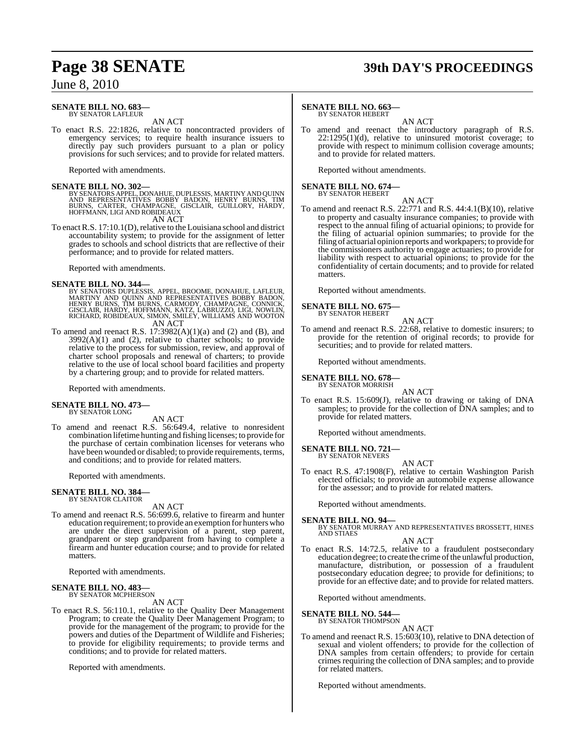**SENATE BILL NO. 683—**
BY SENATOR LAFLEUR

AN ACT

To enact R.S. 22:1826, relative to noncontracted providers of emergency services; to require health insurance issuers to directly pay such providers pursuant to a plan or policy provisions for such services; and to provide for related matters.

Reported with amendments.

**SENATE BILL NO. 302—**
BY SENATORS APPEL, DONAHUE, DUPLESSIS, MARTINY AND QUINN AND REPRESENTATIVES BOBBY BADON, HENRY BURNS, TIM BURNS, CARTER, CHAMPAGNE, GISCLAIR, GUILLORY, HARDY, HOFFMANN, LIGI AND ROBIDEAUX

AN ACT

To enact R.S. 17:10.1(D), relative to the Louisiana school and district accountability system; to provide for the assignment of letter grades to schools and school districts that are reflective of their performance; and to provide for related matters.

Reported with amendments.

**SENATE BILL NO. 344—**
BY SENATORS DUPLESSIS, APPEL, BROOME, DONAHUE, LAFLEUR, MARTINY AND QUINN AND REPRESENTATIVES BOBBY BADON, HENRY BURNS, TIM BURNS, CARMODY, CHAMPAGNE, CONNICK, GISCLAIR, HARDY, HOFFMANN, KATZ, LABRUZZO, LIGI, NOWLIN, RICHARD, ROBIDEAUX, SIMON, SMILEY, WILLIAMS AND WOOTON

AN ACT

To amend and reenact R.S. 17:3982(A)(1)(a) and (2) and (B), and 3992(A)(1) and (2), relative to charter schools; to provide relative to the process for submission, review, and approval of charter school proposals and renewal of charters; to provide relative to the use of local school board facilities and property by a chartering group; and to provide for related matters.

Reported with amendments.

**SENATE BILL NO. 473—**
BY SENATOR LONG

AN ACT

To amend and reenact R.S. 56:649.4, relative to nonresident combination lifetime hunting and fishing licenses; to provide for the purchase of certain combination licenses for veterans who have been wounded or disabled; to provide requirements, terms, and conditions; and to provide for related matters.

Reported with amendments.

**SENATE BILL NO. 384—**
BY SENATOR CLAITOR

AN ACT

To amend and reenact R.S. 56:699.6, relative to firearm and hunter education requirement; to provide an exemption for hunters who are under the direct supervision of a parent, step parent, grandparent or step grandparent from having to complete a firearm and hunter education course; and to provide for related matters.

Reported with amendments.

**SENATE BILL NO. 483—**
BY SENATOR MCPHERSON

AN ACT

To enact R.S. 56:110.1, relative to the Quality Deer Management Program; to create the Quality Deer Management Program; to provide for the management of the program; to provide for the powers and duties of the Department of Wildlife and Fisheries; to provide for eligibility requirements; to provide terms and conditions; and to provide for related matters.

Reported with amendments.

**SENATE BILL NO. 663—**
BY SENATOR HEBERT

AN ACT

To amend and reenact the introductory paragraph of R.S. 22:1295(1)(d), relative to uninsured motorist coverage; to provide with respect to minimum collision coverage amounts; and to provide for related matters.

Reported without amendments.

**SENATE BILL NO. 674—**
BY SENATOR HEBERT

AN ACT

To amend and reenact R.S. 22:771 and R.S. 44:4.1(B)(10), relative to property and casualty insurance companies; to provide with respect to the annual filing of actuarial opinions; to provide for the filing of actuarial opinion summaries; to provide for the filing of actuarial opinion reports and workpapers; to provide for the commissioners authority to engage actuaries; to provide for liability with respect to actuarial opinions; to provide for the confidentiality of certain documents; and to provide for related matters.

Reported without amendments.

**SENATE BILL NO. 675—**
BY SENATOR HEBERT

AN ACT

To amend and reenact R.S. 22:68, relative to domestic insurers; to provide for the retention of original records; to provide for securities; and to provide for related matters.

Reported without amendments.

**SENATE BILL NO. 678—**
BY SENATOR MORRISH

AN ACT

To enact R.S. 15:609(J), relative to drawing or taking of DNA samples; to provide for the collection of DNA samples; and to provide for related matters.

Reported without amendments.

**SENATE BILL NO. 721—**
BY SENATOR NEVERS

AN ACT

To enact R.S. 47:1908(F), relative to certain Washington Parish elected officials; to provide an automobile expense allowance for the assessor; and to provide for related matters.

Reported without amendments.

**SENATE BILL NO. 94—**
BY SENATOR MURRAY AND REPRESENTATIVES BROSSETT, HINES AND STIAES

AN ACT

To enact R.S. 14:72.5, relative to a fraudulent postsecondary education degree; to create the crime of the unlawful production, manufacture, distribution, or possession of a fraudulent postsecondary education degree; to provide for definitions; to provide for an effective date; and to provide for related matters.

Reported without amendments.

**SENATE BILL NO. 544—**
BY SENATOR THOMPSON

AN ACT

To amend and reenact R.S. 15:603(10), relative to DNA detection of sexual and violent offenders; to provide for the collection of DNA samples from certain offenders; to provide for certain crimes requiring the collection of DNA samples; and to provide for related matters.

Reported without amendments.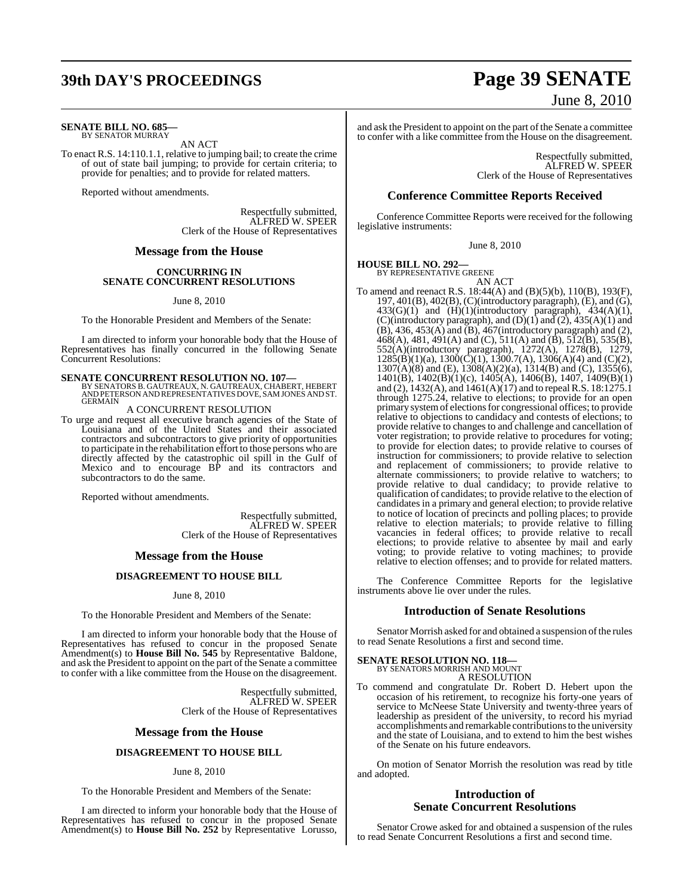**SENATE BILL NO. 685—**
BY SENATOR MURRAY

AN ACT

To enact R.S. 14:110.1.1, relative to jumping bail; to create the crime of out of state bail jumping; to provide for certain criteria; to provide for penalties; and to provide for related matters.

Reported without amendments.

Respectfully submitted,
ALFRED W. SPEER
Clerk of the House of Representatives

## Message from the House

### CONCURRING IN SENATE CONCURRENT RESOLUTIONS

June 8, 2010

To the Honorable President and Members of the Senate:

I am directed to inform your honorable body that the House of Representatives has finally concurred in the following Senate Concurrent Resolutions:

**SENATE CONCURRENT RESOLUTION NO. 107—**
BY SENATORS B. GAUTREAUX, N. GAUTREAUX, CHABERT, HEBERT AND PETERSON AND REPRESENTATIVES DOVE, SAM JONES AND ST. GERMAIN

A CONCURRENT RESOLUTION

To urge and request all executive branch agencies of the State of Louisiana and of the United States and their associated contractors and subcontractors to give priority of opportunities to participate in the rehabilitation effort to those persons who are directly affected by the catastrophic oil spill in the Gulf of Mexico and to encourage BP and its contractors and subcontractors to do the same.

Reported without amendments.

Respectfully submitted,
ALFRED W. SPEER
Clerk of the House of Representatives

## Message from the House

### DISAGREEMENT TO HOUSE BILL

June 8, 2010

To the Honorable President and Members of the Senate:

I am directed to inform your honorable body that the House of Representatives has refused to concur in the proposed Senate Amendment(s) to **House Bill No. 545** by Representative Baldone, and ask the President to appoint on the part of the Senate a committee to confer with a like committee from the House on the disagreement.

Respectfully submitted,
ALFRED W. SPEER
Clerk of the House of Representatives

## Message from the House

### DISAGREEMENT TO HOUSE BILL

June 8, 2010

To the Honorable President and Members of the Senate:

I am directed to inform your honorable body that the House of Representatives has refused to concur in the proposed Senate Amendment(s) to **House Bill No. 252** by Representative Lorusso, and ask the President to appoint on the part of the Senate a committee to confer with a like committee from the House on the disagreement.

Respectfully submitted,
ALFRED W. SPEER
Clerk of the House of Representatives

## Conference Committee Reports Received

Conference Committee Reports were received for the following legislative instruments:

June 8, 2010

**HOUSE BILL NO. 292—**
BY REPRESENTATIVE GREENE

AN ACT

To amend and reenact R.S. 18:44(A) and (B)(5)(b), 110(B), 193(F), 197, 401(B), 402(B), (C)(introductory paragraph), (E), and (G), 433(G)(1) and (H)(1)(introductory paragraph), 434(A)(1), (C)(introductory paragraph), and (D)(1) and (2), 435(A)(1) and (B), 436, 453(A) and (B), 467(introductory paragraph) and (2), 468(A), 481, 491(A) and (C), 511(A) and (B), 512(B), 535(B), 552(A)(introductory paragraph), 1272(A), 1278(B), 1279, 1285(B)(1)(a), 1300(C)(1), 1300.7(A), 1306(A)(4) and (C)(2), 1307(A)(8) and (E), 1308(A)(2)(a), 1314(B) and (C), 1355(6), 1401(B), 1402(B)(1)(c), 1405(A), 1406(B), 1407, 1409(B)(1) and (2), 1432(A), and 1461(A)(17) and to repeal R.S. 18:1275.1 through 1275.24, relative to elections; to provide for an open primary system of elections for congressional offices; to provide relative to objections to candidacy and contests of elections; to provide relative to changes to and challenge and cancellation of voter registration; to provide relative to procedures for voting; to provide for election dates; to provide relative to courses of instruction for commissioners; to provide relative to selection and replacement of commissioners; to provide relative to alternate commissioners; to provide relative to watchers; to provide relative to dual candidacy; to provide relative to qualification of candidates; to provide relative to the election of candidates in a primary and general election; to provide relative to notice of location of precincts and polling places; to provide relative to election materials; to provide relative to filling vacancies in federal offices; to provide relative to recall elections; to provide relative to absentee by mail and early voting; to provide relative to voting machines; to provide relative to election offenses; and to provide for related matters.

The Conference Committee Reports for the legislative instruments above lie over under the rules.

## Introduction of Senate Resolutions

Senator Morrish asked for and obtained a suspension of the rules to read Senate Resolutions a first and second time.

**SENATE RESOLUTION NO. 118—**
BY SENATORS MORRISH AND MOUNT

A RESOLUTION

To commend and congratulate Dr. Robert D. Hebert upon the occasion of his retirement, to recognize his forty-one years of service to McNeese State University and twenty-three years of leadership as president of the university, to record his myriad accomplishments and remarkable contributions to the university and the state of Louisiana, and to extend to him the best wishes of the Senate on his future endeavors.

On motion of Senator Morrish the resolution was read by title and adopted.

## Introduction of Senate Concurrent Resolutions

Senator Crowe asked for and obtained a suspension of the rules to read Senate Concurrent Resolutions a first and second time.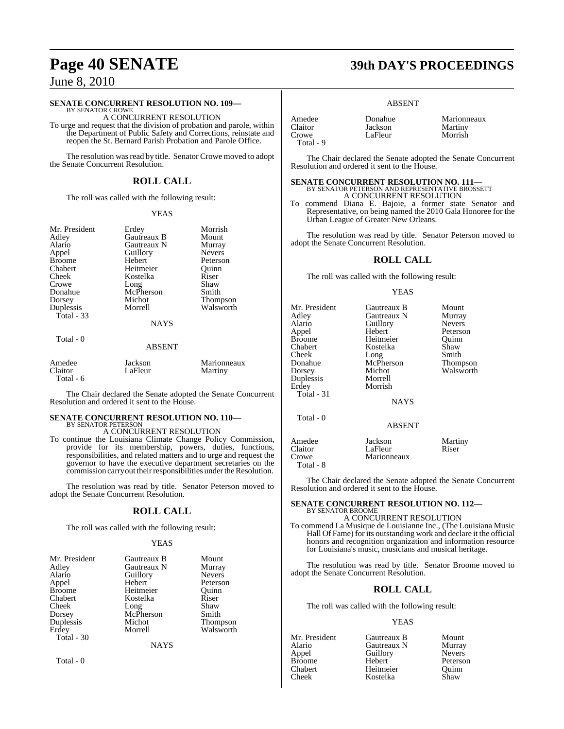## SENATE CONCURRENT RESOLUTION NO. 109—

BY SENATOR CROWE

A CONCURRENT RESOLUTION

To urge and request that the division of probation and parole, within the Department of Public Safety and Corrections, reinstate and reopen the St. Bernard Parish Probation and Parole Office.

The resolution was read by title. Senator Crowe moved to adopt the Senate Concurrent Resolution.

### ROLL CALL

The roll was called with the following result:

YEAS

| | | |
|---|---|---|
| Mr. President | Erdey | Morrish |
| Adley | Gautreaux B | Mount |
| Alario | Gautreaux N | Murray |
| Appel | Guillory | Nevers |
| Broome | Hebert | Peterson |
| Chabert | Heitmeier | Quinn |
| Cheek | Kostelka | Riser |
| Crowe | Long | Shaw |
| Donahue | McPherson | Smith |
| Dorsey | Michot | Thompson |
| Duplessis | Morrell | Walsworth |

Total - 33

NAYS

Total - 0

ABSENT

| | | |
|---|---|---|
| Amedee | Jackson | Marionneaux |
| Claitor | LaFleur | Martiny |

Total - 6

The Chair declared the Senate adopted the Senate Concurrent Resolution and ordered it sent to the House.

## SENATE CONCURRENT RESOLUTION NO. 110—

BY SENATOR PETERSON

A CONCURRENT RESOLUTION

To continue the Louisiana Climate Change Policy Commission, provide for its membership, powers, duties, functions, responsibilities, and related matters and to urge and request the governor to have the executive department secretaries on the commission carry out their responsibilities under the Resolution.

The resolution was read by title. Senator Peterson moved to adopt the Senate Concurrent Resolution.

### ROLL CALL

The roll was called with the following result:

YEAS

| | | |
|---|---|---|
| Mr. President | Gautreaux B | Mount |
| Adley | Gautreaux N | Murray |
| Alario | Guillory | Nevers |
| Appel | Hebert | Peterson |
| Broome | Heitmeier | Quinn |
| Chabert | Kostelka | Riser |
| Cheek | Long | Shaw |
| Dorsey | McPherson | Smith |
| Duplessis | Michot | Thompson |
| Erdey | Morrell | Walsworth |

Total - 30

NAYS

Total - 0

ABSENT

| | | |
|---|---|---|
| Amedee | Donahue | Marionneaux |
| Claitor | Jackson | Martiny |
| Crowe | LaFleur | Morrish |

Total - 9

The Chair declared the Senate adopted the Senate Concurrent Resolution and ordered it sent to the House.

## SENATE CONCURRENT RESOLUTION NO. 111—

BY SENATOR PETERSON AND REPRESENTATIVE BROSSETT

A CONCURRENT RESOLUTION

To commend Diana E. Bajoie, a former state Senator and Representative, on being named the 2010 Gala Honoree for the Urban League of Greater New Orleans.

The resolution was read by title. Senator Peterson moved to adopt the Senate Concurrent Resolution.

### ROLL CALL

The roll was called with the following result:

YEAS

| | | |
|---|---|---|
| Mr. President | Gautreaux B | Mount |
| Adley | Gautreaux N | Murray |
| Alario | Guillory | Nevers |
| Appel | Hebert | Peterson |
| Broome | Heitmeier | Quinn |
| Chabert | Kostelka | Shaw |
| Cheek | Long | Smith |
| Donahue | McPherson | Thompson |
| Dorsey | Michot | Walsworth |
| Duplessis | Morrell | |
| Erdey | Morrish | |

Total - 31

NAYS

Total - 0

ABSENT

| | | |
|---|---|---|
| Amedee | Jackson | Martiny |
| Claitor | LaFleur | Riser |
| Crowe | Marionneaux | |

Total - 8

The Chair declared the Senate adopted the Senate Concurrent Resolution and ordered it sent to the House.

## SENATE CONCURRENT RESOLUTION NO. 112—

BY SENATOR BROOME

A CONCURRENT RESOLUTION

To commend La Musique de Louisianne Inc., (The Louisiana Music Hall Of Fame) for its outstanding work and declare it the official honors and recognition organization and information resource for Louisiana's music, musicians and musical heritage.

The resolution was read by title. Senator Broome moved to adopt the Senate Concurrent Resolution.

### ROLL CALL

The roll was called with the following result:

YEAS

| | | |
|---|---|---|
| Mr. President | Gautreaux B | Mount |
| Alario | Gautreaux N | Murray |
| Appel | Guillory | Nevers |
| Broome | Hebert | Peterson |
| Chabert | Heitmeier | Quinn |
| Cheek | Kostelka | Shaw |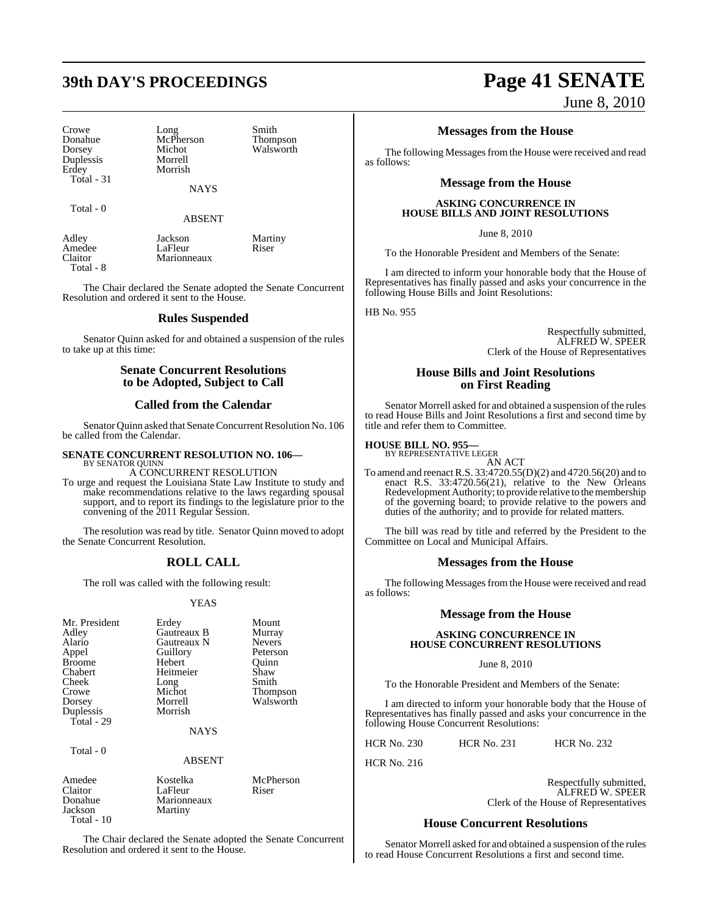| Crowe | Long | Smith |
|---|---|---|
| Donahue | McPherson | Thompson |
| Dorsey | Michot | Walsworth |
| Duplessis | Morrell | |
| Erdey | Morrish | |

Total - 31

NAYS

Total - 0

ABSENT

| Adley | Jackson | Martiny |
|---|---|---|
| Amedee | LaFleur | Riser |
| Claitor | Marionneaux | |

Total - 8

The Chair declared the Senate adopted the Senate Concurrent Resolution and ordered it sent to the House.

## Rules Suspended

Senator Quinn asked for and obtained a suspension of the rules to take up at this time:

## Senate Concurrent Resolutions to be Adopted, Subject to Call

## Called from the Calendar

Senator Quinn asked that Senate Concurrent Resolution No. 106 be called from the Calendar.

**SENATE CONCURRENT RESOLUTION NO. 106—**
BY SENATOR QUINN

A CONCURRENT RESOLUTION

To urge and request the Louisiana State Law Institute to study and make recommendations relative to the laws regarding spousal support, and to report its findings to the legislature prior to the convening of the 2011 Regular Session.

The resolution was read by title. Senator Quinn moved to adopt the Senate Concurrent Resolution.

## ROLL CALL

The roll was called with the following result:

YEAS

| Mr. President | Erdey | Mount |
|---|---|---|
| Adley | Gautreaux B | Murray |
| Alario | Gautreaux N | Nevers |
| Appel | Guillory | Peterson |
| Broome | Hebert | Quinn |
| Chabert | Heitmeier | Shaw |
| Cheek | Long | Smith |
| Crowe | Michot | Thompson |
| Dorsey | Morrell | Walsworth |
| Duplessis | Morrish | |

Total - 29

NAYS

Total - 0

ABSENT

| Amedee | Kostelka | McPherson |
|---|---|---|
| Claitor | LaFleur | Riser |
| Donahue | Marionneaux | |
| Jackson | Martiny | |

Total - 10

The Chair declared the Senate adopted the Senate Concurrent Resolution and ordered it sent to the House.

## Messages from the House

The following Messages from the House were received and read as follows:

## Message from the House

**ASKING CONCURRENCE IN HOUSE BILLS AND JOINT RESOLUTIONS**

June 8, 2010

To the Honorable President and Members of the Senate:

I am directed to inform your honorable body that the House of Representatives has finally passed and asks your concurrence in the following House Bills and Joint Resolutions:

HB No. 955

Respectfully submitted,
ALFRED W. SPEER
Clerk of the House of Representatives

## House Bills and Joint Resolutions on First Reading

Senator Morrell asked for and obtained a suspension of the rules to read House Bills and Joint Resolutions a first and second time by title and refer them to Committee.

**HOUSE BILL NO. 955—**
BY REPRESENTATIVE LEGER

AN ACT

To amend and reenact R.S. 33:4720.55(D)(2) and 4720.56(20) and to enact R.S. 33:4720.56(21), relative to the New Orleans Redevelopment Authority; to provide relative to the membership of the governing board; to provide relative to the powers and duties of the authority; and to provide for related matters.

The bill was read by title and referred by the President to the Committee on Local and Municipal Affairs.

## Messages from the House

The following Messages from the House were received and read as follows:

## Message from the House

**ASKING CONCURRENCE IN HOUSE CONCURRENT RESOLUTIONS**

June 8, 2010

To the Honorable President and Members of the Senate:

I am directed to inform your honorable body that the House of Representatives has finally passed and asks your concurrence in the following House Concurrent Resolutions:

HCR No. 230 HCR No. 231 HCR No. 232

HCR No. 216

Respectfully submitted,
ALFRED W. SPEER
Clerk of the House of Representatives

## House Concurrent Resolutions

Senator Morrell asked for and obtained a suspension of the rules to read House Concurrent Resolutions a first and second time.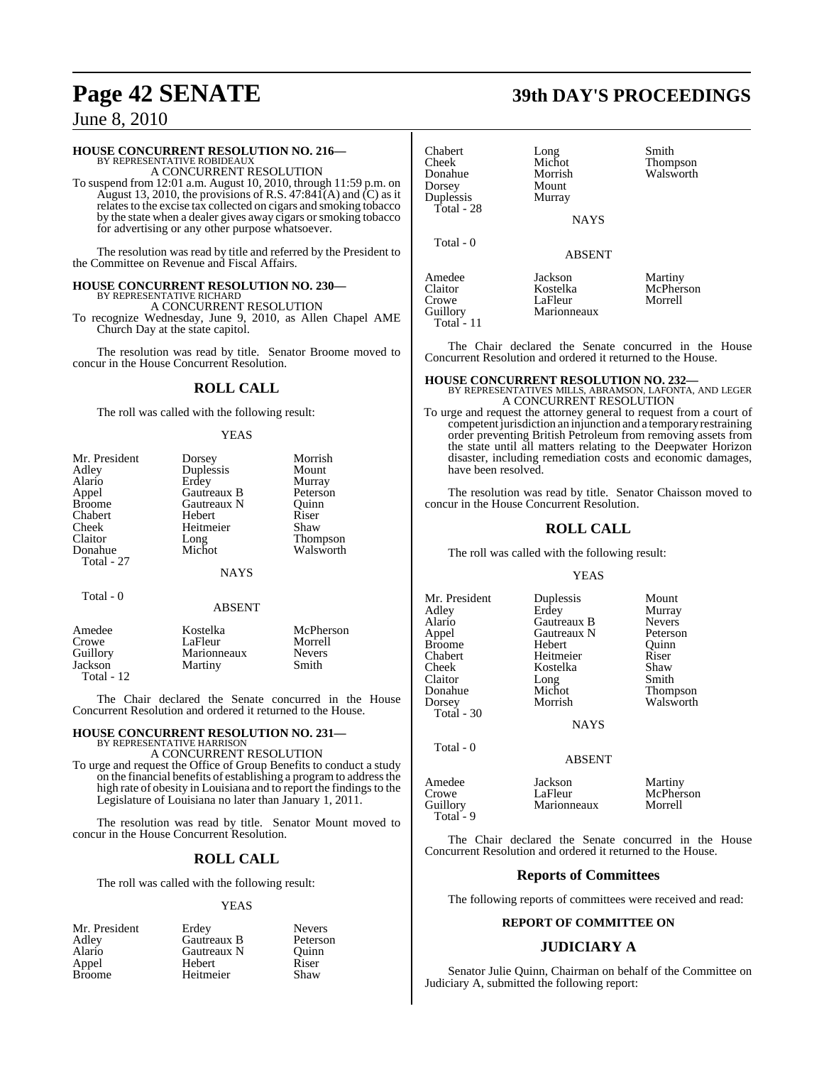**HOUSE CONCURRENT RESOLUTION NO. 216—**
BY REPRESENTATIVE ROBIDEAUX

A CONCURRENT RESOLUTION

To suspend from 12:01 a.m. August 10, 2010, through 11:59 p.m. on August 13, 2010, the provisions of R.S. 47:841(A) and (C) as it relates to the excise tax collected on cigars and smoking tobacco by the state when a dealer gives away cigars or smoking tobacco for advertising or any other purpose whatsoever.

The resolution was read by title and referred by the President to the Committee on Revenue and Fiscal Affairs.

**HOUSE CONCURRENT RESOLUTION NO. 230—**
BY REPRESENTATIVE RICHARD

A CONCURRENT RESOLUTION

To recognize Wednesday, June 9, 2010, as Allen Chapel AME Church Day at the state capitol.

The resolution was read by title. Senator Broome moved to concur in the House Concurrent Resolution.

## ROLL CALL

The roll was called with the following result:

YEAS

| | | |
|---|---|---|
| Mr. President | Dorsey | Morrish |
| Adley | Duplessis | Mount |
| Alario | Erdey | Murray |
| Appel | Gautreaux B | Peterson |
| Broome | Gautreaux N | Quinn |
| Chabert | Hebert | Riser |
| Cheek | Heitmeier | Shaw |
| Claitor | Long | Thompson |
| Donahue | Michot | Walsworth |

Total - 27

NAYS

Total - 0

ABSENT

| | | |
|---|---|---|
| Amedee | Kostelka | McPherson |
| Crowe | LaFleur | Morrell |
| Guillory | Marionneaux | Nevers |
| Jackson | Martiny | Smith |

Total - 12

The Chair declared the Senate concurred in the House Concurrent Resolution and ordered it returned to the House.

**HOUSE CONCURRENT RESOLUTION NO. 231—**
BY REPRESENTATIVE HARRISON

A CONCURRENT RESOLUTION

To urge and request the Office of Group Benefits to conduct a study on the financial benefits of establishing a program to address the high rate of obesity in Louisiana and to report the findings to the Legislature of Louisiana no later than January 1, 2011.

The resolution was read by title. Senator Mount moved to concur in the House Concurrent Resolution.

## ROLL CALL

The roll was called with the following result:

YEAS

| | | |
|---|---|---|
| Mr. President | Erdey | Nevers |
| Adley | Gautreaux B | Peterson |
| Alario | Gautreaux N | Quinn |
| Appel | Hebert | Riser |
| Broome | Heitmeier | Shaw |
| Chabert | Long | Smith |
| Cheek | Michot | Thompson |
| Donahue | Morrish | Walsworth |
| Dorsey | Mount | |
| Duplessis | Murray | |

Total - 28

NAYS

Total - 0

ABSENT

| | | |
|---|---|---|
| Amedee | Jackson | Martiny |
| Claitor | Kostelka | McPherson |
| Crowe | LaFleur | Morrell |
| Guillory | Marionneaux | |

Total - 11

The Chair declared the Senate concurred in the House Concurrent Resolution and ordered it returned to the House.

**HOUSE CONCURRENT RESOLUTION NO. 232—**
BY REPRESENTATIVES MILLS, ABRAMSON, LAFONTA, AND LEGER

A CONCURRENT RESOLUTION

To urge and request the attorney general to request from a court of competent jurisdiction an injunction and a temporary restraining order preventing British Petroleum from removing assets from the state until all matters relating to the Deepwater Horizon disaster, including remediation costs and economic damages, have been resolved.

The resolution was read by title. Senator Chaisson moved to concur in the House Concurrent Resolution.

## ROLL CALL

The roll was called with the following result:

YEAS

| | | |
|---|---|---|
| Mr. President | Duplessis | Mount |
| Adley | Erdey | Murray |
| Alario | Gautreaux B | Nevers |
| Appel | Gautreaux N | Peterson |
| Broome | Hebert | Quinn |
| Chabert | Heitmeier | Riser |
| Cheek | Kostelka | Shaw |
| Claitor | Long | Smith |
| Donahue | Michot | Thompson |
| Dorsey | Morrish | Walsworth |

Total - 30

NAYS

Total - 0

ABSENT

| | | |
|---|---|---|
| Amedee | Jackson | Martiny |
| Crowe | LaFleur | McPherson |
| Guillory | Marionneaux | Morrell |

Total - 9

The Chair declared the Senate concurred in the House Concurrent Resolution and ordered it returned to the House.

## Reports of Committees

The following reports of committees were received and read:

**REPORT OF COMMITTEE ON**

## JUDICIARY A

Senator Julie Quinn, Chairman on behalf of the Committee on Judiciary A, submitted the following report: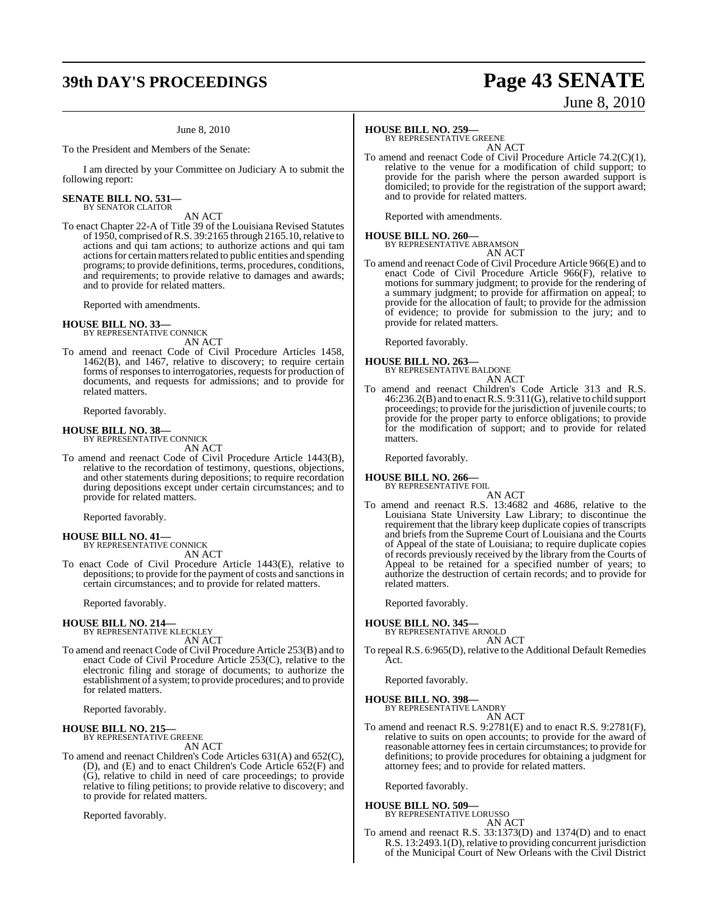June 8, 2010

To the President and Members of the Senate:

I am directed by your Committee on Judiciary A to submit the following report:

**SENATE BILL NO. 531—**
BY SENATOR CLAITOR

AN ACT

To enact Chapter 22-A of Title 39 of the Louisiana Revised Statutes of 1950, comprised of R.S. 39:2165 through 2165.10, relative to actions and qui tam actions; to authorize actions and qui tam actions for certain matters related to public entities and spending programs; to provide definitions, terms, procedures, conditions, and requirements; to provide relative to damages and awards; and to provide for related matters.

Reported with amendments.

**HOUSE BILL NO. 33—**
BY REPRESENTATIVE CONNICK

AN ACT

To amend and reenact Code of Civil Procedure Articles 1458, 1462(B), and 1467, relative to discovery; to require certain forms of responses to interrogatories, requests for production of documents, and requests for admissions; and to provide for related matters.

Reported favorably.

**HOUSE BILL NO. 38—**
BY REPRESENTATIVE CONNICK

AN ACT

To amend and reenact Code of Civil Procedure Article 1443(B), relative to the recordation of testimony, questions, objections, and other statements during depositions; to require recordation during depositions except under certain circumstances; and to provide for related matters.

Reported favorably.

**HOUSE BILL NO. 41—**
BY REPRESENTATIVE CONNICK

AN ACT

To enact Code of Civil Procedure Article 1443(E), relative to depositions; to provide for the payment of costs and sanctions in certain circumstances; and to provide for related matters.

Reported favorably.

**HOUSE BILL NO. 214—**
BY REPRESENTATIVE KLECKLEY

AN ACT

To amend and reenact Code of Civil Procedure Article 253(B) and to enact Code of Civil Procedure Article 253(C), relative to the electronic filing and storage of documents; to authorize the establishment of a system; to provide procedures; and to provide for related matters.

Reported favorably.

**HOUSE BILL NO. 215—**
BY REPRESENTATIVE GREENE

AN ACT

To amend and reenact Children's Code Articles 631(A) and 652(C), (D), and (E) and to enact Children's Code Article 652(F) and (G), relative to child in need of care proceedings; to provide relative to filing petitions; to provide relative to discovery; and to provide for related matters.

Reported favorably.

**HOUSE BILL NO. 259—**
BY REPRESENTATIVE GREENE

AN ACT

To amend and reenact Code of Civil Procedure Article 74.2(C)(1), relative to the venue for a modification of child support; to provide for the parish where the person awarded support is domiciled; to provide for the registration of the support award; and to provide for related matters.

Reported with amendments.

**HOUSE BILL NO. 260—**
BY REPRESENTATIVE ABRAMSON

AN ACT

To amend and reenact Code of Civil Procedure Article 966(E) and to enact Code of Civil Procedure Article 966(F), relative to motions for summary judgment; to provide for the rendering of a summary judgment; to provide for affirmation on appeal; to provide for the allocation of fault; to provide for the admission of evidence; to provide for submission to the jury; and to provide for related matters.

Reported favorably.

**HOUSE BILL NO. 263—**
BY REPRESENTATIVE BALDONE

AN ACT

To amend and reenact Children's Code Article 313 and R.S. 46:236.2(B) and to enact R.S. 9:311(G), relative to child support proceedings; to provide for the jurisdiction of juvenile courts; to provide for the proper party to enforce obligations; to provide for the modification of support; and to provide for related matters.

Reported favorably.

**HOUSE BILL NO. 266—**
BY REPRESENTATIVE FOIL

AN ACT

To amend and reenact R.S. 13:4682 and 4686, relative to the Louisiana State University Law Library; to discontinue the requirement that the library keep duplicate copies of transcripts and briefs from the Supreme Court of Louisiana and the Courts of Appeal of the state of Louisiana; to require duplicate copies of records previously received by the library from the Courts of Appeal to be retained for a specified number of years; to authorize the destruction of certain records; and to provide for related matters.

Reported favorably.

**HOUSE BILL NO. 345—**
BY REPRESENTATIVE ARNOLD

AN ACT

To repeal R.S. 6:965(D), relative to the Additional Default Remedies Act.

Reported favorably.

**HOUSE BILL NO. 398—**
BY REPRESENTATIVE LANDRY

AN ACT

To amend and reenact R.S. 9:2781(E) and to enact R.S. 9:2781(F), relative to suits on open accounts; to provide for the award of reasonable attorney fees in certain circumstances; to provide for definitions; to provide procedures for obtaining a judgment for attorney fees; and to provide for related matters.

Reported favorably.

**HOUSE BILL NO. 509—**
BY REPRESENTATIVE LORUSSO

AN ACT

To amend and reenact R.S. 33:1373(D) and 1374(D) and to enact R.S. 13:2493.1(D), relative to providing concurrent jurisdiction of the Municipal Court of New Orleans with the Civil District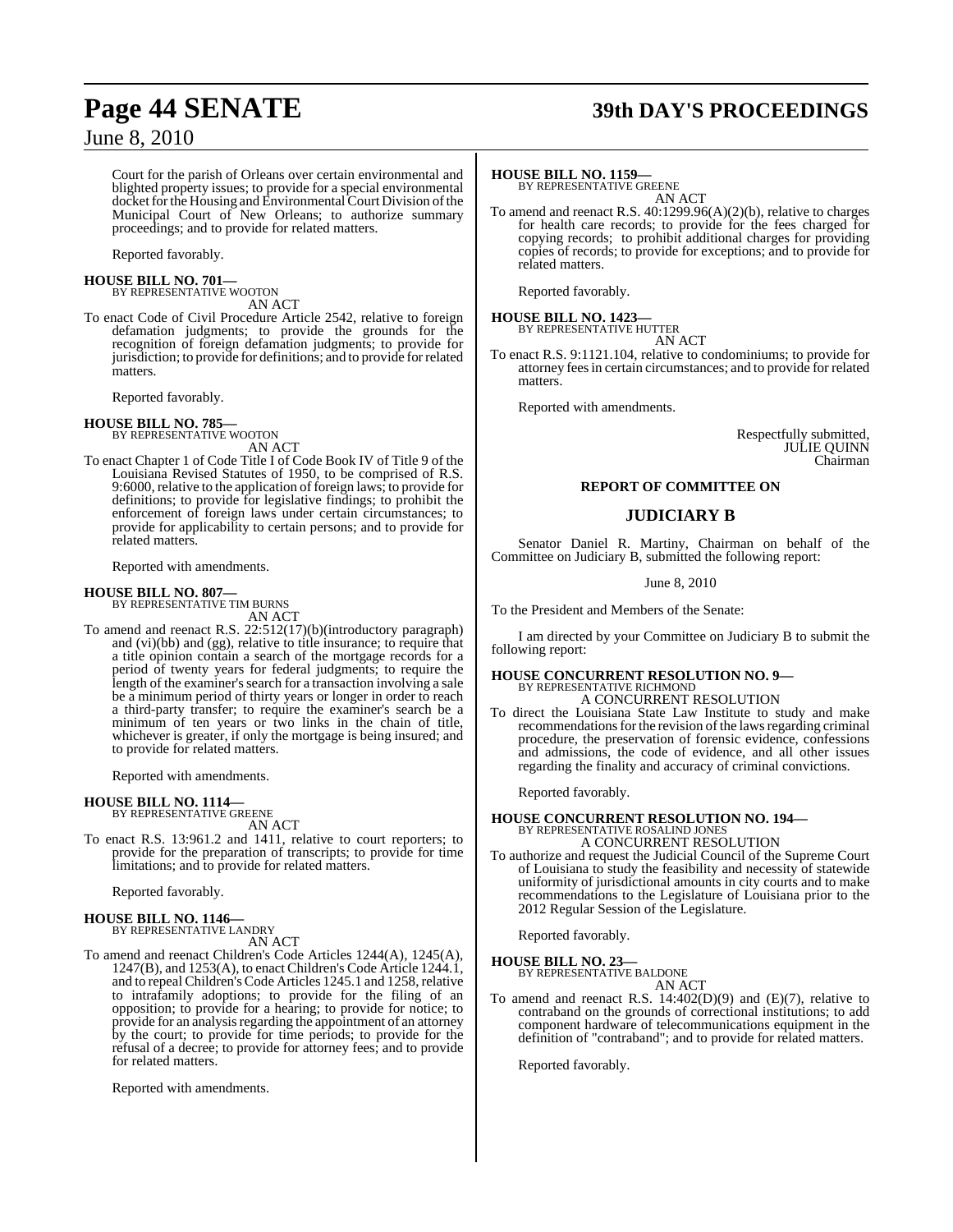Court for the parish of Orleans over certain environmental and blighted property issues; to provide for a special environmental docket for the Housing and Environmental Court Division of the Municipal Court of New Orleans; to authorize summary proceedings; and to provide for related matters.

Reported favorably.

**HOUSE BILL NO. 701—**
BY REPRESENTATIVE WOOTON
AN ACT
To enact Code of Civil Procedure Article 2542, relative to foreign defamation judgments; to provide the grounds for the recognition of foreign defamation judgments; to provide for jurisdiction; to provide for definitions; and to provide for related matters.

Reported favorably.

**HOUSE BILL NO. 785—**
BY REPRESENTATIVE WOOTON
AN ACT
To enact Chapter 1 of Code Title I of Code Book IV of Title 9 of the Louisiana Revised Statutes of 1950, to be comprised of R.S. 9:6000, relative to the application of foreign laws; to provide for definitions; to provide for legislative findings; to prohibit the enforcement of foreign laws under certain circumstances; to provide for applicability to certain persons; and to provide for related matters.

Reported with amendments.

**HOUSE BILL NO. 807—**
BY REPRESENTATIVE TIM BURNS
AN ACT
To amend and reenact R.S. 22:512(17)(b)(introductory paragraph) and (vi)(bb) and (gg), relative to title insurance; to require that a title opinion contain a search of the mortgage records for a period of twenty years for federal judgments; to require the length of the examiner's search for a transaction involving a sale be a minimum period of thirty years or longer in order to reach a third-party transfer; to require the examiner's search be a minimum of ten years or two links in the chain of title, whichever is greater, if only the mortgage is being insured; and to provide for related matters.

Reported with amendments.

**HOUSE BILL NO. 1114—**
BY REPRESENTATIVE GREENE
AN ACT
To enact R.S. 13:961.2 and 1411, relative to court reporters; to provide for the preparation of transcripts; to provide for time limitations; and to provide for related matters.

Reported favorably.

**HOUSE BILL NO. 1146—**
BY REPRESENTATIVE LANDRY
AN ACT
To amend and reenact Children's Code Articles 1244(A), 1245(A), 1247(B), and 1253(A), to enact Children's Code Article 1244.1, and to repeal Children's Code Articles 1245.1 and 1258, relative to intrafamily adoptions; to provide for the filing of an opposition; to provide for a hearing; to provide for notice; to provide for an analysis regarding the appointment of an attorney by the court; to provide for time periods; to provide for the refusal of a decree; to provide for attorney fees; and to provide for related matters.

Reported with amendments.

**HOUSE BILL NO. 1159—**
BY REPRESENTATIVE GREENE
AN ACT
To amend and reenact R.S. 40:1299.96(A)(2)(b), relative to charges for health care records; to provide for the fees charged for copying records; to prohibit additional charges for providing copies of records; to provide for exceptions; and to provide for related matters.

Reported favorably.

**HOUSE BILL NO. 1423—**
BY REPRESENTATIVE HUTTER
AN ACT
To enact R.S. 9:1121.104, relative to condominiums; to provide for attorney fees in certain circumstances; and to provide for related matters.

Reported with amendments.

Respectfully submitted,
JULIE QUINN
Chairman

## REPORT OF COMMITTEE ON

## JUDICIARY B

Senator Daniel R. Martiny, Chairman on behalf of the Committee on Judiciary B, submitted the following report:

June 8, 2010

To the President and Members of the Senate:

I am directed by your Committee on Judiciary B to submit the following report:

**HOUSE CONCURRENT RESOLUTION NO. 9—**
BY REPRESENTATIVE RICHMOND
A CONCURRENT RESOLUTION
To direct the Louisiana State Law Institute to study and make recommendations for the revision of the laws regarding criminal procedure, the preservation of forensic evidence, confessions and admissions, the code of evidence, and all other issues regarding the finality and accuracy of criminal convictions.

Reported favorably.

**HOUSE CONCURRENT RESOLUTION NO. 194—**
BY REPRESENTATIVE ROSALIND JONES
A CONCURRENT RESOLUTION
To authorize and request the Judicial Council of the Supreme Court of Louisiana to study the feasibility and necessity of statewide uniformity of jurisdictional amounts in city courts and to make recommendations to the Legislature of Louisiana prior to the 2012 Regular Session of the Legislature.

Reported favorably.

**HOUSE BILL NO. 23—**
BY REPRESENTATIVE BALDONE
AN ACT
To amend and reenact R.S. 14:402(D)(9) and (E)(7), relative to contraband on the grounds of correctional institutions; to add component hardware of telecommunications equipment in the definition of "contraband"; and to provide for related matters.

Reported favorably.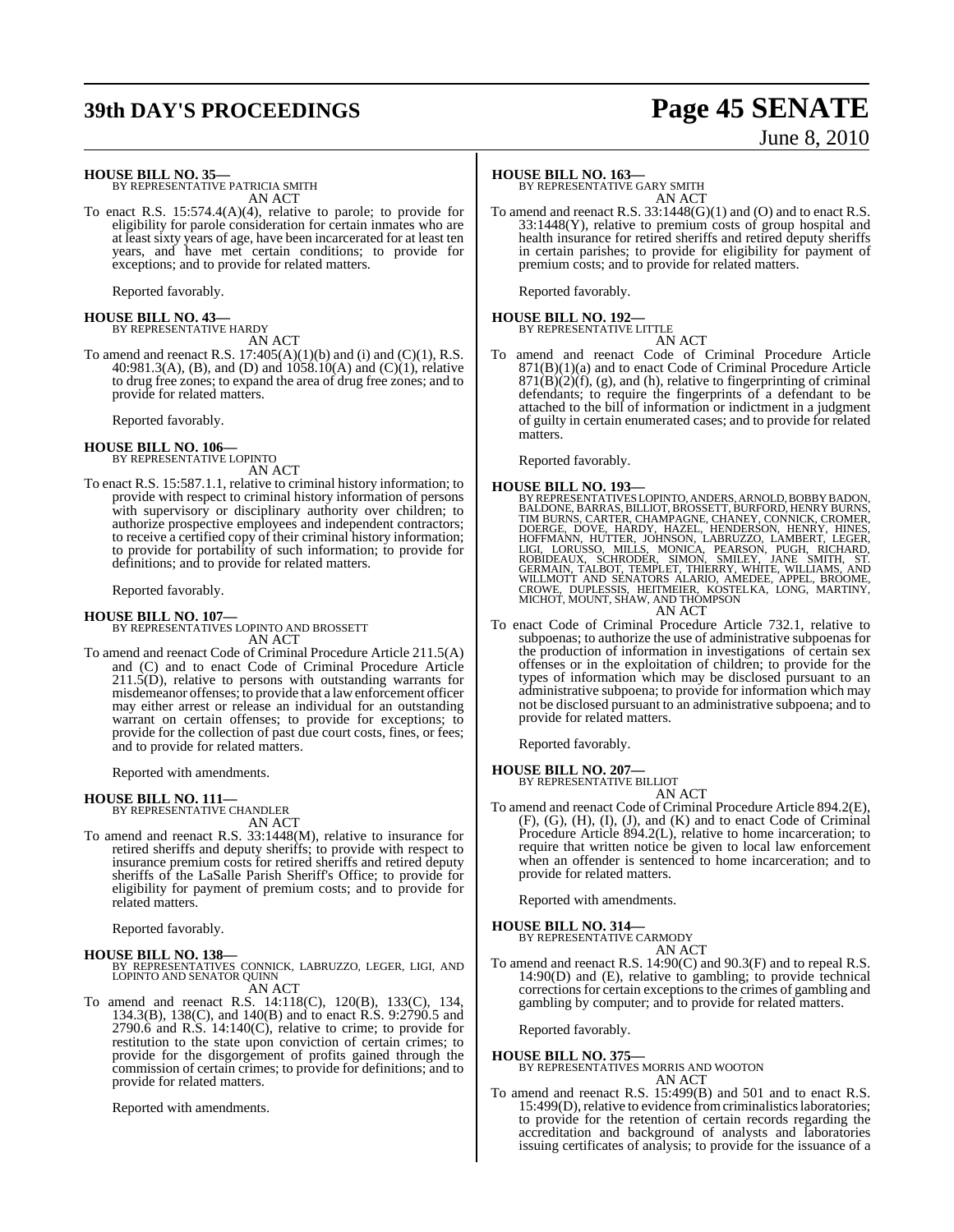**HOUSE BILL NO. 35—**
BY REPRESENTATIVE PATRICIA SMITH
AN ACT

To enact R.S. 15:574.4(A)(4), relative to parole; to provide for eligibility for parole consideration for certain inmates who are at least sixty years of age, have been incarcerated for at least ten years, and have met certain conditions; to provide for exceptions; and to provide for related matters.

Reported favorably.

**HOUSE BILL NO. 43—**
BY REPRESENTATIVE HARDY
AN ACT

To amend and reenact R.S. 17:405(A)(1)(b) and (i) and (C)(1), R.S. 40:981.3(A), (B), and (D) and 1058.10(A) and (C)(1), relative to drug free zones; to expand the area of drug free zones; and to provide for related matters.

Reported favorably.

**HOUSE BILL NO. 106—**
BY REPRESENTATIVE LOPINTO
AN ACT

To enact R.S. 15:587.1.1, relative to criminal history information; to provide with respect to criminal history information of persons with supervisory or disciplinary authority over children; to authorize prospective employees and independent contractors; to receive a certified copy of their criminal history information; to provide for portability of such information; to provide for definitions; and to provide for related matters.

Reported favorably.

**HOUSE BILL NO. 107—**
BY REPRESENTATIVES LOPINTO AND BROSSETT
AN ACT

To amend and reenact Code of Criminal Procedure Article 211.5(A) and (C) and to enact Code of Criminal Procedure Article 211.5(D), relative to persons with outstanding warrants for misdemeanor offenses; to provide that a law enforcement officer may either arrest or release an individual for an outstanding warrant on certain offenses; to provide for exceptions; to provide for the collection of past due court costs, fines, or fees; and to provide for related matters.

Reported with amendments.

**HOUSE BILL NO. 111—**
BY REPRESENTATIVE CHANDLER
AN ACT

To amend and reenact R.S. 33:1448(M), relative to insurance for retired sheriffs and deputy sheriffs; to provide with respect to insurance premium costs for retired sheriffs and retired deputy sheriffs of the LaSalle Parish Sheriff's Office; to provide for eligibility for payment of premium costs; and to provide for related matters.

Reported favorably.

**HOUSE BILL NO. 138—**
BY REPRESENTATIVES CONNICK, LABRUZZO, LEGER, LIGI, AND LOPINTO AND SENATOR QUINN
AN ACT

To amend and reenact R.S. 14:118(C), 120(B), 133(C), 134, 134.3(B), 138(C), and 140(B) and to enact R.S. 9:2790.5 and 2790.6 and R.S. 14:140(C), relative to crime; to provide for restitution to the state upon conviction of certain crimes; to provide for the disgorgement of profits gained through the commission of certain crimes; to provide for definitions; and to provide for related matters.

Reported with amendments.

**HOUSE BILL NO. 163—**
BY REPRESENTATIVE GARY SMITH
AN ACT

To amend and reenact R.S. 33:1448(G)(1) and (O) and to enact R.S. 33:1448(Y), relative to premium costs of group hospital and health insurance for retired sheriffs and retired deputy sheriffs in certain parishes; to provide for eligibility for payment of premium costs; and to provide for related matters.

Reported favorably.

**HOUSE BILL NO. 192—**
BY REPRESENTATIVE LITTLE
AN ACT

To amend and reenact Code of Criminal Procedure Article 871(B)(1)(a) and to enact Code of Criminal Procedure Article 871(B)(2)(f), (g), and (h), relative to fingerprinting of criminal defendants; to require the fingerprints of a defendant to be attached to the bill of information or indictment in a judgment of guilty in certain enumerated cases; and to provide for related matters.

Reported favorably.

**HOUSE BILL NO. 193—**
BY REPRESENTATIVES LOPINTO, ANDERS, ARNOLD, BOBBY BADON, BALDONE, BARRAS, BILLIOT, BROSSETT, BURFORD, HENRY BURNS, TIM BURNS, CARTER, CHAMPAGNE, CHANEY, CONNICK, CROMER, DOERGE, DOVE, HARDY, HAZEL, HENDERSON, HENRY, HINES, HOFFMANN, HUTTER, JOHNSON, LABRUZZO, LAMBERT, LEGER, LIGI, LORUSSO, MILLS, MONICA, PEARSON, PUGH, RICHARD, ROBIDEAUX, SCHRODER, SIMON, SMILEY, JANE SMITH, ST. GERMAIN, TALBOT, TEMPLET, THIERRY, WHITE, WILLIAMS, AND WILLMOTT AND SENATORS ALARIO, AMEDEE, APPEL, BROOME, CROWE, DUPLESSIS, HEITMEIER, KOSTELKA, LONG, MARTINY, MICHOT, MOUNT, SHAW, AND THOMPSON
AN ACT

To enact Code of Criminal Procedure Article 732.1, relative to subpoenas; to authorize the use of administrative subpoenas for the production of information in investigations of certain sex offenses or in the exploitation of children; to provide for the types of information which may be disclosed pursuant to an administrative subpoena; to provide for information which may not be disclosed pursuant to an administrative subpoena; and to provide for related matters.

Reported favorably.

**HOUSE BILL NO. 207—**
BY REPRESENTATIVE BILLIOT
AN ACT

To amend and reenact Code of Criminal Procedure Article 894.2(E), (F), (G), (H), (I), (J), and (K) and to enact Code of Criminal Procedure Article 894.2(L), relative to home incarceration; to require that written notice be given to local law enforcement when an offender is sentenced to home incarceration; and to provide for related matters.

Reported with amendments.

**HOUSE BILL NO. 314—**
BY REPRESENTATIVE CARMODY
AN ACT

To amend and reenact R.S. 14:90(C) and 90.3(F) and to repeal R.S. 14:90(D) and (E), relative to gambling; to provide technical corrections for certain exceptions to the crimes of gambling and gambling by computer; and to provide for related matters.

Reported favorably.

**HOUSE BILL NO. 375—**
BY REPRESENTATIVES MORRIS AND WOOTON
AN ACT

To amend and reenact R.S. 15:499(B) and 501 and to enact R.S. 15:499(D), relative to evidence from criminalistics laboratories; to provide for the retention of certain records regarding the accreditation and background of analysts and laboratories issuing certificates of analysis; to provide for the issuance of a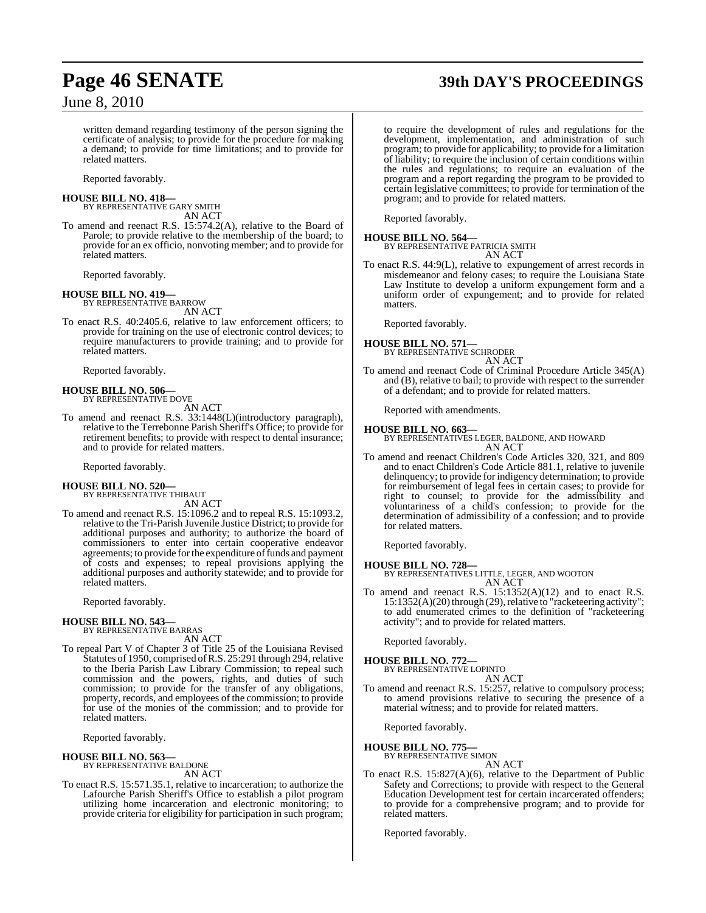written demand regarding testimony of the person signing the certificate of analysis; to provide for the procedure for making a demand; to provide for time limitations; and to provide for related matters.

Reported favorably.

**HOUSE BILL NO. 418—**
BY REPRESENTATIVE GARY SMITH
AN ACT

To amend and reenact R.S. 15:574.2(A), relative to the Board of Parole; to provide relative to the membership of the board; to provide for an ex officio, nonvoting member; and to provide for related matters.

Reported favorably.

**HOUSE BILL NO. 419—**
BY REPRESENTATIVE BARROW
AN ACT

To enact R.S. 40:2405.6, relative to law enforcement officers; to provide for training on the use of electronic control devices; to require manufacturers to provide training; and to provide for related matters.

Reported favorably.

**HOUSE BILL NO. 506—**
BY REPRESENTATIVE DOVE
AN ACT

To amend and reenact R.S. 33:1448(L)(introductory paragraph), relative to the Terrebonne Parish Sheriff's Office; to provide for retirement benefits; to provide with respect to dental insurance; and to provide for related matters.

Reported favorably.

**HOUSE BILL NO. 520—**
BY REPRESENTATIVE THIBAUT
AN ACT

To amend and reenact R.S. 15:1096.2 and to repeal R.S. 15:1093.2, relative to the Tri-Parish Juvenile Justice District; to provide for additional purposes and authority; to authorize the board of commissioners to enter into certain cooperative endeavor agreements; to provide for the expenditure of funds and payment of costs and expenses; to repeal provisions applying the additional purposes and authority statewide; and to provide for related matters.

Reported favorably.

**HOUSE BILL NO. 543—**
BY REPRESENTATIVE BARRAS
AN ACT

To repeal Part V of Chapter 3 of Title 25 of the Louisiana Revised Statutes of 1950, comprised of R.S. 25:291 through 294, relative to the Iberia Parish Law Library Commission; to repeal such commission and the powers, rights, and duties of such commission; to provide for the transfer of any obligations, property, records, and employees of the commission; to provide for use of the monies of the commission; and to provide for related matters.

Reported favorably.

**HOUSE BILL NO. 563—**
BY REPRESENTATIVE BALDONE
AN ACT

To enact R.S. 15:571.35.1, relative to incarceration; to authorize the Lafourche Parish Sheriff's Office to establish a pilot program utilizing home incarceration and electronic monitoring; to provide criteria for eligibility for participation in such program; to require the development of rules and regulations for the development, implementation, and administration of such program; to provide for applicability; to provide for a limitation of liability; to require the inclusion of certain conditions within the rules and regulations; to require an evaluation of the program and a report regarding the program to be provided to certain legislative committees; to provide for termination of the program; and to provide for related matters.

Reported favorably.

**HOUSE BILL NO. 564—**
BY REPRESENTATIVE PATRICIA SMITH
AN ACT

To enact R.S. 44:9(L), relative to expungement of arrest records in misdemeanor and felony cases; to require the Louisiana State Law Institute to develop a uniform expungement form and a uniform order of expungement; and to provide for related matters.

Reported favorably.

**HOUSE BILL NO. 571—**
BY REPRESENTATIVE SCHRODER
AN ACT

To amend and reenact Code of Criminal Procedure Article 345(A) and (B), relative to bail; to provide with respect to the surrender of a defendant; and to provide for related matters.

Reported with amendments.

**HOUSE BILL NO. 663—**
BY REPRESENTATIVES LEGER, BALDONE, AND HOWARD
AN ACT

To amend and reenact Children's Code Articles 320, 321, and 809 and to enact Children's Code Article 881.1, relative to juvenile delinquency; to provide for indigency determination; to provide for reimbursement of legal fees in certain cases; to provide for right to counsel; to provide for the admissibility and voluntariness of a child's confession; to provide for the determination of admissibility of a confession; and to provide for related matters.

Reported favorably.

**HOUSE BILL NO. 728—**
BY REPRESENTATIVES LITTLE, LEGER, AND WOOTON
AN ACT

To amend and reenact R.S. 15:1352(A)(12) and to enact R.S. 15:1352(A)(20) through (29), relative to "racketeering activity"; to add enumerated crimes to the definition of "racketeering activity"; and to provide for related matters.

Reported favorably.

**HOUSE BILL NO. 772—**
BY REPRESENTATIVE LOPINTO
AN ACT

To amend and reenact R.S. 15:257, relative to compulsory process; to amend provisions relative to securing the presence of a material witness; and to provide for related matters.

Reported favorably.

**HOUSE BILL NO. 775—**
BY REPRESENTATIVE SIMON
AN ACT

To enact R.S. 15:827(A)(6), relative to the Department of Public Safety and Corrections; to provide with respect to the General Education Development test for certain incarcerated offenders; to provide for a comprehensive program; and to provide for related matters.

Reported favorably.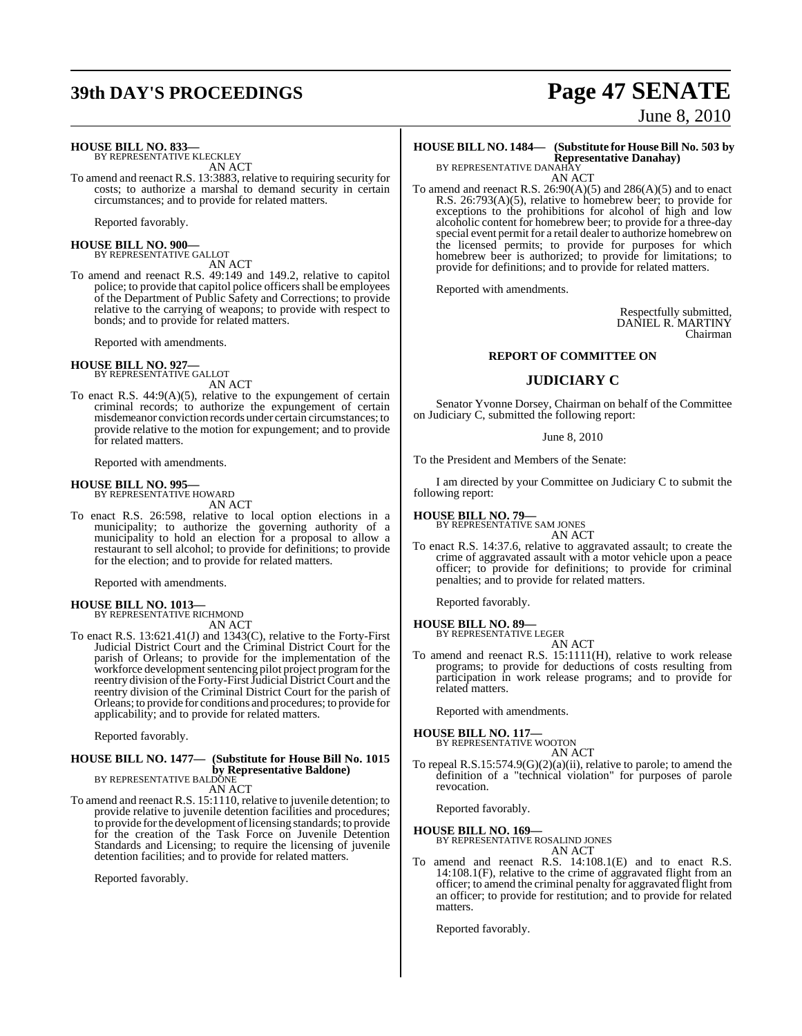**HOUSE BILL NO. 833—**
BY REPRESENTATIVE KLECKLEY
AN ACT

To amend and reenact R.S. 13:3883, relative to requiring security for costs; to authorize a marshal to demand security in certain circumstances; and to provide for related matters.

Reported favorably.

**HOUSE BILL NO. 900—**
BY REPRESENTATIVE GALLOT
AN ACT

To amend and reenact R.S. 49:149 and 149.2, relative to capitol police; to provide that capitol police officers shall be employees of the Department of Public Safety and Corrections; to provide relative to the carrying of weapons; to provide with respect to bonds; and to provide for related matters.

Reported with amendments.

**HOUSE BILL NO. 927—**
BY REPRESENTATIVE GALLOT
AN ACT

To enact R.S. 44:9(A)(5), relative to the expungement of certain criminal records; to authorize the expungement of certain misdemeanor conviction records under certain circumstances; to provide relative to the motion for expungement; and to provide for related matters.

Reported with amendments.

**HOUSE BILL NO. 995—**
BY REPRESENTATIVE HOWARD
AN ACT

To enact R.S. 26:598, relative to local option elections in a municipality; to authorize the governing authority of a municipality to hold an election for a proposal to allow a restaurant to sell alcohol; to provide for definitions; to provide for the election; and to provide for related matters.

Reported with amendments.

**HOUSE BILL NO. 1013—**
BY REPRESENTATIVE RICHMOND
AN ACT

To enact R.S. 13:621.41(J) and 1343(C), relative to the Forty-First Judicial District Court and the Criminal District Court for the parish of Orleans; to provide for the implementation of the workforce development sentencing pilot project program for the reentry division of the Forty-First Judicial District Court and the reentry division of the Criminal District Court for the parish of Orleans; to provide for conditions and procedures; to provide for applicability; and to provide for related matters.

Reported favorably.

**HOUSE BILL NO. 1477— (Substitute for House Bill No. 1015 by Representative Baldone)**
BY REPRESENTATIVE BALDONE
AN ACT

To amend and reenact R.S. 15:1110, relative to juvenile detention; to provide relative to juvenile detention facilities and procedures; to provide for the development of licensing standards; to provide for the creation of the Task Force on Juvenile Detention Standards and Licensing; to require the licensing of juvenile detention facilities; and to provide for related matters.

Reported favorably.

**HOUSE BILL NO. 1484— (Substitute for House Bill No. 503 by Representative Danahay)**
BY REPRESENTATIVE DANAHAY
AN ACT

To amend and reenact R.S. 26:90(A)(5) and 286(A)(5) and to enact R.S. 26:793(A)(5), relative to homebrew beer; to provide for exceptions to the prohibitions for alcohol of high and low alcoholic content for homebrew beer; to provide for a three-day special event permit for a retail dealer to authorize homebrew on the licensed permits; to provide for purposes for which homebrew beer is authorized; to provide for limitations; to provide for definitions; and to provide for related matters.

Reported with amendments.

Respectfully submitted,
DANIEL R. MARTINY
Chairman

## REPORT OF COMMITTEE ON

## JUDICIARY C

Senator Yvonne Dorsey, Chairman on behalf of the Committee on Judiciary C, submitted the following report:

June 8, 2010

To the President and Members of the Senate:

I am directed by your Committee on Judiciary C to submit the following report:

**HOUSE BILL NO. 79—**
BY REPRESENTATIVE SAM JONES
AN ACT

To enact R.S. 14:37.6, relative to aggravated assault; to create the crime of aggravated assault with a motor vehicle upon a peace officer; to provide for definitions; to provide for criminal penalties; and to provide for related matters.

Reported favorably.

**HOUSE BILL NO. 89—**
BY REPRESENTATIVE LEGER
AN ACT

To amend and reenact R.S. 15:1111(H), relative to work release programs; to provide for deductions of costs resulting from participation in work release programs; and to provide for related matters.

Reported with amendments.

**HOUSE BILL NO. 117—**
BY REPRESENTATIVE WOOTON
AN ACT

To repeal R.S.15:574.9(G)(2)(a)(ii), relative to parole; to amend the definition of a "technical violation" for purposes of parole revocation.

Reported favorably.

**HOUSE BILL NO. 169—**
BY REPRESENTATIVE ROSALIND JONES
AN ACT

To amend and reenact R.S. 14:108.1(E) and to enact R.S. 14:108.1(F), relative to the crime of aggravated flight from an officer; to amend the criminal penalty for aggravated flight from an officer; to provide for restitution; and to provide for related matters.

Reported favorably.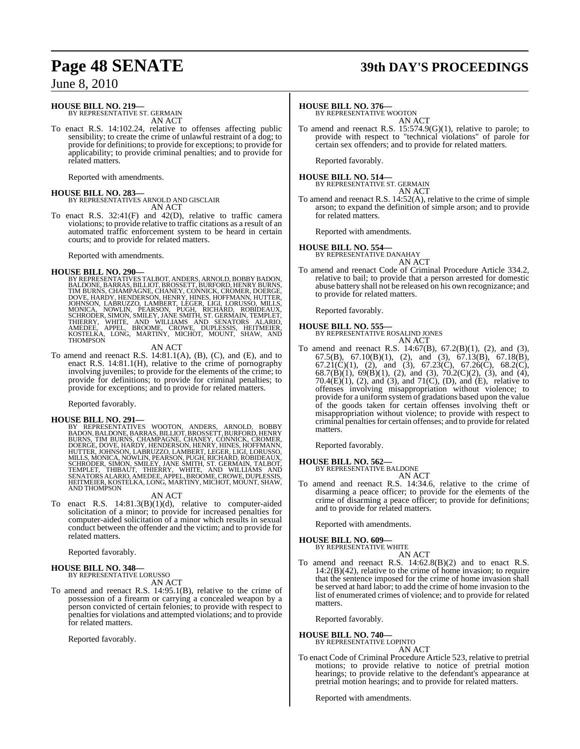**HOUSE BILL NO. 219—**
BY REPRESENTATIVE ST. GERMAIN

AN ACT

To enact R.S. 14:102.24, relative to offenses affecting public sensibility; to create the crime of unlawful restraint of a dog; to provide for definitions; to provide for exceptions; to provide for applicability; to provide criminal penalties; and to provide for related matters.

Reported with amendments.

**HOUSE BILL NO. 283—**
BY REPRESENTATIVES ARNOLD AND GISCLAIR

AN ACT

To enact R.S. 32:41(F) and 42(D), relative to traffic camera violations; to provide relative to traffic citations as a result of an automated traffic enforcement system to be heard in certain courts; and to provide for related matters.

Reported with amendments.

**HOUSE BILL NO. 290—**
BY REPRESENTATIVES TALBOT, ANDERS, ARNOLD, BOBBY BADON, BALDONE, BARRAS, BILLIOT, BROSSETT, BURFORD, HENRY BURNS, TIM BURNS, CHAMPAGNE, CHANEY, CONNICK, CROMER, DOERGE, DOVE, HARDY, HENDERSON, HENRY, HINES, HOFFMANN, HUTTER, JOHNSON, LABRUZZO, LAMBERT, LEGER, LIGI, LORUSSO, MILLS, MONICA, NOWLIN, PEARSON, PUGH, RICHARD, ROBIDEAUX, SCHRODER, SIMON, SMILEY, JANE SMITH, ST. GERMAIN, TEMPLET, THIERRY, WHITE, AND WILLIAMS AND SENATORS ALARIO, AMEDEE, APPEL, BROOME, CROWE, DUPLESSIS, HEITMEIER, KOSTELKA, LONG, MARTINY, MICHOT, MOUNT, SHAW, AND THOMPSON

AN ACT

To amend and reenact R.S. 14:81.1(A), (B), (C), and (E), and to enact R.S. 14:81.1(H), relative to the crime of pornography involving juveniles; to provide for the elements of the crime; to provide for definitions; to provide for criminal penalties; to provide for exceptions; and to provide for related matters.

Reported favorably.

**HOUSE BILL NO. 291—**
BY REPRESENTATIVES WOOTON, ANDERS, ARNOLD, BOBBY BADON, BALDONE, BARRAS, BILLIOT, BROSSETT, BURFORD, HENRY BURNS, TIM BURNS, CHAMPAGNE, CHANEY, CONNICK, CROMER, DOERGE, DOVE, HARDY, HENDERSON, HENRY, HINES, HOFFMANN, HUTTER, JOHNSON, LABRUZZO, LAMBERT, LEGER, LIGI, LORUSSO, MILLS, MONICA, NOWLIN, PEARSON, PUGH, RICHARD, ROBIDEAUX, SCHRODER, SIMON, SMILEY, JANE SMITH, ST. GERMAIN, TALBOT, TEMPLET, THIBAUT, THIERRY, WHITE, AND WILLIAMS AND SENATORS ALARIO, AMEDEE, APPEL, BROOME, CROWE, DUPLESSIS, HEITMEIER, KOSTELKA, LONG, MARTINY, MICHOT, MOUNT, SHAW, AND THOMPSON

AN ACT

To enact R.S. 14:81.3(B)(1)(d), relative to computer-aided solicitation of a minor; to provide for increased penalties for computer-aided solicitation of a minor which results in sexual conduct between the offender and the victim; and to provide for related matters.

Reported favorably.

**HOUSE BILL NO. 348—**
BY REPRESENTATIVE LORUSSO

AN ACT

To amend and reenact R.S. 14:95.1(B), relative to the crime of possession of a firearm or carrying a concealed weapon by a person convicted of certain felonies; to provide with respect to penalties for violations and attempted violations; and to provide for related matters.

Reported favorably.

**HOUSE BILL NO. 376—**
BY REPRESENTATIVE WOOTON

AN ACT

To amend and reenact R.S. 15:574.9(G)(1), relative to parole; to provide with respect to "technical violations" of parole for certain sex offenders; and to provide for related matters.

Reported favorably.

**HOUSE BILL NO. 514—**
BY REPRESENTATIVE ST. GERMAIN

AN ACT

To amend and reenact R.S. 14:52(A), relative to the crime of simple arson; to expand the definition of simple arson; and to provide for related matters.

Reported with amendments.

**HOUSE BILL NO. 554—**
BY REPRESENTATIVE DANAHAY

AN ACT

To amend and reenact Code of Criminal Procedure Article 334.2, relative to bail; to provide that a person arrested for domestic abuse battery shall not be released on his own recognizance; and to provide for related matters.

Reported favorably.

**HOUSE BILL NO. 555—**
BY REPRESENTATIVE ROSALIND JONES

AN ACT

To amend and reenact R.S. 14:67(B), 67.2(B)(1), (2), and (3), 67.5(B), 67.10(B)(1), (2), and (3), 67.13(B), 67.18(B), 67.21(C)(1), (2), and (3), 67.23(C), 67.26(C), 68.2(C), 68.7(B)(1), 69(B)(1), (2), and (3), 70.2(C)(2), (3), and (4), 70.4(E)(1), (2), and (3), and 71(C), (D), and (E), relative to offenses involving misappropriation without violence; to provide for a uniform system of gradations based upon the value of the goods taken for certain offenses involving theft or misappropriation without violence; to provide with respect to criminal penalties for certain offenses; and to provide for related matters.

Reported favorably.

**HOUSE BILL NO. 562—**
BY REPRESENTATIVE BALDONE

AN ACT

To amend and reenact R.S. 14:34.6, relative to the crime of disarming a peace officer; to provide for the elements of the crime of disarming a peace officer; to provide for definitions; and to provide for related matters.

Reported with amendments.

**HOUSE BILL NO. 609—**
BY REPRESENTATIVE WHITE

AN ACT

To amend and reenact R.S. 14:62.8(B)(2) and to enact R.S. 14:2(B)(42), relative to the crime of home invasion; to require that the sentence imposed for the crime of home invasion shall be served at hard labor; to add the crime of home invasion to the list of enumerated crimes of violence; and to provide for related matters.

Reported favorably.

**HOUSE BILL NO. 740—**
BY REPRESENTATIVE LOPINTO

AN ACT

To enact Code of Criminal Procedure Article 523, relative to pretrial motions; to provide relative to notice of pretrial motion hearings; to provide relative to the defendant's appearance at pretrial motion hearings; and to provide for related matters.

Reported with amendments.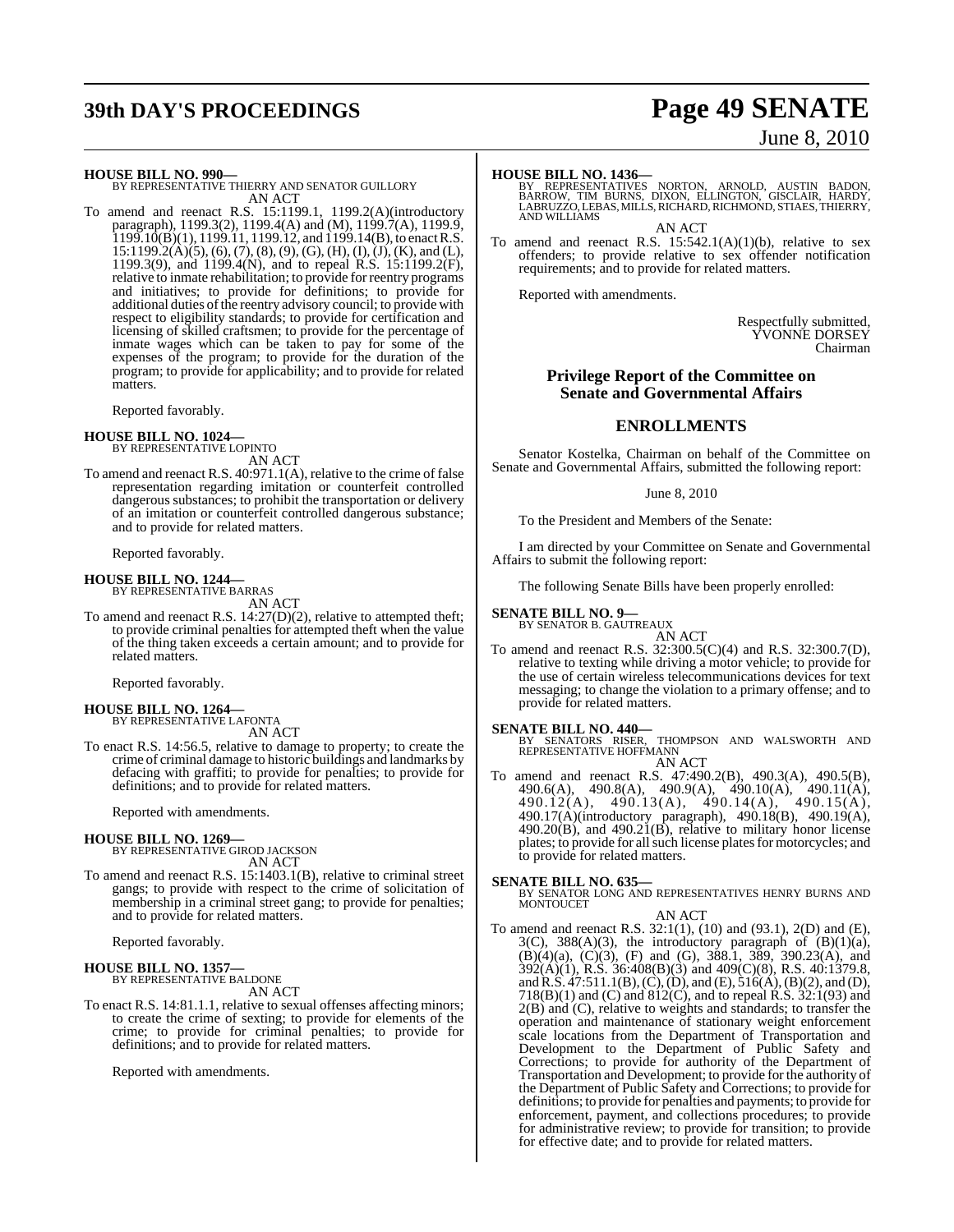**HOUSE BILL NO. 990—**
BY REPRESENTATIVE THIERRY AND SENATOR GUILLORY
AN ACT

To amend and reenact R.S. 15:1199.1, 1199.2(A)(introductory paragraph), 1199.3(2), 1199.4(A) and (M), 1199.7(A), 1199.9, 1199.10(B)(1), 1199.11, 1199.12, and 1199.14(B), to enact R.S. 15:1199.2(A)(5), (6), (7), (8), (9), (G), (H), (I), (J), (K), and (L), 1199.3(9), and 1199.4(N), and to repeal R.S. 15:1199.2(F), relative to inmate rehabilitation; to provide for reentry programs and initiatives; to provide for definitions; to provide for additional duties of the reentry advisory council; to provide with respect to eligibility standards; to provide for certification and licensing of skilled craftsmen; to provide for the percentage of inmate wages which can be taken to pay for some of the expenses of the program; to provide for the duration of the program; to provide for applicability; and to provide for related matters.

Reported favorably.

**HOUSE BILL NO. 1024—**
BY REPRESENTATIVE LOPINTO
AN ACT

To amend and reenact R.S. 40:971.1(A), relative to the crime of false representation regarding imitation or counterfeit controlled dangerous substances; to prohibit the transportation or delivery of an imitation or counterfeit controlled dangerous substance; and to provide for related matters.

Reported favorably.

**HOUSE BILL NO. 1244—**
BY REPRESENTATIVE BARRAS
AN ACT

To amend and reenact R.S. 14:27(D)(2), relative to attempted theft; to provide criminal penalties for attempted theft when the value of the thing taken exceeds a certain amount; and to provide for related matters.

Reported favorably.

**HOUSE BILL NO. 1264—**
BY REPRESENTATIVE LAFONTA
AN ACT

To enact R.S. 14:56.5, relative to damage to property; to create the crime of criminal damage to historic buildings and landmarks by defacing with graffiti; to provide for penalties; to provide for definitions; and to provide for related matters.

Reported with amendments.

**HOUSE BILL NO. 1269—**
BY REPRESENTATIVE GIROD JACKSON
AN ACT

To amend and reenact R.S. 15:1403.1(B), relative to criminal street gangs; to provide with respect to the crime of solicitation of membership in a criminal street gang; to provide for penalties; and to provide for related matters.

Reported favorably.

**HOUSE BILL NO. 1357—**
BY REPRESENTATIVE BALDONE
AN ACT

To enact R.S. 14:81.1.1, relative to sexual offenses affecting minors; to create the crime of sexting; to provide for elements of the crime; to provide for criminal penalties; to provide for definitions; and to provide for related matters.

Reported with amendments.

**HOUSE BILL NO. 1436—**
BY REPRESENTATIVES NORTON, ARNOLD, AUSTIN BADON, BARROW, TIM BURNS, DIXON, ELLINGTON, GISCLAIR, HARDY, LABRUZZO, LEBAS, MILLS, RICHARD, RICHMOND, STIAES, THIERRY, AND WILLIAMS
AN ACT

To amend and reenact R.S. 15:542.1(A)(1)(b), relative to sex offenders; to provide relative to sex offender notification requirements; and to provide for related matters.

Reported with amendments.

Respectfully submitted,
YVONNE DORSEY
Chairman

## Privilege Report of the Committee on Senate and Governmental Affairs

## ENROLLMENTS

Senator Kostelka, Chairman on behalf of the Committee on Senate and Governmental Affairs, submitted the following report:

June 8, 2010

To the President and Members of the Senate:

I am directed by your Committee on Senate and Governmental Affairs to submit the following report:

The following Senate Bills have been properly enrolled:

**SENATE BILL NO. 9—**
BY SENATOR B. GAUTREAUX
AN ACT

To amend and reenact R.S. 32:300.5(C)(4) and R.S. 32:300.7(D), relative to texting while driving a motor vehicle; to provide for the use of certain wireless telecommunications devices for text messaging; to change the violation to a primary offense; and to provide for related matters.

**SENATE BILL NO. 440—**
BY SENATORS RISER, THOMPSON AND WALSWORTH AND REPRESENTATIVE HOFFMANN
AN ACT

To amend and reenact R.S. 47:490.2(B), 490.3(A), 490.5(B), 490.6(A), 490.8(A), 490.9(A), 490.10(A), 490.11(A), 490.12(A), 490.13(A), 490.14(A), 490.15(A), 490.17(A)(introductory paragraph), 490.18(B), 490.19(A), 490.20(B), and 490.21(B), relative to military honor license plates; to provide for all such license plates for motorcycles; and to provide for related matters.

**SENATE BILL NO. 635—**
BY SENATOR LONG AND REPRESENTATIVES HENRY BURNS AND MONTOUCET
AN ACT

To amend and reenact R.S. 32:1(1), (10) and (93.1), 2(D) and (E), 3(C), 388(A)(3), the introductory paragraph of (B)(1)(a), (B)(4)(a), (C)(3), (F) and (G), 388.1, 389, 390.23(A), and 392(A)(1), R.S. 36:408(B)(3) and 409(C)(8), R.S. 40:1379.8, and R.S. 47:511.1(B), (C), (D), and (E), 516(A), (B)(2), and (D), 718(B)(1) and (C) and 812(C), and to repeal R.S. 32:1(93) and 2(B) and (C), relative to weights and standards; to transfer the operation and maintenance of stationary weight enforcement scale locations from the Department of Transportation and Development to the Department of Public Safety and Corrections; to provide for authority of the Department of Transportation and Development; to provide for the authority of the Department of Public Safety and Corrections; to provide for definitions; to provide for penalties and payments; to provide for enforcement, payment, and collections procedures; to provide for administrative review; to provide for transition; to provide for effective date; and to provide for related matters.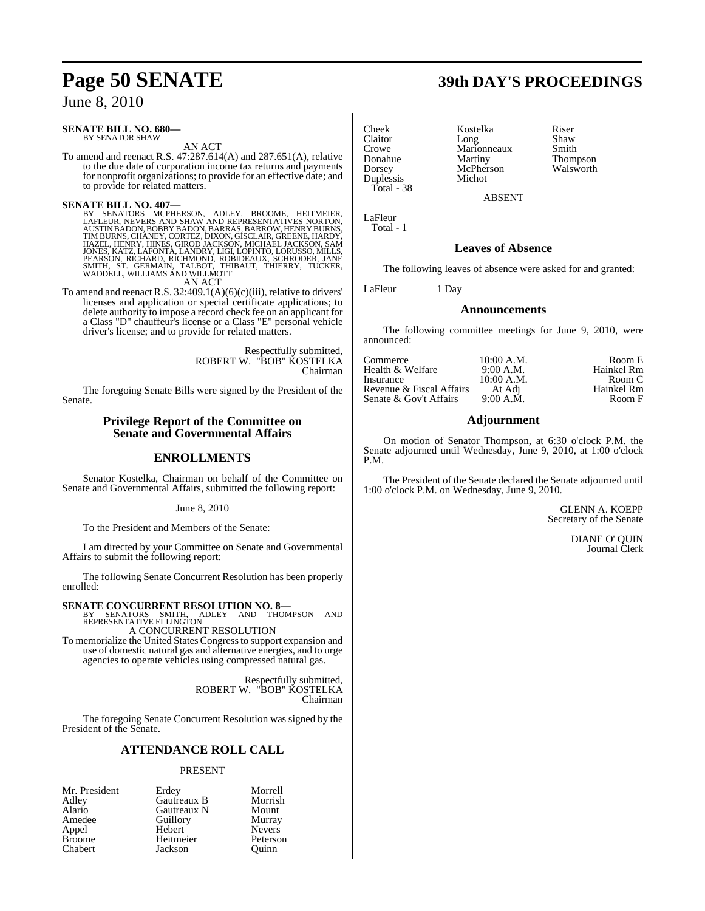**SENATE BILL NO. 680—**
BY SENATOR SHAW

AN ACT

To amend and reenact R.S. 47:287.614(A) and 287.651(A), relative to the due date of corporation income tax returns and payments for nonprofit organizations; to provide for an effective date; and to provide for related matters.

**SENATE BILL NO. 407—**
BY SENATORS MCPHERSON, ADLEY, BROOME, HEITMEIER, LAFLEUR, NEVERS AND SHAW AND REPRESENTATIVES NORTON, AUSTIN BADON, BOBBY BADON, BARRAS, BARROW, HENRY BURNS, TIM BURNS, CHANEY, CORTEZ, DIXON, GISCLAIR, GREENE, HARDY, HAZEL, HENRY, HINES, GIROD JACKSON, MICHAEL JACKSON, SAM JONES, KATZ, LAFONTA, LANDRY, LIGI, LOPINTO, LORUSSO, MILLS, PEARSON, RICHARD, RICHMOND, ROBIDEAUX, SCHRODER, JANE SMITH, ST. GERMAIN, TALBOT, THIBAUT, THIERRY, TUCKER, WADDELL, WILLIAMS AND WILLMOTT

AN ACT

To amend and reenact R.S. 32:409.1(A)(6)(c)(iii), relative to drivers' licenses and application or special certificate applications; to delete authority to impose a record check fee on an applicant for a Class "D" chauffeur's license or a Class "E" personal vehicle driver's license; and to provide for related matters.

Respectfully submitted,
ROBERT W. "BOB" KOSTELKA
Chairman

The foregoing Senate Bills were signed by the President of the Senate.

## Privilege Report of the Committee on Senate and Governmental Affairs

## ENROLLMENTS

Senator Kostelka, Chairman on behalf of the Committee on Senate and Governmental Affairs, submitted the following report:

June 8, 2010

To the President and Members of the Senate:

I am directed by your Committee on Senate and Governmental Affairs to submit the following report:

The following Senate Concurrent Resolution has been properly enrolled:

**SENATE CONCURRENT RESOLUTION NO. 8—**
BY SENATORS SMITH, ADLEY AND THOMPSON AND REPRESENTATIVE ELLINGTON

A CONCURRENT RESOLUTION

To memorialize the United States Congress to support expansion and use of domestic natural gas and alternative energies, and to urge agencies to operate vehicles using compressed natural gas.

Respectfully submitted,
ROBERT W. "BOB" KOSTELKA
Chairman

The foregoing Senate Concurrent Resolution was signed by the President of the Senate.

## ATTENDANCE ROLL CALL

PRESENT

| | | |
|---|---|---|
| Mr. President | Erdey | Morrell |
| Adley | Gautreaux B | Morrish |
| Alario | Gautreaux N | Mount |
| Amedee | Guillory | Murray |
| Appel | Hebert | Nevers |
| Broome | Heitmeier | Peterson |
| Chabert | Jackson | Quinn |
| Cheek | Kostelka | Riser |
| Claitor | Long | Shaw |
| Crowe | Marionneaux | Smith |
| Donahue | Martiny | Thompson |
| Dorsey | McPherson | Walsworth |
| Duplessis | Michot | |

Total - 38

ABSENT

LaFleur

Total - 1

## Leaves of Absence

The following leaves of absence were asked for and granted:

LaFleur 1 Day

## Announcements

The following committee meetings for June 9, 2010, were announced:

| | | |
|---|---|---|
| Commerce | 10:00 A.M. | Room E |
| Health & Welfare | 9:00 A.M. | Hainkel Rm |
| Insurance | 10:00 A.M. | Room C |
| Revenue & Fiscal Affairs | At Adj | Hainkel Rm |
| Senate & Gov't Affairs | 9:00 A.M. | Room F |

## Adjournment

On motion of Senator Thompson, at 6:30 o'clock P.M. the Senate adjourned until Wednesday, June 9, 2010, at 1:00 o'clock P.M.

The President of the Senate declared the Senate adjourned until 1:00 o'clock P.M. on Wednesday, June 9, 2010.

GLENN A. KOEPP
Secretary of the Senate

DIANE O' QUIN
Journal Clerk